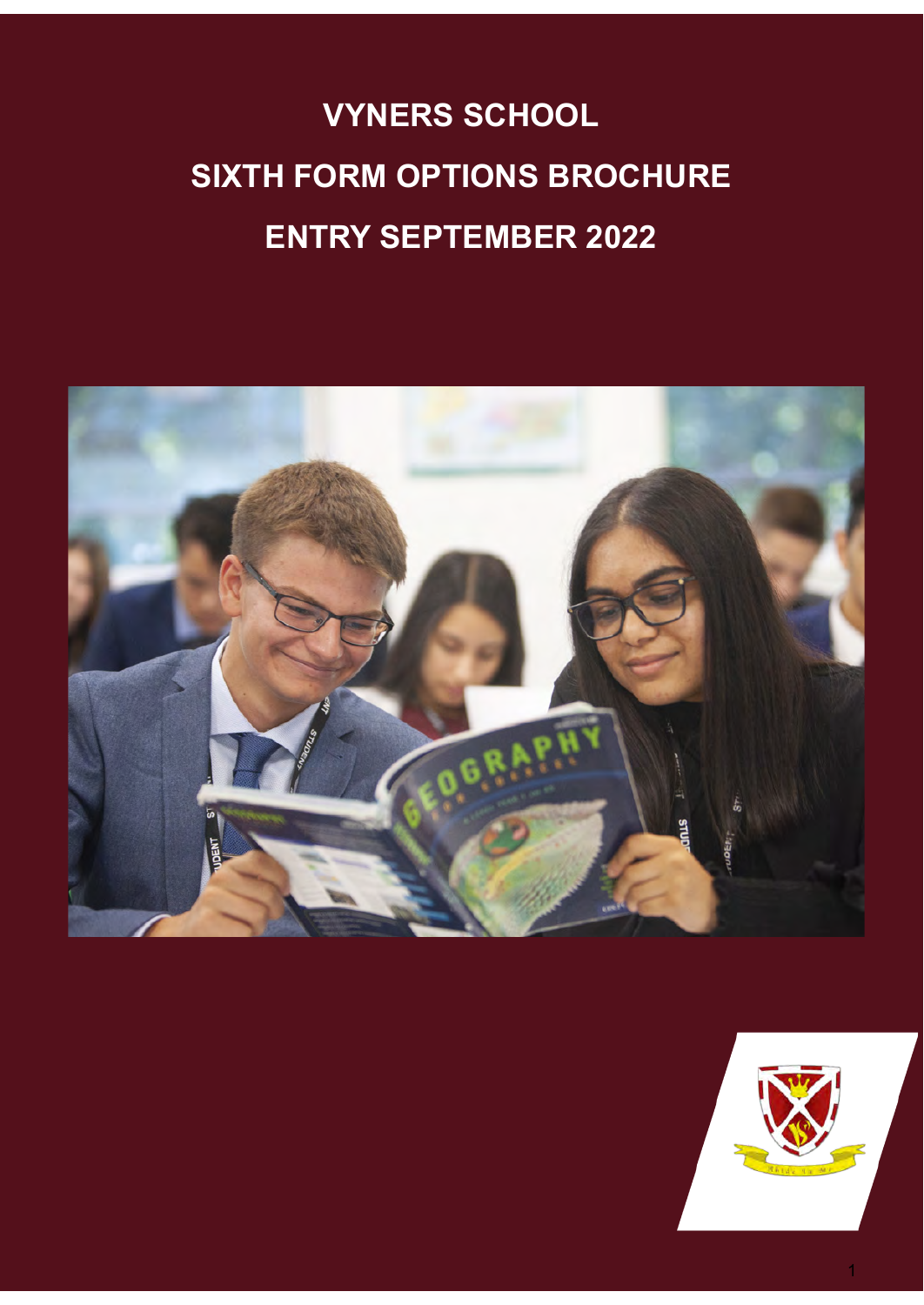# VYNERS SCHOOL

# SIXTH FORM OPTIONS BROCHURE

# ENTRY SEPTEMBER 2022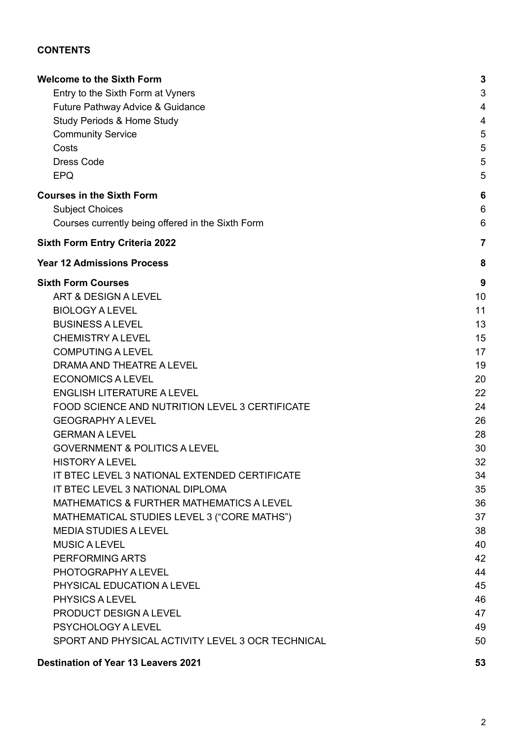**CONTENTS**

| | |
|---|---|
| **Welcome to the Sixth Form** | **3** |
| Entry to the Sixth Form at Vyners | 3 |
| Future Pathway Advice & Guidance | 4 |
| Study Periods & Home Study | 4 |
| Community Service | 5 |
| Costs | 5 |
| Dress Code | 5 |
| EPQ | 5 |
| **Courses in the Sixth Form** | **6** |
| Subject Choices | 6 |
| Courses currently being offered in the Sixth Form | 6 |
| **Sixth Form Entry Criteria 2022** | **7** |
| **Year 12 Admissions Process** | **8** |
| **Sixth Form Courses** | **9** |
| ART & DESIGN A LEVEL | 10 |
| BIOLOGY A LEVEL | 11 |
| BUSINESS A LEVEL | 13 |
| CHEMISTRY A LEVEL | 15 |
| COMPUTING A LEVEL | 17 |
| DRAMA AND THEATRE A LEVEL | 19 |
| ECONOMICS A LEVEL | 20 |
| ENGLISH LITERATURE A LEVEL | 22 |
| FOOD SCIENCE AND NUTRITION LEVEL 3 CERTIFICATE | 24 |
| GEOGRAPHY A LEVEL | 26 |
| GERMAN A LEVEL | 28 |
| GOVERNMENT & POLITICS A LEVEL | 30 |
| HISTORY A LEVEL | 32 |
| IT BTEC LEVEL 3 NATIONAL EXTENDED CERTIFICATE | 34 |
| IT BTEC LEVEL 3 NATIONAL DIPLOMA | 35 |
| MATHEMATICS & FURTHER MATHEMATICS A LEVEL | 36 |
| MATHEMATICAL STUDIES LEVEL 3 ("CORE MATHS") | 37 |
| MEDIA STUDIES A LEVEL | 38 |
| MUSIC A LEVEL | 40 |
| PERFORMING ARTS | 42 |
| PHOTOGRAPHY A LEVEL | 44 |
| PHYSICAL EDUCATION A LEVEL | 45 |
| PHYSICS A LEVEL | 46 |
| PRODUCT DESIGN A LEVEL | 47 |
| PSYCHOLOGY A LEVEL | 49 |
| SPORT AND PHYSICAL ACTIVITY LEVEL 3 OCR TECHNICAL | 50 |
| **Destination of Year 13 Leavers 2021** | **53** |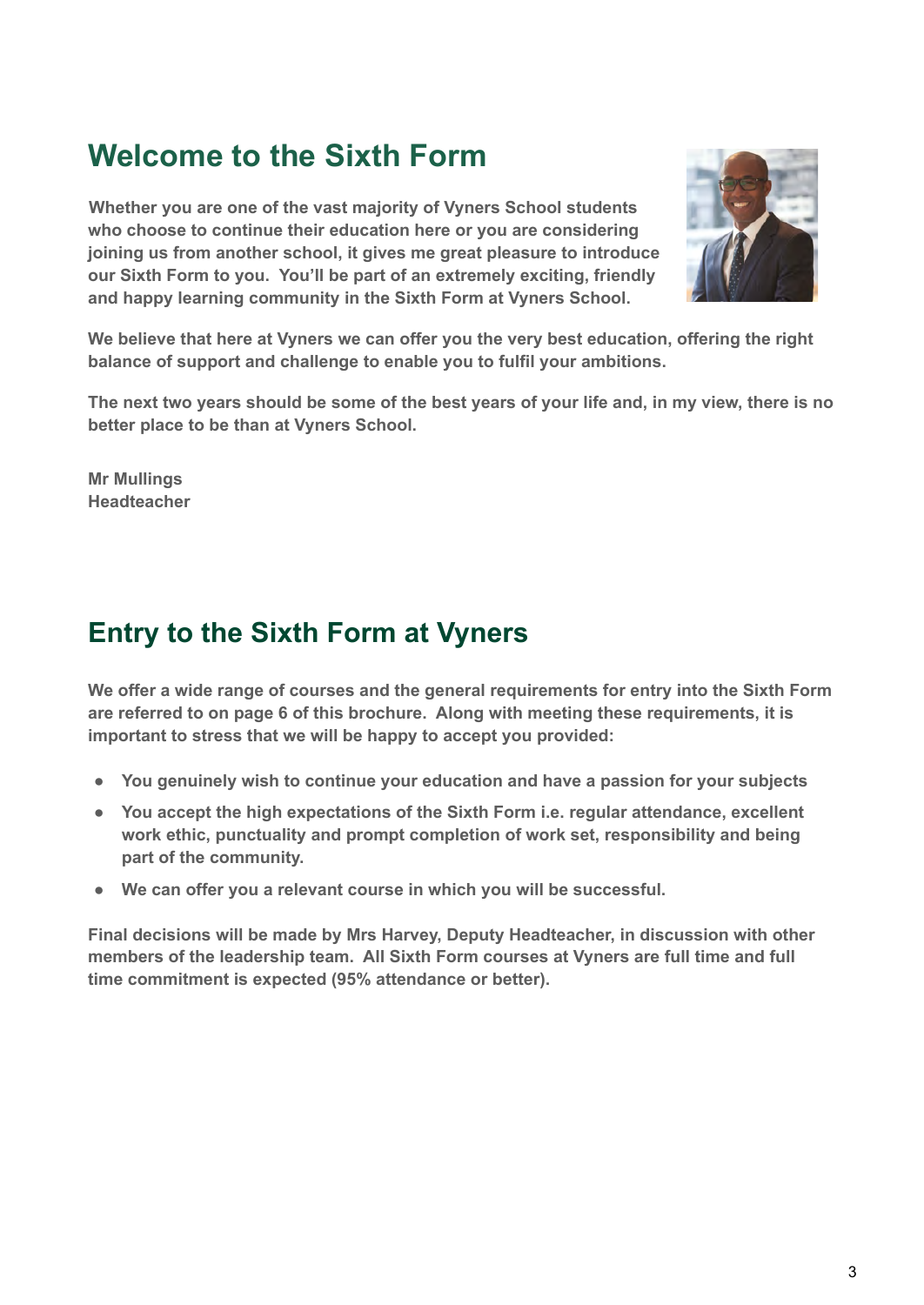## Welcome to the Sixth Form

**Whether you are one of the vast majority of Vyners School students who choose to continue their education here or you are considering joining us from another school, it gives me great pleasure to introduce our Sixth Form to you.  You'll be part of an extremely exciting, friendly and happy learning community in the Sixth Form at Vyners School.**

**We believe that here at Vyners we can offer you the very best education, offering the right balance of support and challenge to enable you to fulfil your ambitions.**

**The next two years should be some of the best years of your life and, in my view, there is no better place to be than at Vyners School.**

**Mr Mullings**
**Headteacher**

## Entry to the Sixth Form at Vyners

**We offer a wide range of courses and the general requirements for entry into the Sixth Form are referred to on page 6 of this brochure.  Along with meeting these requirements, it is important to stress that we will be happy to accept you provided:**

- **You genuinely wish to continue your education and have a passion for your subjects**
- **You accept the high expectations of the Sixth Form i.e. regular attendance, excellent work ethic, punctuality and prompt completion of work set, responsibility and being part of the community.**
- **We can offer you a relevant course in which you will be successful.**

**Final decisions will be made by Mrs Harvey, Deputy Headteacher, in discussion with other members of the leadership team.  All Sixth Form courses at Vyners are full time and full time commitment is expected (95% attendance or better).**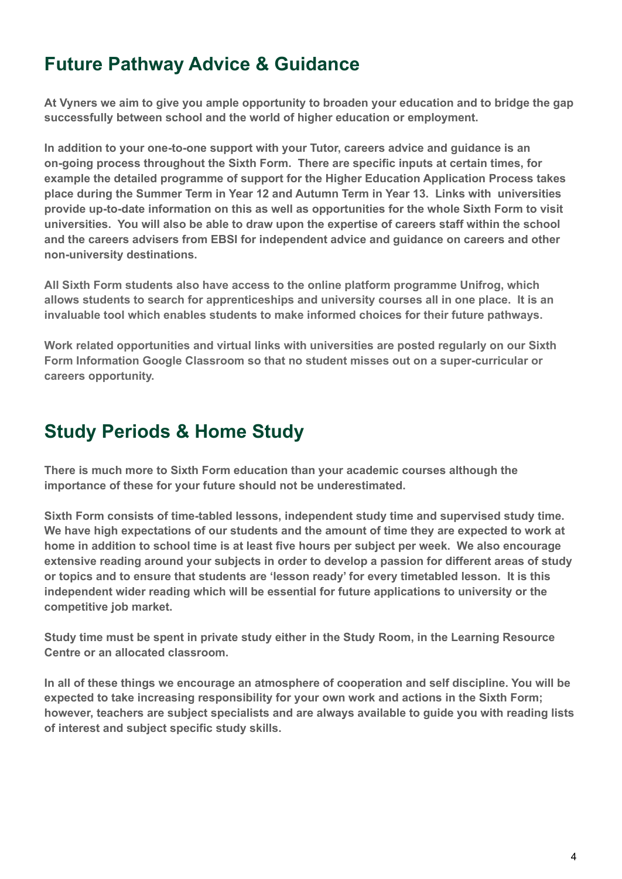## Future Pathway Advice & Guidance

**At Vyners we aim to give you ample opportunity to broaden your education and to bridge the gap successfully between school and the world of higher education or employment.**

**In addition to your one-to-one support with your Tutor, careers advice and guidance is an on-going process throughout the Sixth Form. There are specific inputs at certain times, for example the detailed programme of support for the Higher Education Application Process takes place during the Summer Term in Year 12 and Autumn Term in Year 13. Links with universities provide up-to-date information on this as well as opportunities for the whole Sixth Form to visit universities. You will also be able to draw upon the expertise of careers staff within the school and the careers advisers from EBSI for independent advice and guidance on careers and other non-university destinations.**

**All Sixth Form students also have access to the online platform programme Unifrog, which allows students to search for apprenticeships and university courses all in one place. It is an invaluable tool which enables students to make informed choices for their future pathways.**

**Work related opportunities and virtual links with universities are posted regularly on our Sixth Form Information Google Classroom so that no student misses out on a super-curricular or careers opportunity.**

## Study Periods & Home Study

**There is much more to Sixth Form education than your academic courses although the importance of these for your future should not be underestimated.**

**Sixth Form consists of time-tabled lessons, independent study time and supervised study time. We have high expectations of our students and the amount of time they are expected to work at home in addition to school time is at least five hours per subject per week. We also encourage extensive reading around your subjects in order to develop a passion for different areas of study or topics and to ensure that students are 'lesson ready' for every timetabled lesson. It is this independent wider reading which will be essential for future applications to university or the competitive job market.**

**Study time must be spent in private study either in the Study Room, in the Learning Resource Centre or an allocated classroom.**

**In all of these things we encourage an atmosphere of cooperation and self discipline. You will be expected to take increasing responsibility for your own work and actions in the Sixth Form; however, teachers are subject specialists and are always available to guide you with reading lists of interest and subject specific study skills.**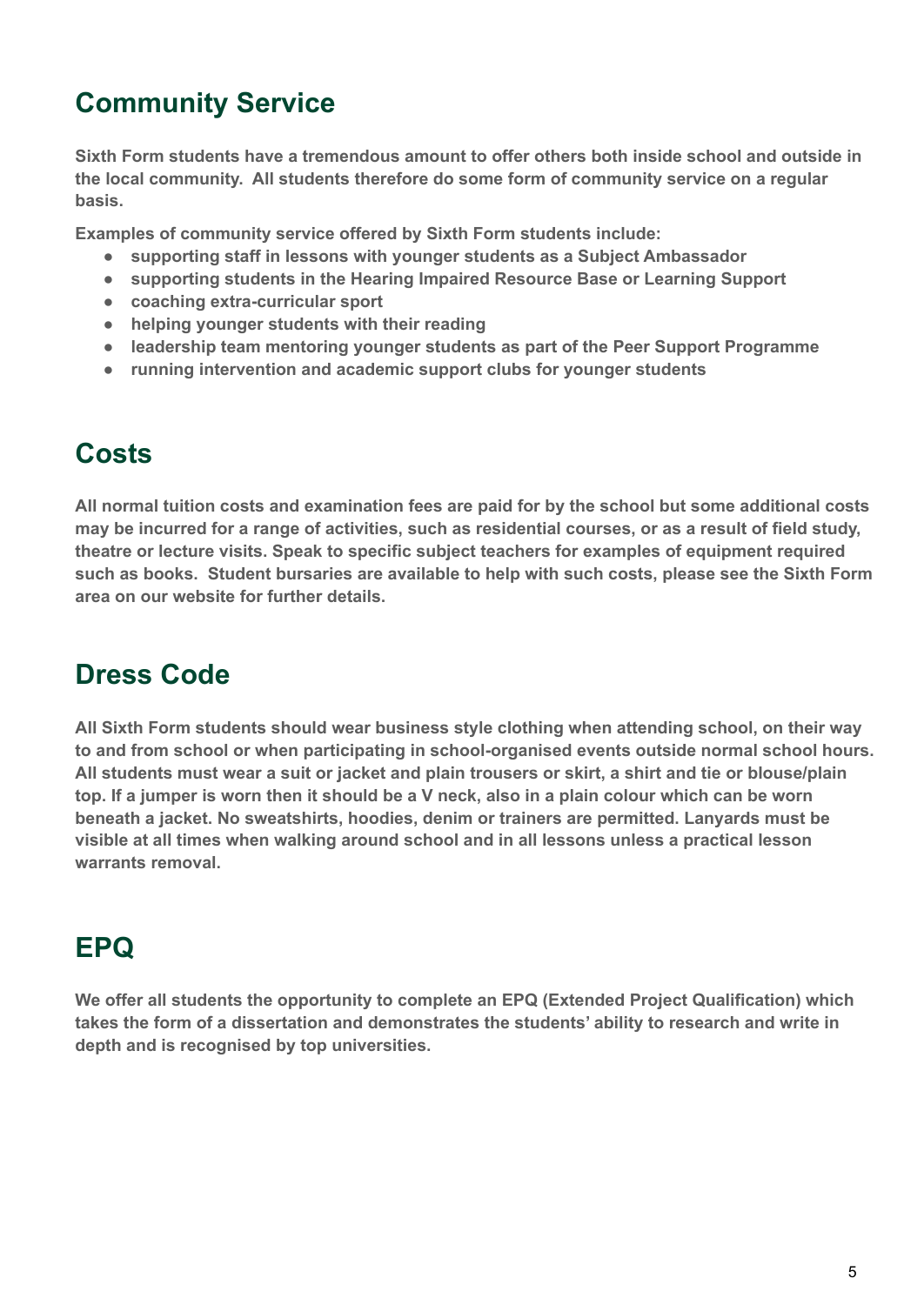## Community Service

**Sixth Form students have a tremendous amount to offer others both inside school and outside in the local community. All students therefore do some form of community service on a regular basis.**

**Examples of community service offered by Sixth Form students include:**

- **supporting staff in lessons with younger students as a Subject Ambassador**
- **supporting students in the Hearing Impaired Resource Base or Learning Support**
- **coaching extra-curricular sport**
- **helping younger students with their reading**
- **leadership team mentoring younger students as part of the Peer Support Programme**
- **running intervention and academic support clubs for younger students**

## Costs

**All normal tuition costs and examination fees are paid for by the school but some additional costs may be incurred for a range of activities, such as residential courses, or as a result of field study, theatre or lecture visits. Speak to specific subject teachers for examples of equipment required such as books. Student bursaries are available to help with such costs, please see the Sixth Form area on our website for further details.**

## Dress Code

**All Sixth Form students should wear business style clothing when attending school, on their way to and from school or when participating in school-organised events outside normal school hours. All students must wear a suit or jacket and plain trousers or skirt, a shirt and tie or blouse/plain top. If a jumper is worn then it should be a V neck, also in a plain colour which can be worn beneath a jacket. No sweatshirts, hoodies, denim or trainers are permitted. Lanyards must be visible at all times when walking around school and in all lessons unless a practical lesson warrants removal.**

## EPQ

**We offer all students the opportunity to complete an EPQ (Extended Project Qualification) which takes the form of a dissertation and demonstrates the students' ability to research and write in depth and is recognised by top universities.**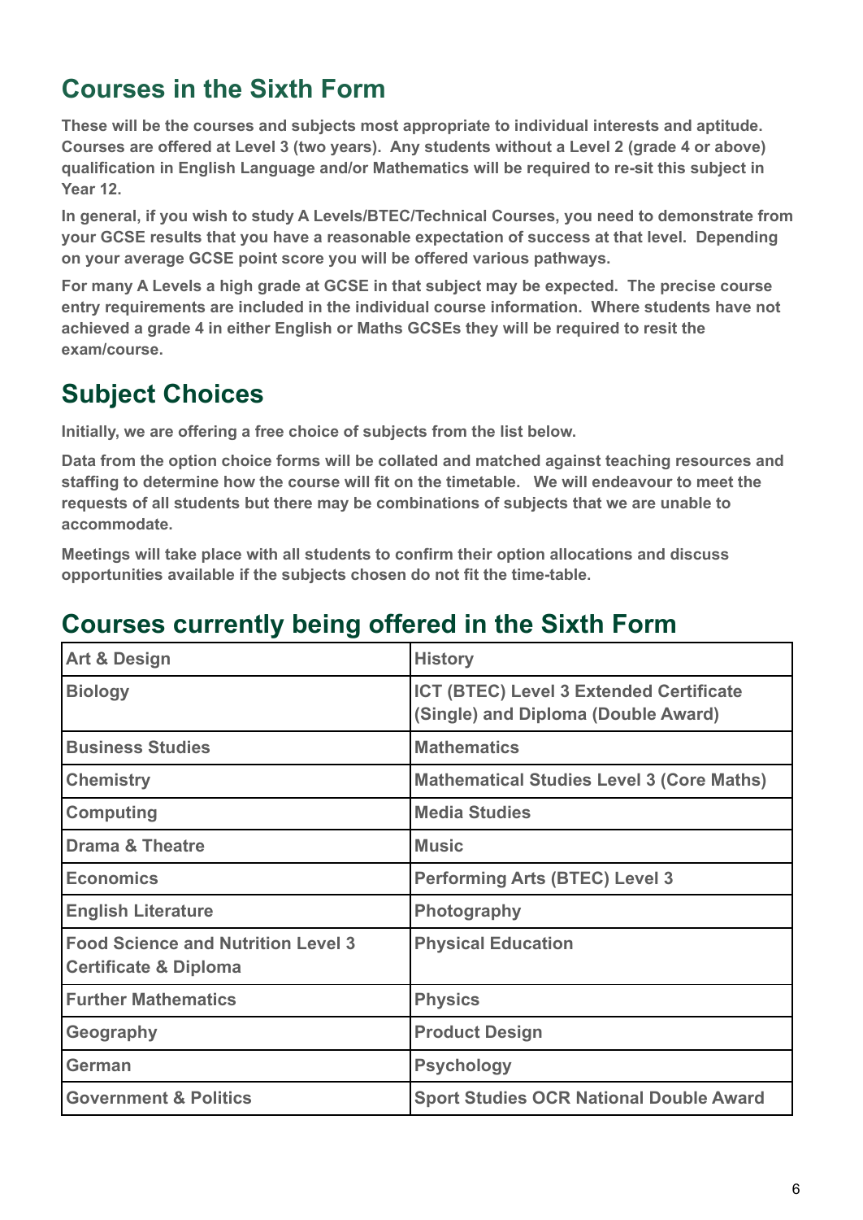## Courses in the Sixth Form

**These will be the courses and subjects most appropriate to individual interests and aptitude. Courses are offered at Level 3 (two years). Any students without a Level 2 (grade 4 or above) qualification in English Language and/or Mathematics will be required to re-sit this subject in Year 12.**

**In general, if you wish to study A Levels/BTEC/Technical Courses, you need to demonstrate from your GCSE results that you have a reasonable expectation of success at that level. Depending on your average GCSE point score you will be offered various pathways.**

**For many A Levels a high grade at GCSE in that subject may be expected. The precise course entry requirements are included in the individual course information. Where students have not achieved a grade 4 in either English or Maths GCSEs they will be required to resit the exam/course.**

## Subject Choices

**Initially, we are offering a free choice of subjects from the list below.**

**Data from the option choice forms will be collated and matched against teaching resources and staffing to determine how the course will fit on the timetable. We will endeavour to meet the requests of all students but there may be combinations of subjects that we are unable to accommodate.**

**Meetings will take place with all students to confirm their option allocations and discuss opportunities available if the subjects chosen do not fit the time-table.**

## Courses currently being offered in the Sixth Form

| | |
|---|---|
| Art & Design | History |
| Biology | ICT (BTEC) Level 3 Extended Certificate (Single) and Diploma (Double Award) |
| Business Studies | Mathematics |
| Chemistry | Mathematical Studies Level 3 (Core Maths) |
| Computing | Media Studies |
| Drama & Theatre | Music |
| Economics | Performing Arts (BTEC) Level 3 |
| English Literature | Photography |
| Food Science and Nutrition Level 3 Certificate & Diploma | Physical Education |
| Further Mathematics | Physics |
| Geography | Product Design |
| German | Psychology |
| Government & Politics | Sport Studies OCR National Double Award |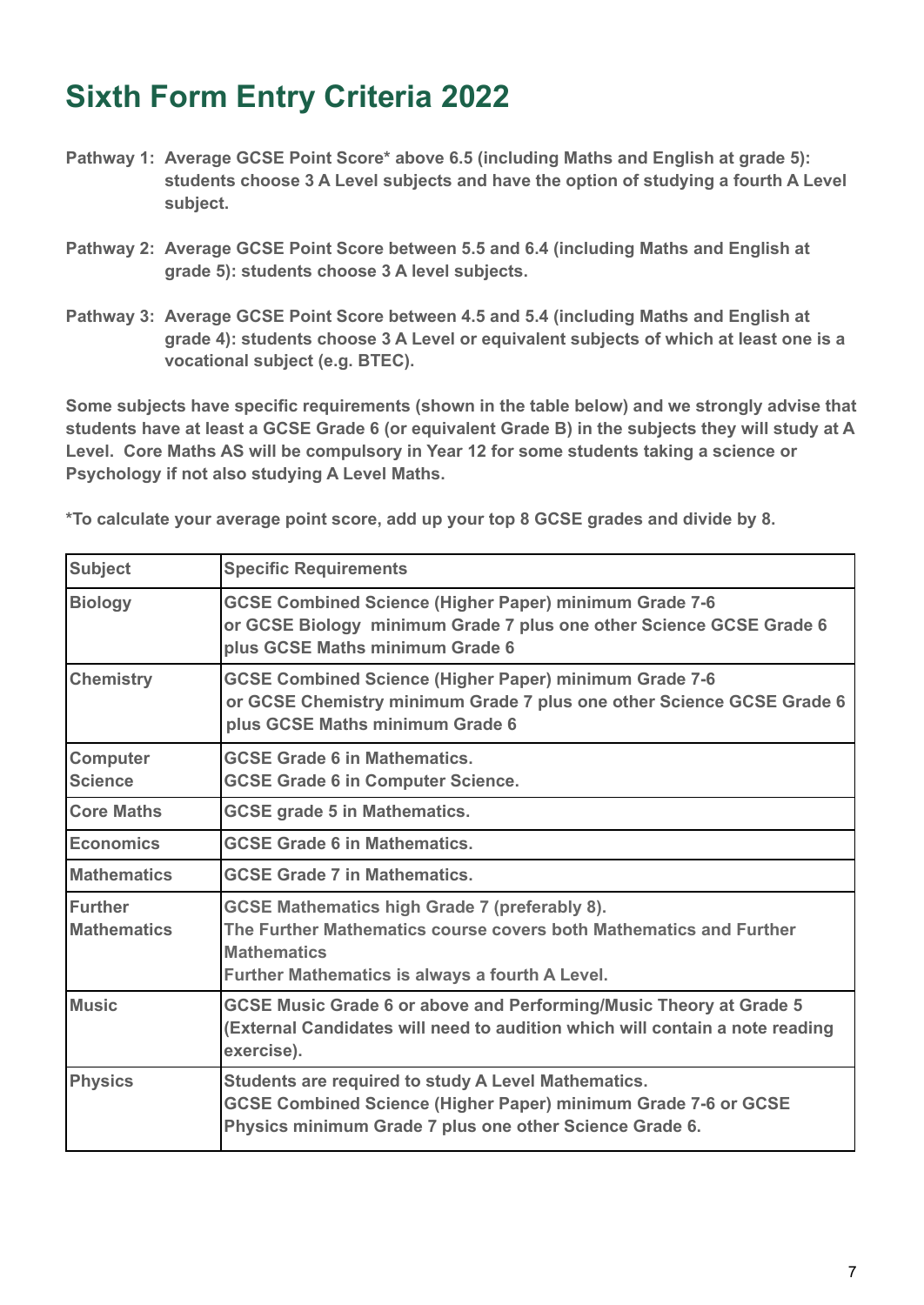# Sixth Form Entry Criteria 2022

**Pathway 1: Average GCSE Point Score* above 6.5 (including Maths and English at grade 5): students choose 3 A Level subjects and have the option of studying a fourth A Level subject.**

**Pathway 2: Average GCSE Point Score between 5.5 and 6.4 (including Maths and English at grade 5): students choose 3 A level subjects.**

**Pathway 3: Average GCSE Point Score between 4.5 and 5.4 (including Maths and English at grade 4): students choose 3 A Level or equivalent subjects of which at least one is a vocational subject (e.g. BTEC).**

**Some subjects have specific requirements (shown in the table below) and we strongly advise that students have at least a GCSE Grade 6 (or equivalent Grade B) in the subjects they will study at A Level. Core Maths AS will be compulsory in Year 12 for some students taking a science or Psychology if not also studying A Level Maths.**

***To calculate your average point score, add up your top 8 GCSE grades and divide by 8.**

| Subject | Specific Requirements |
|---|---|
| Biology | GCSE Combined Science (Higher Paper) minimum Grade 7-6<br>or GCSE Biology minimum Grade 7 plus one other Science GCSE Grade 6<br>plus GCSE Maths minimum Grade 6 |
| Chemistry | GCSE Combined Science (Higher Paper) minimum Grade 7-6<br>or GCSE Chemistry minimum Grade 7 plus one other Science GCSE Grade 6<br>plus GCSE Maths minimum Grade 6 |
| Computer Science | GCSE Grade 6 in Mathematics.<br>GCSE Grade 6 in Computer Science. |
| Core Maths | GCSE grade 5 in Mathematics. |
| Economics | GCSE Grade 6 in Mathematics. |
| Mathematics | GCSE Grade 7 in Mathematics. |
| Further Mathematics | GCSE Mathematics high Grade 7 (preferably 8).<br>The Further Mathematics course covers both Mathematics and Further Mathematics<br>Further Mathematics is always a fourth A Level. |
| Music | GCSE Music Grade 6 or above and Performing/Music Theory at Grade 5 (External Candidates will need to audition which will contain a note reading exercise). |
| Physics | Students are required to study A Level Mathematics.<br>GCSE Combined Science (Higher Paper) minimum Grade 7-6 or GCSE Physics minimum Grade 7 plus one other Science Grade 6. |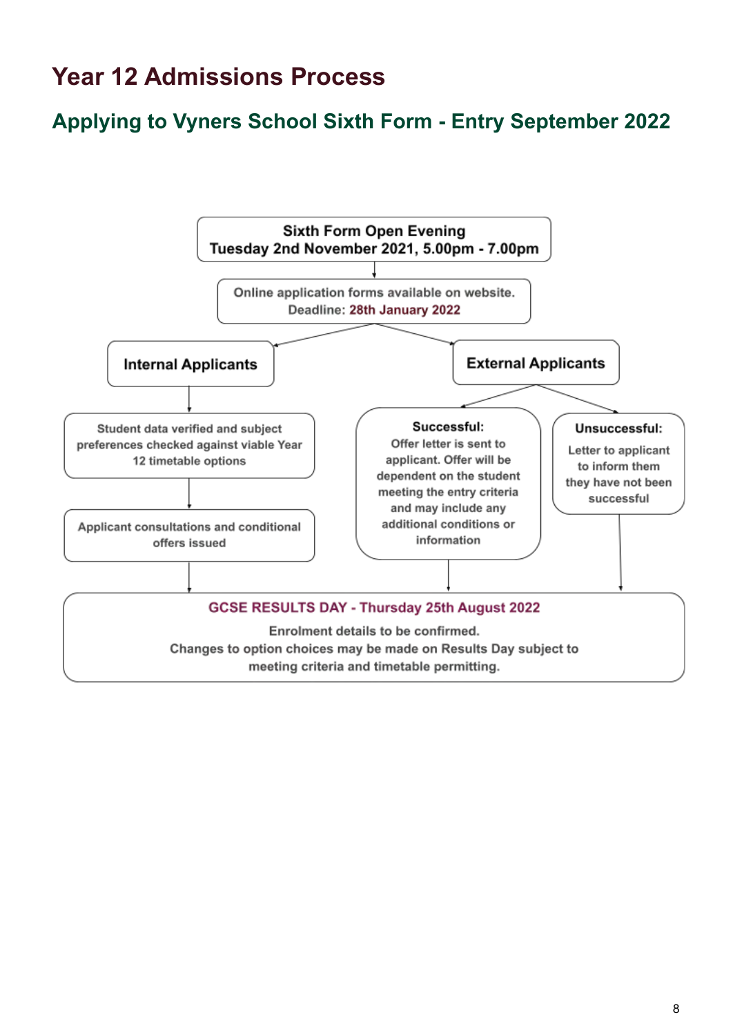# Year 12 Admissions Process

## Applying to Vyners School Sixth Form - Entry September 2022

**Sixth Form Open Evening**
**Tuesday 2nd November 2021, 5.00pm - 7.00pm**

Online application forms available on website.
Deadline: 28th January 2022

**Internal Applicants**

Student data verified and subject preferences checked against viable Year 12 timetable options

Applicant consultations and conditional offers issued

**External Applicants**

**Successful:**
Offer letter is sent to applicant. Offer will be dependent on the student meeting the entry criteria and may include any additional conditions or information

**Unsuccessful:**
Letter to applicant to inform them they have not been successful

**GCSE RESULTS DAY - Thursday 25th August 2022**

Enrolment details to be confirmed.
Changes to option choices may be made on Results Day subject to meeting criteria and timetable permitting.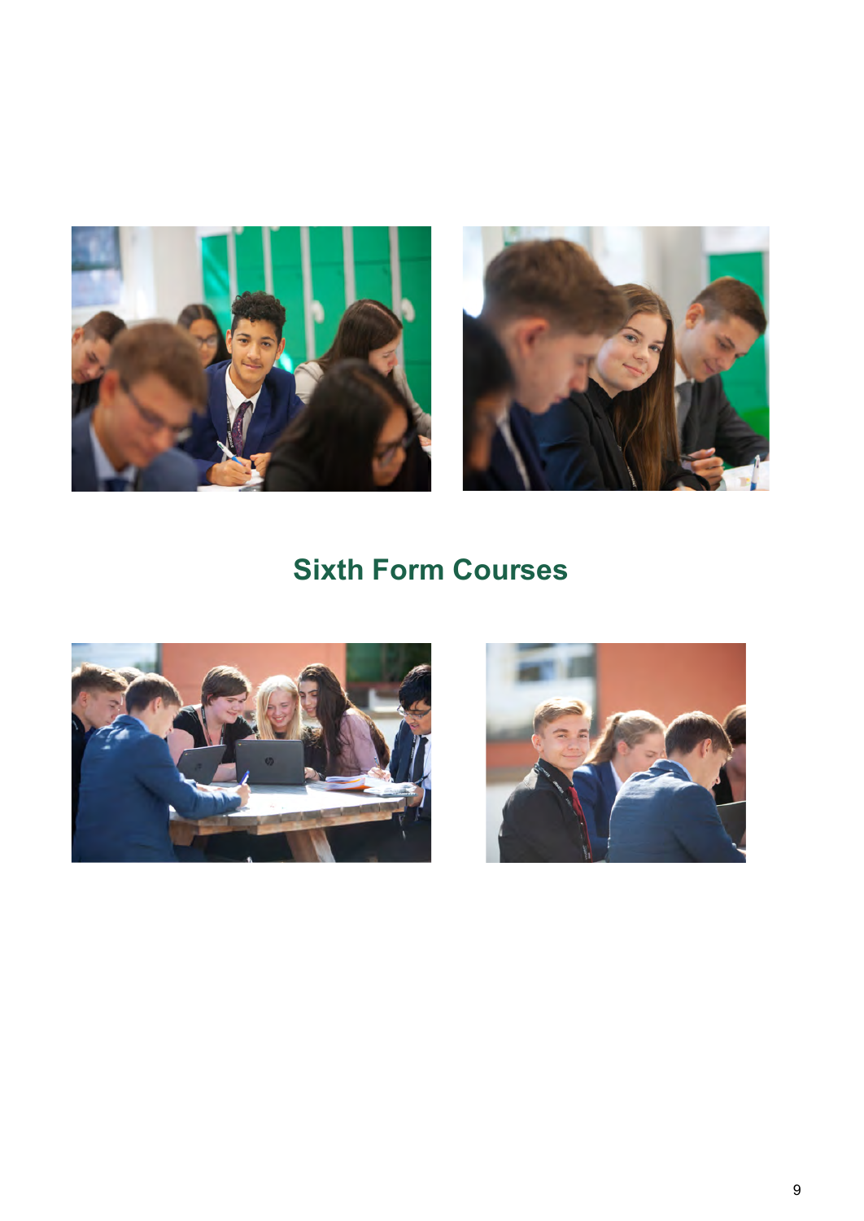# Sixth Form Courses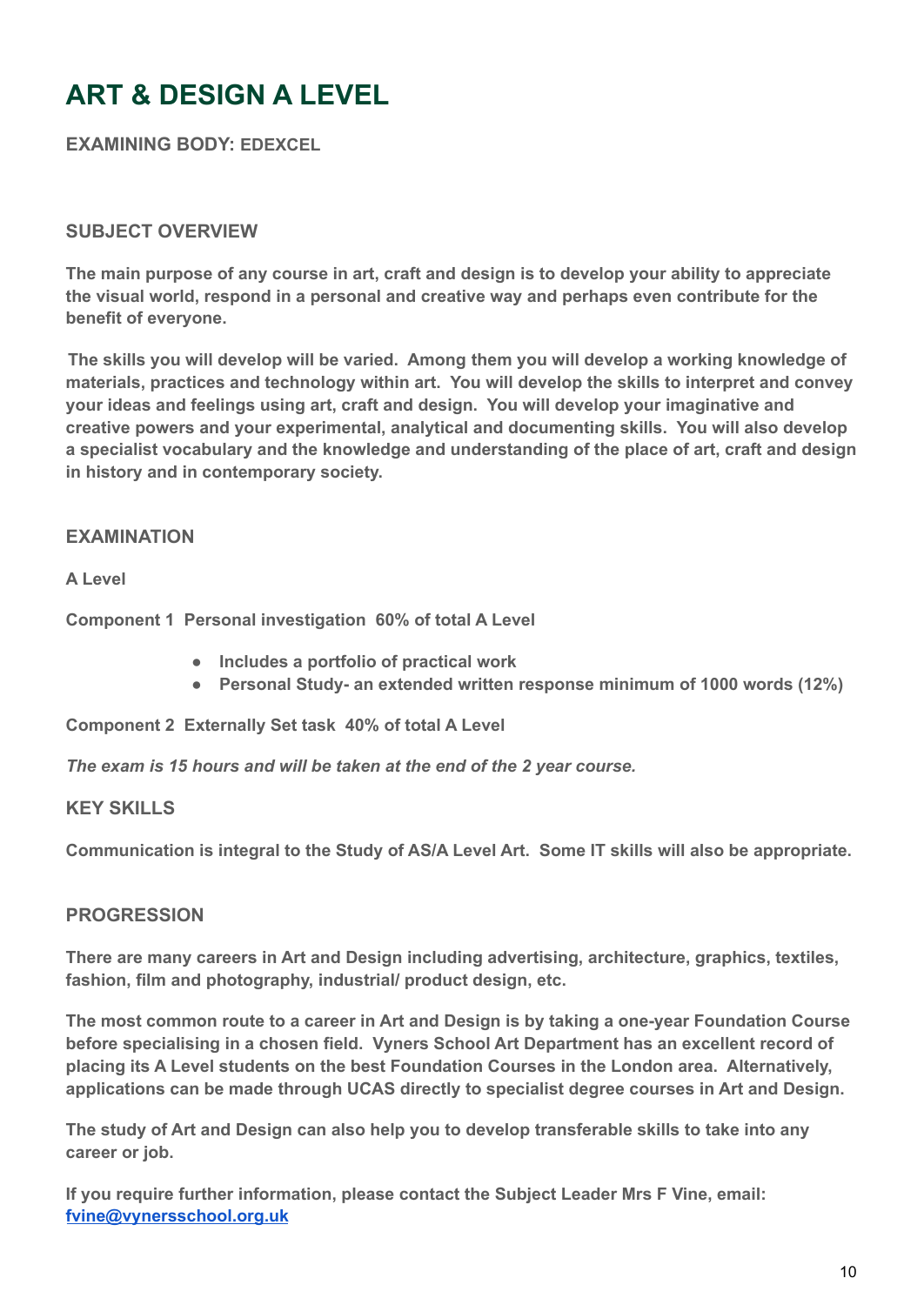# ART & DESIGN A LEVEL

**EXAMINING BODY: EDEXCEL**

## SUBJECT OVERVIEW

**The main purpose of any course in art, craft and design is to develop your ability to appreciate the visual world, respond in a personal and creative way and perhaps even contribute for the benefit of everyone.**

**The skills you will develop will be varied. Among them you will develop a working knowledge of materials, practices and technology within art. You will develop the skills to interpret and convey your ideas and feelings using art, craft and design. You will develop your imaginative and creative powers and your experimental, analytical and documenting skills. You will also develop a specialist vocabulary and the knowledge and understanding of the place of art, craft and design in history and in contemporary society.**

## EXAMINATION

**A Level**

**Component 1 Personal investigation 60% of total A Level**

- **Includes a portfolio of practical work**
- **Personal Study- an extended written response minimum of 1000 words (12%)**

**Component 2 Externally Set task 40% of total A Level**

***The exam is 15 hours and will be taken at the end of the 2 year course.***

## KEY SKILLS

**Communication is integral to the Study of AS/A Level Art. Some IT skills will also be appropriate.**

## PROGRESSION

**There are many careers in Art and Design including advertising, architecture, graphics, textiles, fashion, film and photography, industrial/ product design, etc.**

**The most common route to a career in Art and Design is by taking a one-year Foundation Course before specialising in a chosen field. Vyners School Art Department has an excellent record of placing its A Level students on the best Foundation Courses in the London area. Alternatively, applications can be made through UCAS directly to specialist degree courses in Art and Design.**

**The study of Art and Design can also help you to develop transferable skills to take into any career or job.**

**If you require further information, please contact the Subject Leader Mrs F Vine, email: [fvine@vynersschool.org.uk](mailto:fvine@vynersschool.org.uk)**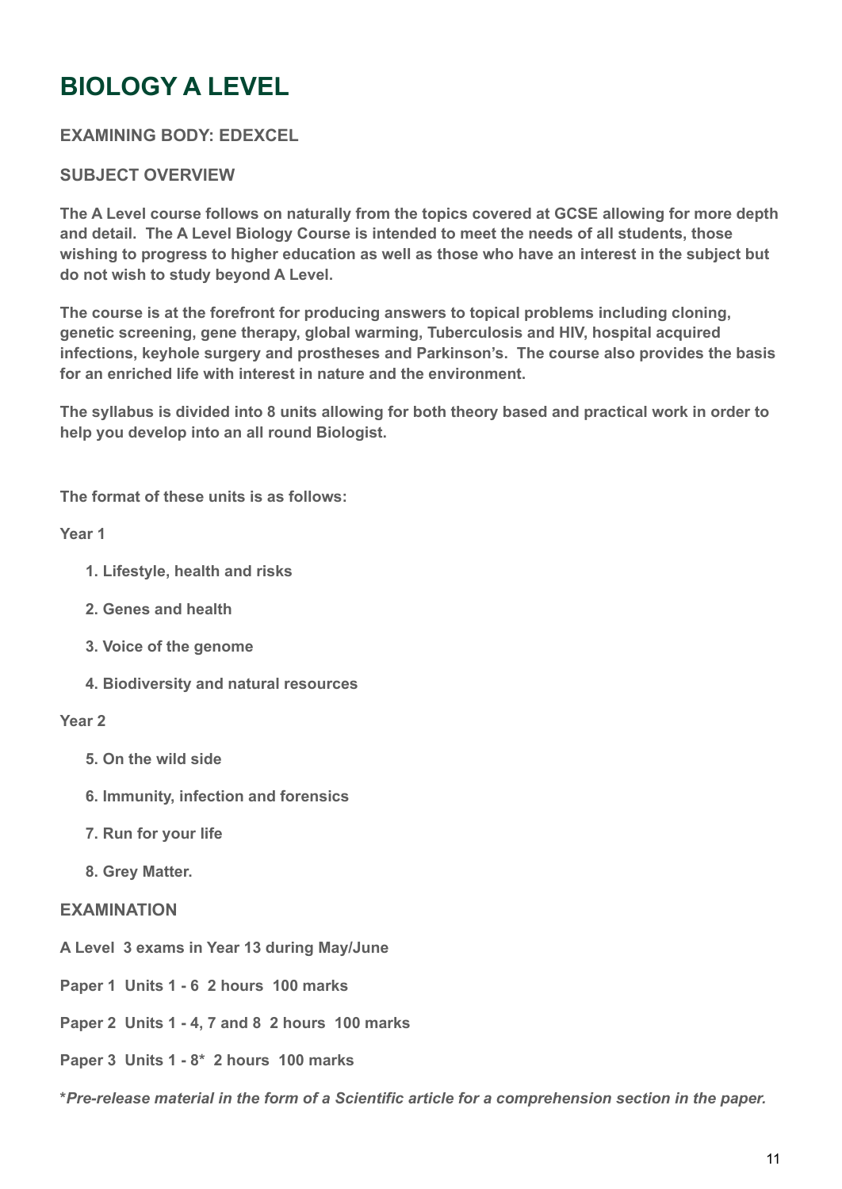# BIOLOGY A LEVEL

### EXAMINING BODY: EDEXCEL

### SUBJECT OVERVIEW

**The A Level course follows on naturally from the topics covered at GCSE allowing for more depth and detail. The A Level Biology Course is intended to meet the needs of all students, those wishing to progress to higher education as well as those who have an interest in the subject but do not wish to study beyond A Level.**

**The course is at the forefront for producing answers to topical problems including cloning, genetic screening, gene therapy, global warming, Tuberculosis and HIV, hospital acquired infections, keyhole surgery and prostheses and Parkinson's. The course also provides the basis for an enriched life with interest in nature and the environment.**

**The syllabus is divided into 8 units allowing for both theory based and practical work in order to help you develop into an all round Biologist.**

**The format of these units is as follows:**

**Year 1**

1. **Lifestyle, health and risks**
2. **Genes and health**
3. **Voice of the genome**
4. **Biodiversity and natural resources**

**Year 2**

5. **On the wild side**
6. **Immunity, infection and forensics**
7. **Run for your life**
8. **Grey Matter.**

### EXAMINATION

**A Level 3 exams in Year 13 during May/June**

**Paper 1 Units 1 - 6 2 hours 100 marks**

**Paper 2 Units 1 - 4, 7 and 8 2 hours 100 marks**

**Paper 3 Units 1 - 8* 2 hours 100 marks**

**\****Pre-release material in the form of a Scientific article for a comprehension section in the paper.***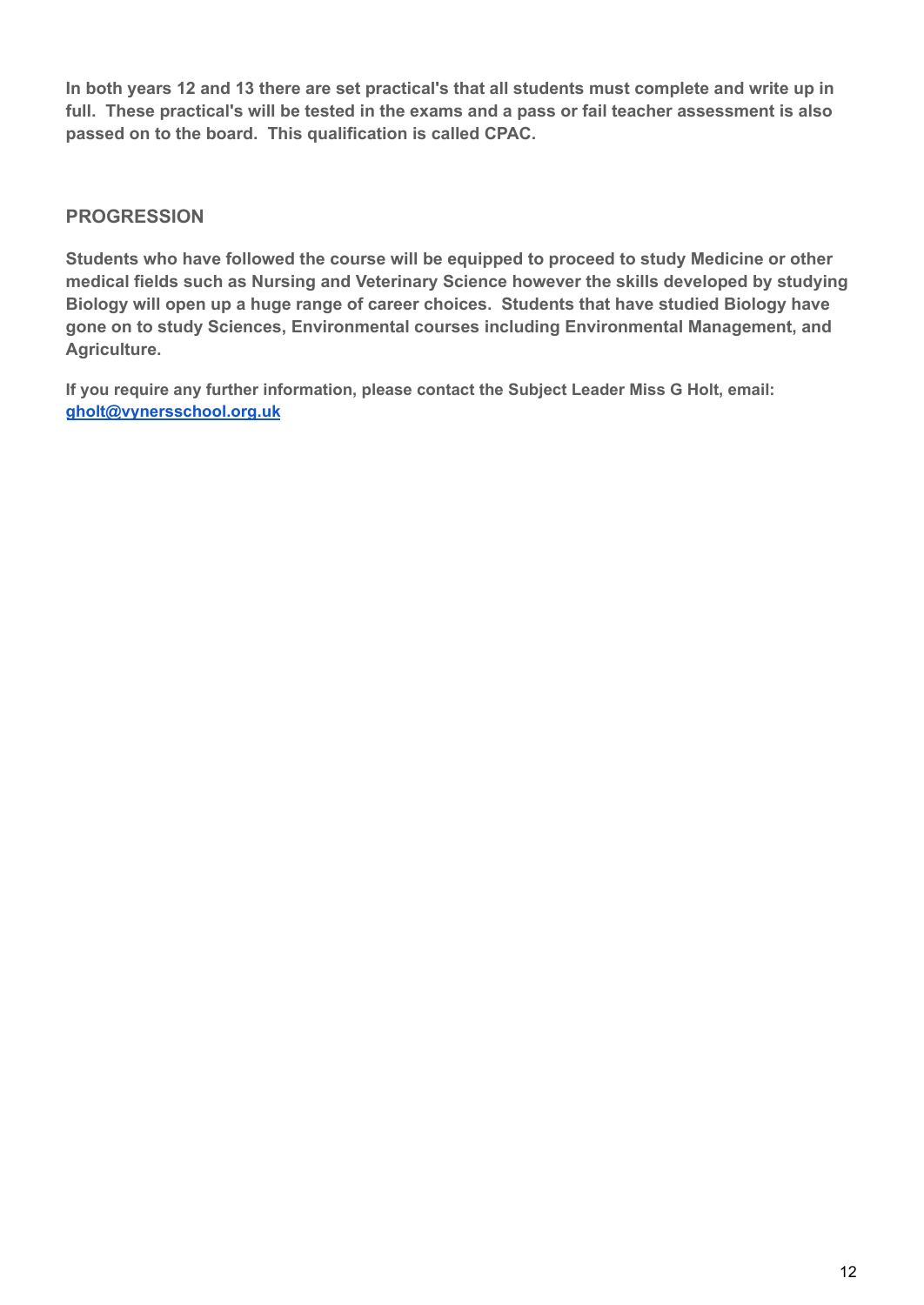**In both years 12 and 13 there are set practical's that all students must complete and write up in full. These practical's will be tested in the exams and a pass or fail teacher assessment is also passed on to the board. This qualification is called CPAC.**

## PROGRESSION

**Students who have followed the course will be equipped to proceed to study Medicine or other medical fields such as Nursing and Veterinary Science however the skills developed by studying Biology will open up a huge range of career choices. Students that have studied Biology have gone on to study Sciences, Environmental courses including Environmental Management, and Agriculture.**

**If you require any further information, please contact the Subject Leader Miss G Holt, email: [gholt@vynersschool.org.uk](mailto:gholt@vynersschool.org.uk)**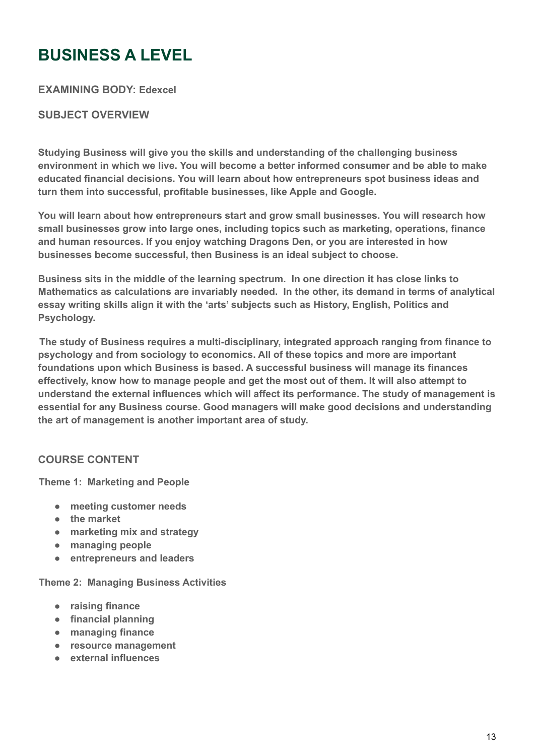# BUSINESS A LEVEL

**EXAMINING BODY: Edexcel**

**SUBJECT OVERVIEW**

**Studying Business will give you the skills and understanding of the challenging business environment in which we live. You will become a better informed consumer and be able to make educated financial decisions. You will learn about how entrepreneurs spot business ideas and turn them into successful, profitable businesses, like Apple and Google.**

**You will learn about how entrepreneurs start and grow small businesses. You will research how small businesses grow into large ones, including topics such as marketing, operations, finance and human resources. If you enjoy watching Dragons Den, or you are interested in how businesses become successful, then Business is an ideal subject to choose.**

**Business sits in the middle of the learning spectrum. In one direction it has close links to Mathematics as calculations are invariably needed. In the other, its demand in terms of analytical essay writing skills align it with the 'arts' subjects such as History, English, Politics and Psychology.**

**The study of Business requires a multi-disciplinary, integrated approach ranging from finance to psychology and from sociology to economics. All of these topics and more are important foundations upon which Business is based. A successful business will manage its finances effectively, know how to manage people and get the most out of them. It will also attempt to understand the external influences which will affect its performance. The study of management is essential for any Business course. Good managers will make good decisions and understanding the art of management is another important area of study.**

**COURSE CONTENT**

**Theme 1: Marketing and People**

- **meeting customer needs**
- **the market**
- **marketing mix and strategy**
- **managing people**
- **entrepreneurs and leaders**

**Theme 2: Managing Business Activities**

- **raising finance**
- **financial planning**
- **managing finance**
- **resource management**
- **external influences**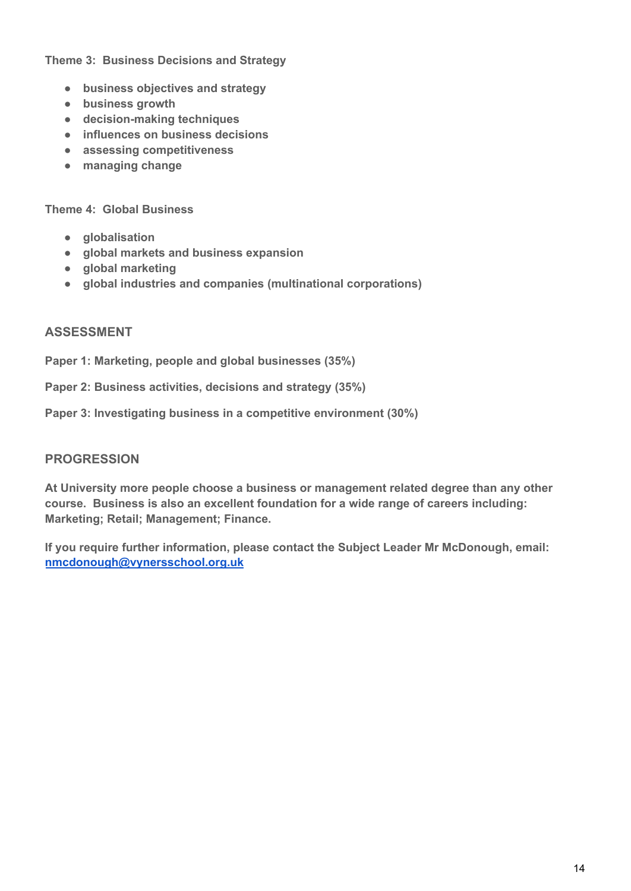**Theme 3: Business Decisions and Strategy**

- **business objectives and strategy**
- **business growth**
- **decision-making techniques**
- **influences on business decisions**
- **assessing competitiveness**
- **managing change**

**Theme 4: Global Business**

- **globalisation**
- **global markets and business expansion**
- **global marketing**
- **global industries and companies (multinational corporations)**

## ASSESSMENT

**Paper 1: Marketing, people and global businesses (35%)**

**Paper 2: Business activities, decisions and strategy (35%)**

**Paper 3: Investigating business in a competitive environment (30%)**

## PROGRESSION

**At University more people choose a business or management related degree than any other course. Business is also an excellent foundation for a wide range of careers including: Marketing; Retail; Management; Finance.**

**If you require further information, please contact the Subject Leader Mr McDonough, email: nmcdonough@vynersschool.org.uk**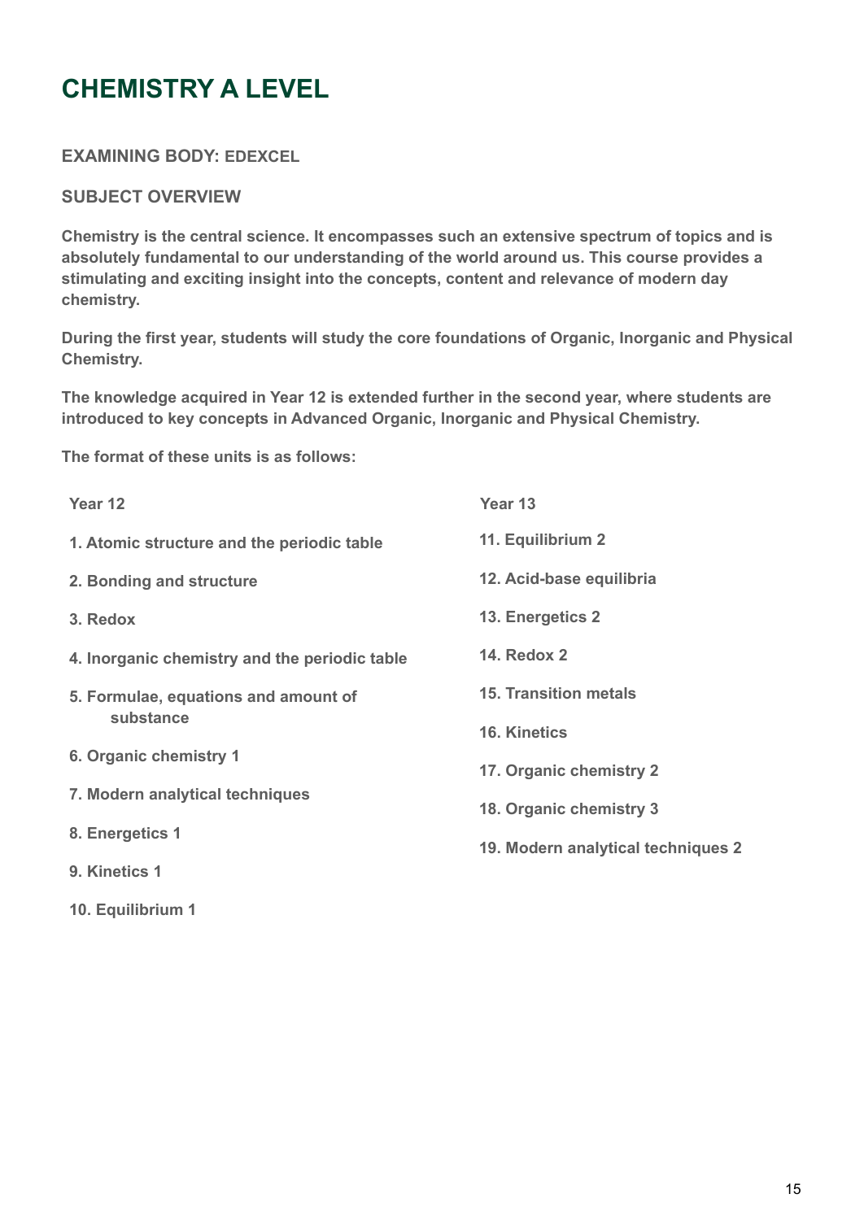# CHEMISTRY A LEVEL

**EXAMINING BODY: EDEXCEL**

**SUBJECT OVERVIEW**

**Chemistry is the central science. It encompasses such an extensive spectrum of topics and is absolutely fundamental to our understanding of the world around us. This course provides a stimulating and exciting insight into the concepts, content and relevance of modern day chemistry.**

**During the first year, students will study the core foundations of Organic, Inorganic and Physical Chemistry.**

**The knowledge acquired in Year 12 is extended further in the second year, where students are introduced to key concepts in Advanced Organic, Inorganic and Physical Chemistry.**

**The format of these units is as follows:**

| Year 12 | Year 13 |
|---|---|
| 1. Atomic structure and the periodic table | 11. Equilibrium 2 |
| 2. Bonding and structure | 12. Acid-base equilibria |
| 3. Redox | 13. Energetics 2 |
| 4. Inorganic chemistry and the periodic table | 14. Redox 2 |
| 5. Formulae, equations and amount of substance | 15. Transition metals |
| 6. Organic chemistry 1 | 16. Kinetics |
| 7. Modern analytical techniques | 17. Organic chemistry 2 |
| 8. Energetics 1 | 18. Organic chemistry 3 |
| 9. Kinetics 1 | 19. Modern analytical techniques 2 |
| 10. Equilibrium 1 | |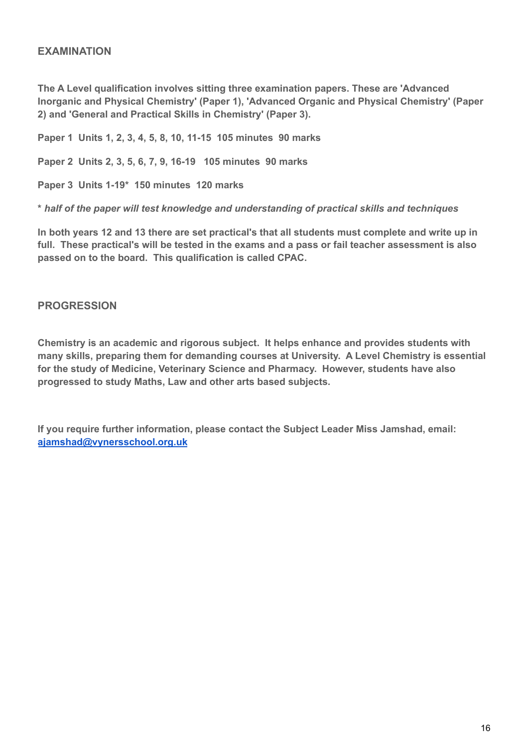## EXAMINATION

**The A Level qualification involves sitting three examination papers. These are 'Advanced Inorganic and Physical Chemistry' (Paper 1), 'Advanced Organic and Physical Chemistry' (Paper 2) and 'General and Practical Skills in Chemistry' (Paper 3).**

**Paper 1 Units 1, 2, 3, 4, 5, 8, 10, 11-15 105 minutes 90 marks**

**Paper 2 Units 2, 3, 5, 6, 7, 9, 16-19 105 minutes 90 marks**

**Paper 3 Units 1-19* 150 minutes 120 marks**

**\* *half of the paper will test knowledge and understanding of practical skills and techniques***

**In both years 12 and 13 there are set practical's that all students must complete and write up in full. These practical's will be tested in the exams and a pass or fail teacher assessment is also passed on to the board. This qualification is called CPAC.**

## PROGRESSION

**Chemistry is an academic and rigorous subject. It helps enhance and provides students with many skills, preparing them for demanding courses at University. A Level Chemistry is essential for the study of Medicine, Veterinary Science and Pharmacy. However, students have also progressed to study Maths, Law and other arts based subjects.**

**If you require further information, please contact the Subject Leader Miss Jamshad, email: [ajamshad@vynersschool.org.uk](mailto:ajamshad@vynersschool.org.uk)**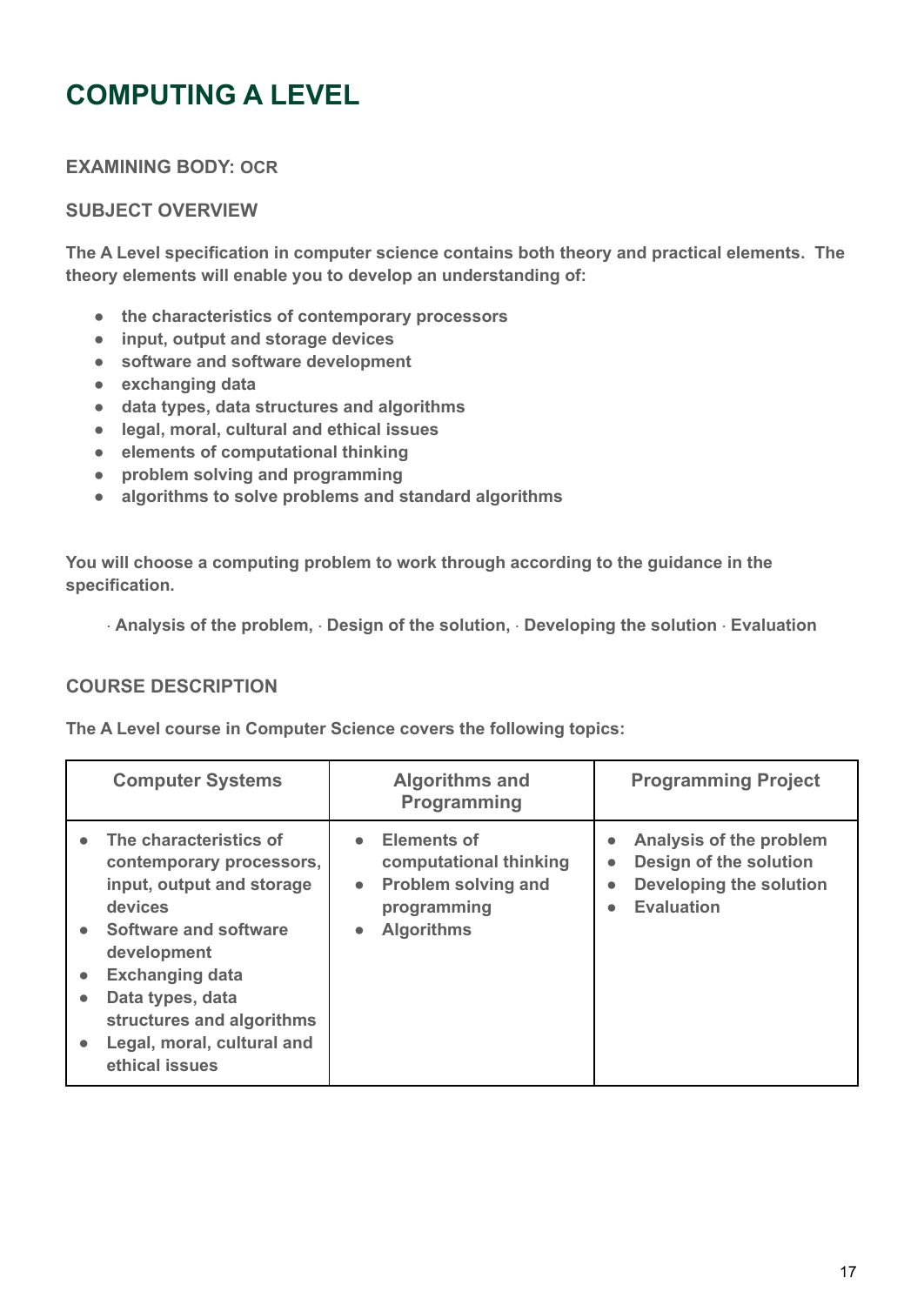# COMPUTING A LEVEL

**EXAMINING BODY: OCR**

**SUBJECT OVERVIEW**

**The A Level specification in computer science contains both theory and practical elements. The theory elements will enable you to develop an understanding of:**

- **the characteristics of contemporary processors**
- **input, output and storage devices**
- **software and software development**
- **exchanging data**
- **data types, data structures and algorithms**
- **legal, moral, cultural and ethical issues**
- **elements of computational thinking**
- **problem solving and programming**
- **algorithms to solve problems and standard algorithms**

**You will choose a computing problem to work through according to the guidance in the specification.**

· **Analysis of the problem,** · **Design of the solution,** · **Developing the solution** · **Evaluation**

**COURSE DESCRIPTION**

**The A Level course in Computer Science covers the following topics:**

| Computer Systems | Algorithms and Programming | Programming Project |
|---|---|---|
| • The characteristics of contemporary processors, input, output and storage devices<br>• Software and software development<br>• Exchanging data<br>• Data types, data structures and algorithms<br>• Legal, moral, cultural and ethical issues | • Elements of computational thinking<br>• Problem solving and programming<br>• Algorithms | • Analysis of the problem<br>• Design of the solution<br>• Developing the solution<br>• Evaluation |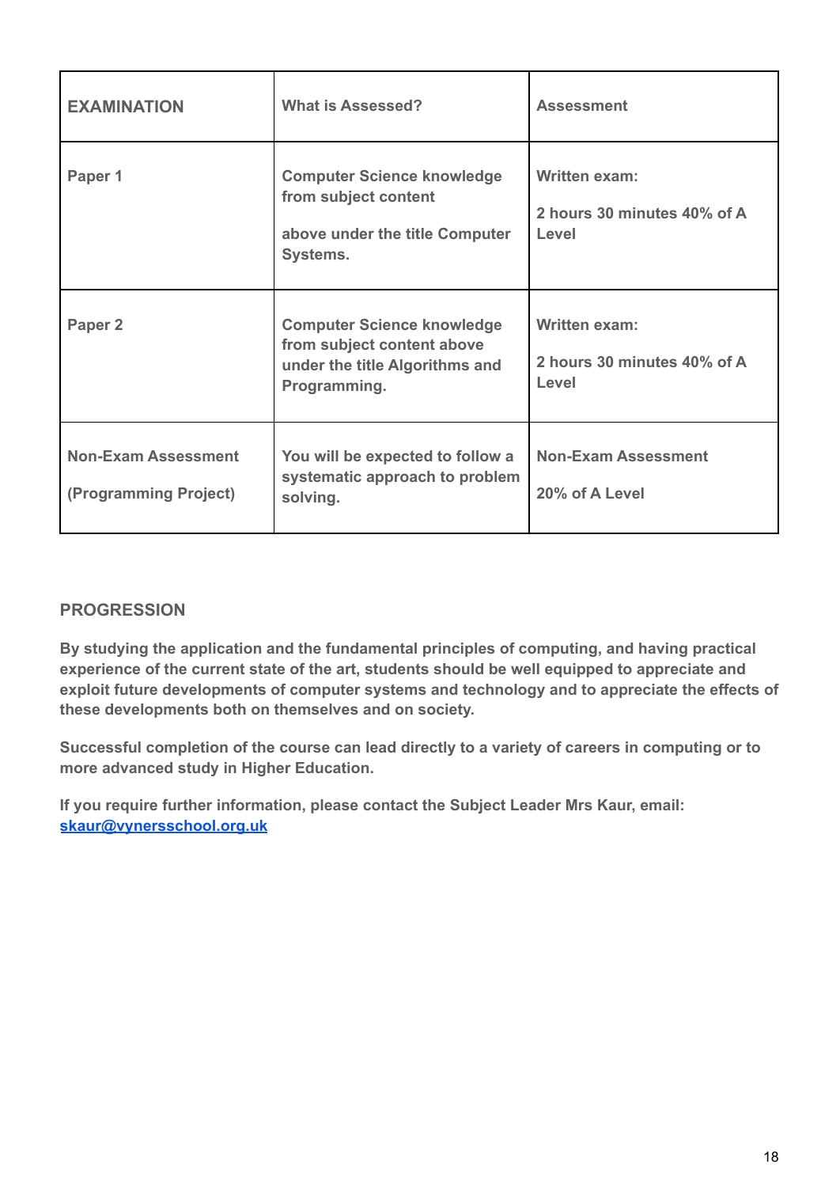| EXAMINATION | What is Assessed? | Assessment |
|---|---|---|
| Paper 1 | Computer Science knowledge from subject content above under the title Computer Systems. | Written exam: 2 hours 30 minutes 40% of A Level |
| Paper 2 | Computer Science knowledge from subject content above under the title Algorithms and Programming. | Written exam: 2 hours 30 minutes 40% of A Level |
| Non-Exam Assessment (Programming Project) | You will be expected to follow a systematic approach to problem solving. | Non-Exam Assessment 20% of A Level |

## PROGRESSION

**By studying the application and the fundamental principles of computing, and having practical experience of the current state of the art, students should be well equipped to appreciate and exploit future developments of computer systems and technology and to appreciate the effects of these developments both on themselves and on society.**

**Successful completion of the course can lead directly to a variety of careers in computing or to more advanced study in Higher Education.**

**If you require further information, please contact the Subject Leader Mrs Kaur, email: [skaur@vynersschool.org.uk](mailto:skaur@vynersschool.org.uk)**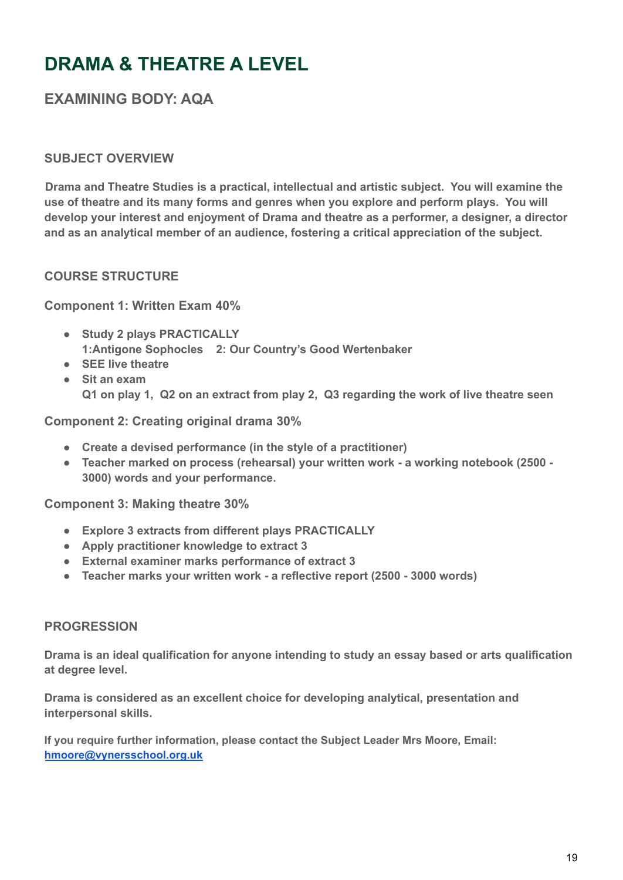# DRAMA & THEATRE A LEVEL

## EXAMINING BODY: AQA

### SUBJECT OVERVIEW

**Drama and Theatre Studies is a practical, intellectual and artistic subject. You will examine the use of theatre and its many forms and genres when you explore and perform plays. You will develop your interest and enjoyment of Drama and theatre as a performer, a designer, a director and as an analytical member of an audience, fostering a critical appreciation of the subject.**

### COURSE STRUCTURE

**Component 1: Written Exam 40%**

- **Study 2 plays PRACTICALLY**
  **1:Antigone Sophocles 2: Our Country's Good Wertenbaker**
- **SEE live theatre**
- **Sit an exam**
  **Q1 on play 1, Q2 on an extract from play 2, Q3 regarding the work of live theatre seen**

**Component 2: Creating original drama 30%**

- **Create a devised performance (in the style of a practitioner)**
- **Teacher marked on process (rehearsal) your written work - a working notebook (2500 - 3000) words and your performance.**

**Component 3: Making theatre 30%**

- **Explore 3 extracts from different plays PRACTICALLY**
- **Apply practitioner knowledge to extract 3**
- **External examiner marks performance of extract 3**
- **Teacher marks your written work - a reflective report (2500 - 3000 words)**

### PROGRESSION

**Drama is an ideal qualification for anyone intending to study an essay based or arts qualification at degree level.**

**Drama is considered as an excellent choice for developing analytical, presentation and interpersonal skills.**

**If you require further information, please contact the Subject Leader Mrs Moore, Email: [hmoore@vynersschool.org.uk](mailto:hmoore@vynersschool.org.uk)**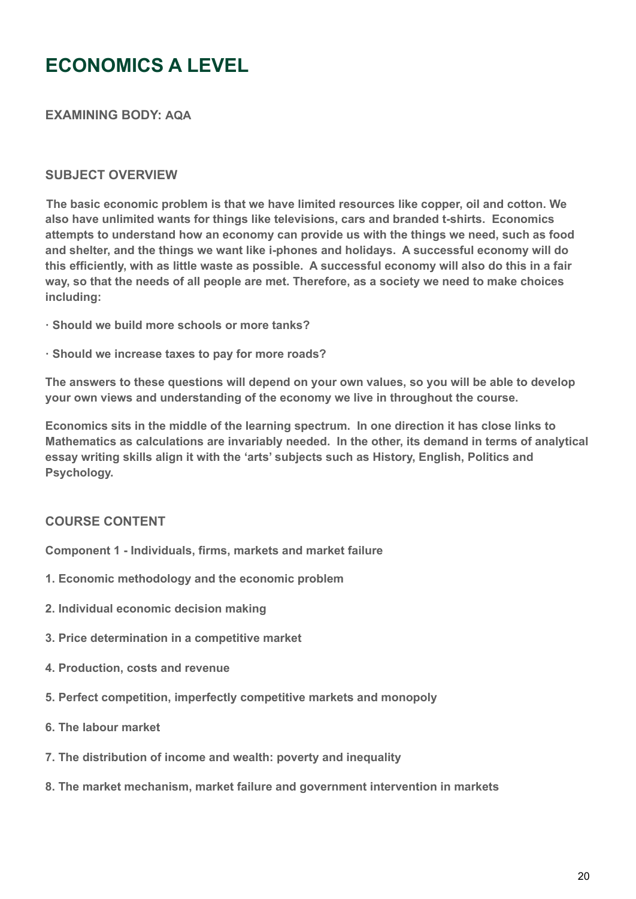# ECONOMICS A LEVEL

**EXAMINING BODY: AQA**

## SUBJECT OVERVIEW

**The basic economic problem is that we have limited resources like copper, oil and cotton. We also have unlimited wants for things like televisions, cars and branded t-shirts. Economics attempts to understand how an economy can provide us with the things we need, such as food and shelter, and the things we want like i-phones and holidays. A successful economy will do this efficiently, with as little waste as possible. A successful economy will also do this in a fair way, so that the needs of all people are met. Therefore, as a society we need to make choices including:**

- **Should we build more schools or more tanks?**
- **Should we increase taxes to pay for more roads?**

**The answers to these questions will depend on your own values, so you will be able to develop your own views and understanding of the economy we live in throughout the course.**

**Economics sits in the middle of the learning spectrum. In one direction it has close links to Mathematics as calculations are invariably needed. In the other, its demand in terms of analytical essay writing skills align it with the 'arts' subjects such as History, English, Politics and Psychology.**

## COURSE CONTENT

**Component 1 - Individuals, firms, markets and market failure**

1. **Economic methodology and the economic problem**
2. **Individual economic decision making**
3. **Price determination in a competitive market**
4. **Production, costs and revenue**
5. **Perfect competition, imperfectly competitive markets and monopoly**
6. **The labour market**
7. **The distribution of income and wealth: poverty and inequality**
8. **The market mechanism, market failure and government intervention in markets**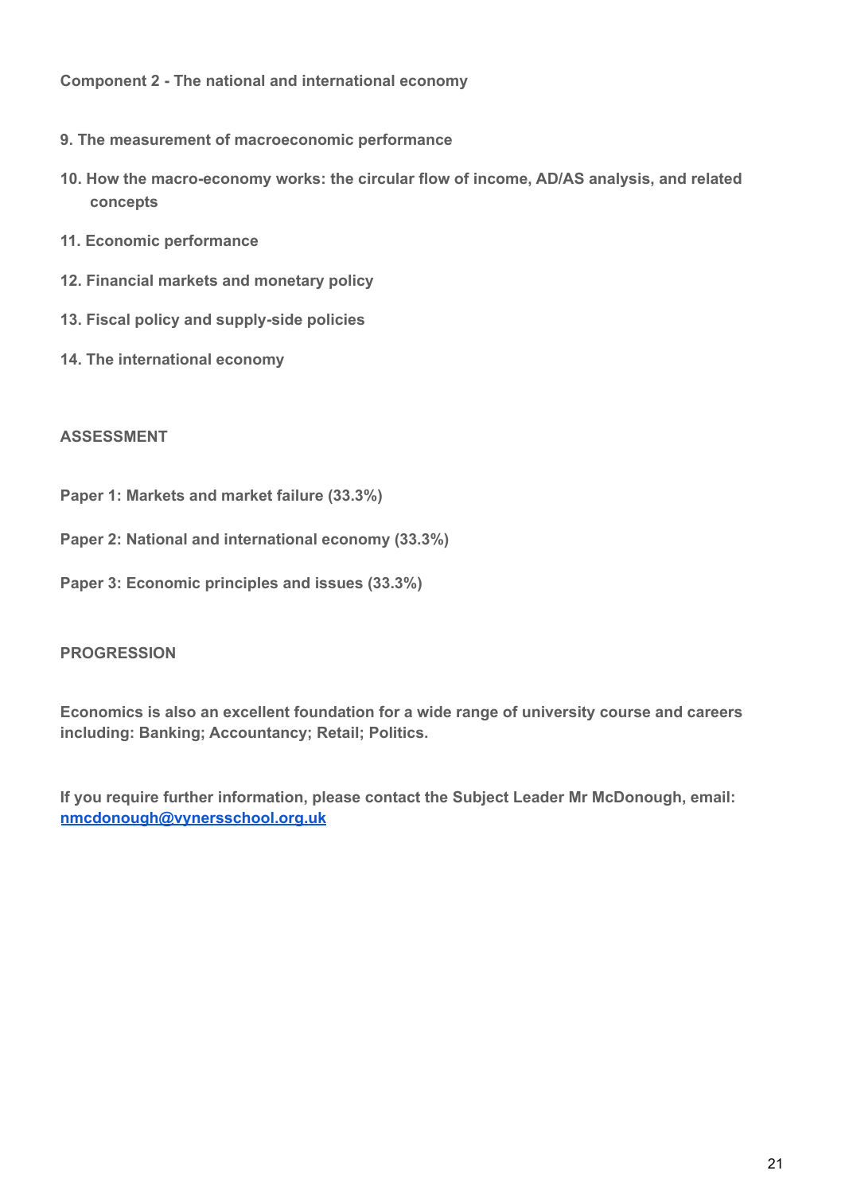**Component 2 - The national and international economy**

9. **The measurement of macroeconomic performance**
10. **How the macro-economy works: the circular flow of income, AD/AS analysis, and related concepts**
11. **Economic performance**
12. **Financial markets and monetary policy**
13. **Fiscal policy and supply-side policies**
14. **The international economy**

**ASSESSMENT**

**Paper 1: Markets and market failure (33.3%)**

**Paper 2: National and international economy (33.3%)**

**Paper 3: Economic principles and issues (33.3%)**

**PROGRESSION**

**Economics is also an excellent foundation for a wide range of university course and careers including: Banking; Accountancy; Retail; Politics.**

**If you require further information, please contact the Subject Leader Mr McDonough, email: [nmcdonough@vynersschool.org.uk](mailto:nmcdonough@vynersschool.org.uk)**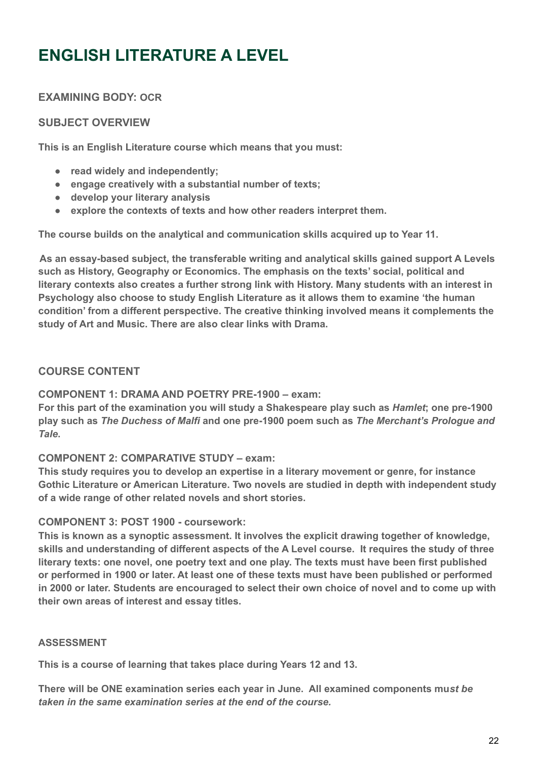# ENGLISH LITERATURE A LEVEL

**EXAMINING BODY: OCR**

**SUBJECT OVERVIEW**

**This is an English Literature course which means that you must:**

- **read widely and independently;**
- **engage creatively with a substantial number of texts;**
- **develop your literary analysis**
- **explore the contexts of texts and how other readers interpret them.**

**The course builds on the analytical and communication skills acquired up to Year 11.**

**As an essay-based subject, the transferable writing and analytical skills gained support A Levels such as History, Geography or Economics. The emphasis on the texts' social, political and literary contexts also creates a further strong link with History. Many students with an interest in Psychology also choose to study English Literature as it allows them to examine 'the human condition' from a different perspective. The creative thinking involved means it complements the study of Art and Music. There are also clear links with Drama.**

**COURSE CONTENT**

**COMPONENT 1: DRAMA AND POETRY PRE-1900 – exam:**
**For this part of the examination you will study a Shakespeare play such as *Hamlet*; one pre-1900 play such as *The Duchess of Malfi* and one pre-1900 poem such as *The Merchant's Prologue and Tale*.**

**COMPONENT 2: COMPARATIVE STUDY – exam:**
**This study requires you to develop an expertise in a literary movement or genre, for instance Gothic Literature or American Literature. Two novels are studied in depth with independent study of a wide range of other related novels and short stories.**

**COMPONENT 3: POST 1900 - coursework:**
**This is known as a synoptic assessment. It involves the explicit drawing together of knowledge, skills and understanding of different aspects of the A Level course. It requires the study of three literary texts: one novel, one poetry text and one play. The texts must have been first published or performed in 1900 or later. At least one of these texts must have been published or performed in 2000 or later. Students are encouraged to select their own choice of novel and to come up with their own areas of interest and essay titles.**

**ASSESSMENT**

**This is a course of learning that takes place during Years 12 and 13.**

**There will be ONE examination series each year in June. All examined components mu*st be taken in the same examination series at the end of the course.***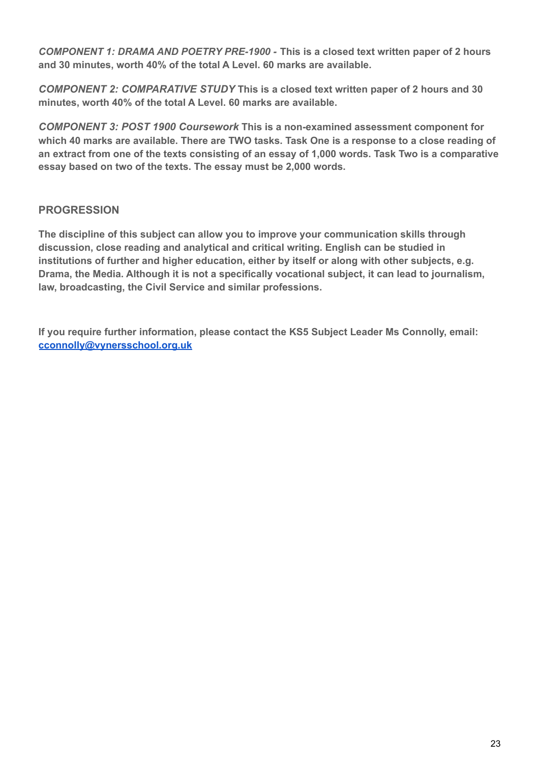***COMPONENT 1: DRAMA AND POETRY PRE-1900 -*** **This is a closed text written paper of 2 hours and 30 minutes, worth 40% of the total A Level. 60 marks are available.**

***COMPONENT 2: COMPARATIVE STUDY*** **This is a closed text written paper of 2 hours and 30 minutes, worth 40% of the total A Level. 60 marks are available.**

***COMPONENT 3: POST 1900 Coursework*** **This is a non-examined assessment component for which 40 marks are available. There are TWO tasks. Task One is a response to a close reading of an extract from one of the texts consisting of an essay of 1,000 words. Task Two is a comparative essay based on two of the texts. The essay must be 2,000 words.**

## PROGRESSION

**The discipline of this subject can allow you to improve your communication skills through discussion, close reading and analytical and critical writing. English can be studied in institutions of further and higher education, either by itself or along with other subjects, e.g. Drama, the Media. Although it is not a specifically vocational subject, it can lead to journalism, law, broadcasting, the Civil Service and similar professions.**

**If you require further information, please contact the KS5 Subject Leader Ms Connolly, email: [cconnolly@vynersschool.org.uk](mailto:cconnolly@vynersschool.org.uk)**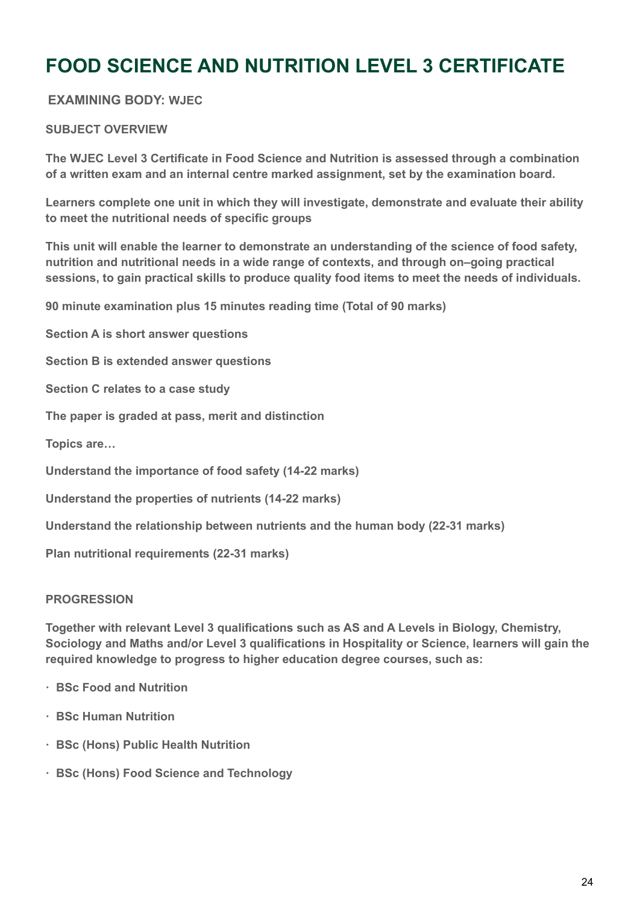# FOOD SCIENCE AND NUTRITION LEVEL 3 CERTIFICATE

**EXAMINING BODY: WJEC**

**SUBJECT OVERVIEW**

**The WJEC Level 3 Certificate in Food Science and Nutrition is assessed through a combination of a written exam and an internal centre marked assignment, set by the examination board.**

**Learners complete one unit in which they will investigate, demonstrate and evaluate their ability to meet the nutritional needs of specific groups**

**This unit will enable the learner to demonstrate an understanding of the science of food safety, nutrition and nutritional needs in a wide range of contexts, and through on–going practical sessions, to gain practical skills to produce quality food items to meet the needs of individuals.**

**90 minute examination plus 15 minutes reading time (Total of 90 marks)**

**Section A is short answer questions**

**Section B is extended answer questions**

**Section C relates to a case study**

**The paper is graded at pass, merit and distinction**

**Topics are…**

**Understand the importance of food safety (14-22 marks)**

**Understand the properties of nutrients (14-22 marks)**

**Understand the relationship between nutrients and the human body (22-31 marks)**

**Plan nutritional requirements (22-31 marks)**

**PROGRESSION**

**Together with relevant Level 3 qualifications such as AS and A Levels in Biology, Chemistry, Sociology and Maths and/or Level 3 qualifications in Hospitality or Science, learners will gain the required knowledge to progress to higher education degree courses, such as:**

- **BSc Food and Nutrition**
- **BSc Human Nutrition**
- **BSc (Hons) Public Health Nutrition**
- **BSc (Hons) Food Science and Technology**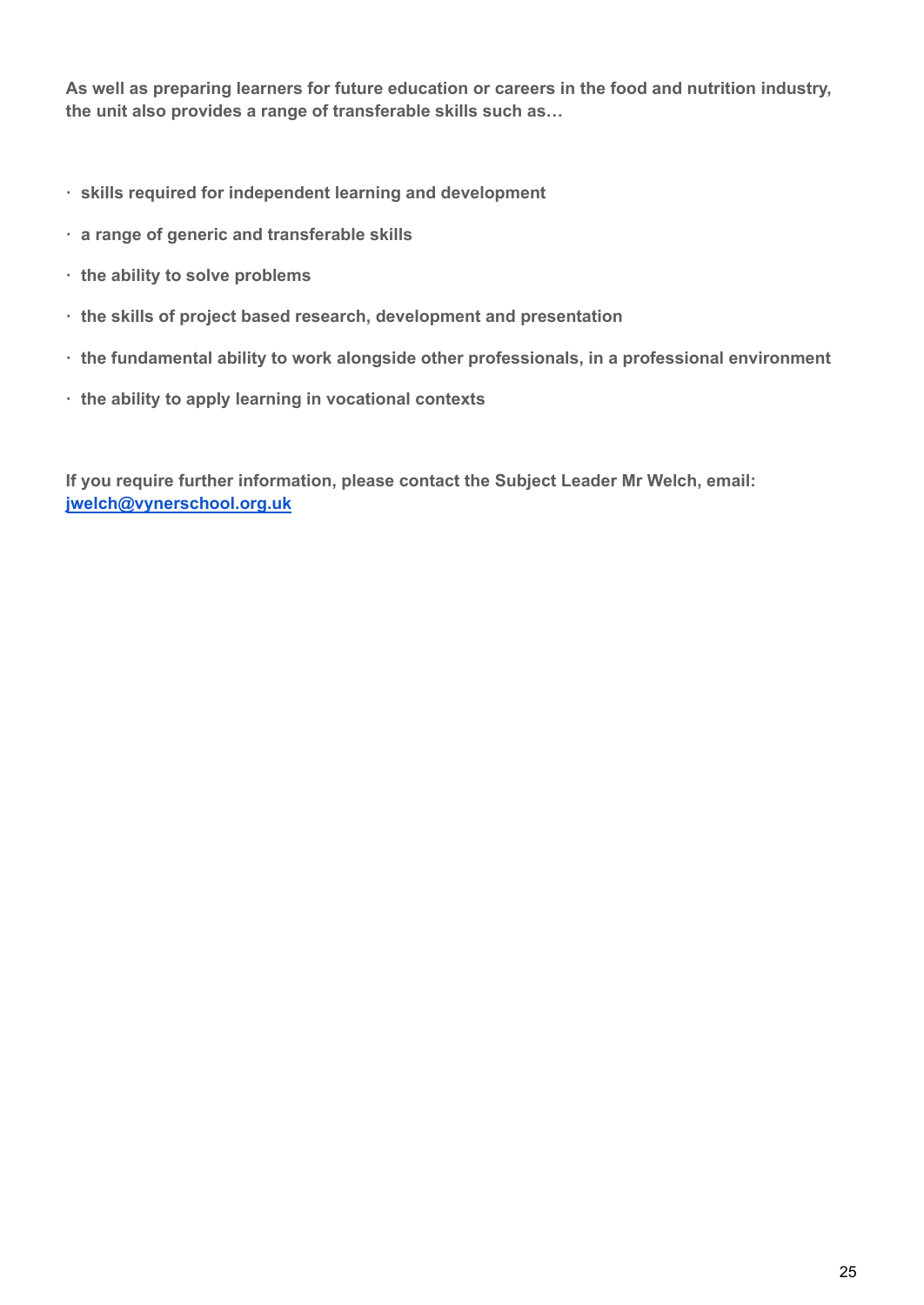**As well as preparing learners for future education or careers in the food and nutrition industry, the unit also provides a range of transferable skills such as…**

- **skills required for independent learning and development**
- **a range of generic and transferable skills**
- **the ability to solve problems**
- **the skills of project based research, development and presentation**
- **the fundamental ability to work alongside other professionals, in a professional environment**
- **the ability to apply learning in vocational contexts**

**If you require further information, please contact the Subject Leader Mr Welch, email: [jwelch@vynerschool.org.uk](mailto:jwelch@vynerschool.org.uk)**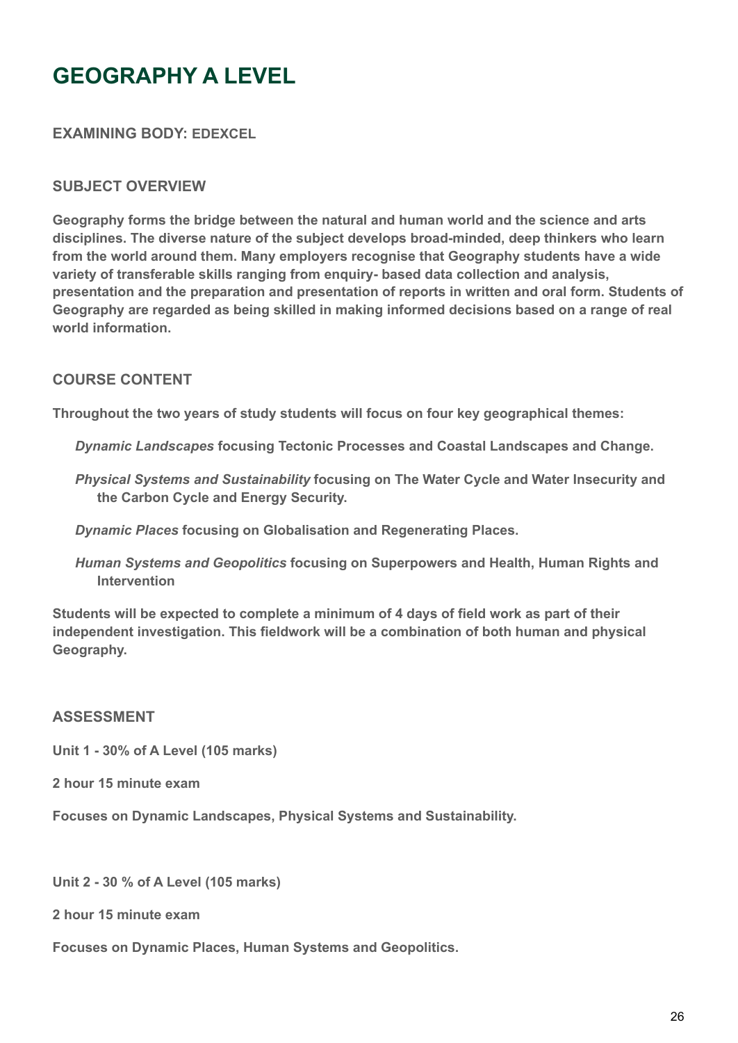# GEOGRAPHY A LEVEL

**EXAMINING BODY: EDEXCEL**

## SUBJECT OVERVIEW

**Geography forms the bridge between the natural and human world and the science and arts disciplines. The diverse nature of the subject develops broad-minded, deep thinkers who learn from the world around them. Many employers recognise that Geography students have a wide variety of transferable skills ranging from enquiry- based data collection and analysis, presentation and the preparation and presentation of reports in written and oral form. Students of Geography are regarded as being skilled in making informed decisions based on a range of real world information.**

## COURSE CONTENT

**Throughout the two years of study students will focus on four key geographical themes:**

- ***Dynamic Landscapes*** **focusing Tectonic Processes and Coastal Landscapes and Change.**
- ***Physical Systems and Sustainability*** **focusing on The Water Cycle and Water Insecurity and the Carbon Cycle and Energy Security.**
- ***Dynamic Places*** **focusing on Globalisation and Regenerating Places.**
- ***Human Systems and Geopolitics*** **focusing on Superpowers and Health, Human Rights and Intervention**

**Students will be expected to complete a minimum of 4 days of field work as part of their independent investigation. This fieldwork will be a combination of both human and physical Geography.**

## ASSESSMENT

**Unit 1 - 30% of A Level (105 marks)**

**2 hour 15 minute exam**

**Focuses on Dynamic Landscapes, Physical Systems and Sustainability.**

**Unit 2 - 30 % of A Level (105 marks)**

**2 hour 15 minute exam**

**Focuses on Dynamic Places, Human Systems and Geopolitics.**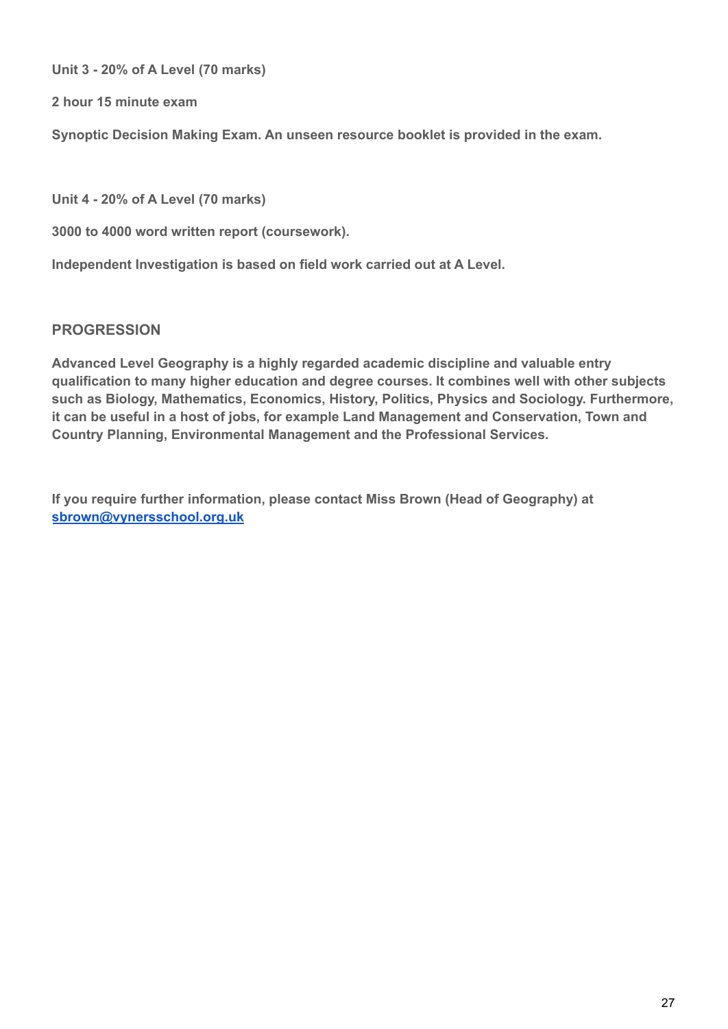**Unit 3 - 20% of A Level (70 marks)**

**2 hour 15 minute exam**

**Synoptic Decision Making Exam. An unseen resource booklet is provided in the exam.**

**Unit 4 - 20% of A Level (70 marks)**

**3000 to 4000 word written report (coursework).**

**Independent Investigation is based on field work carried out at A Level.**

## PROGRESSION

**Advanced Level Geography is a highly regarded academic discipline and valuable entry qualification to many higher education and degree courses. It combines well with other subjects such as Biology, Mathematics, Economics, History, Politics, Physics and Sociology. Furthermore, it can be useful in a host of jobs, for example Land Management and Conservation, Town and Country Planning, Environmental Management and the Professional Services.**

**If you require further information, please contact Miss Brown (Head of Geography) at [sbrown@vynersschool.org.uk](mailto:sbrown@vynersschool.org.uk)**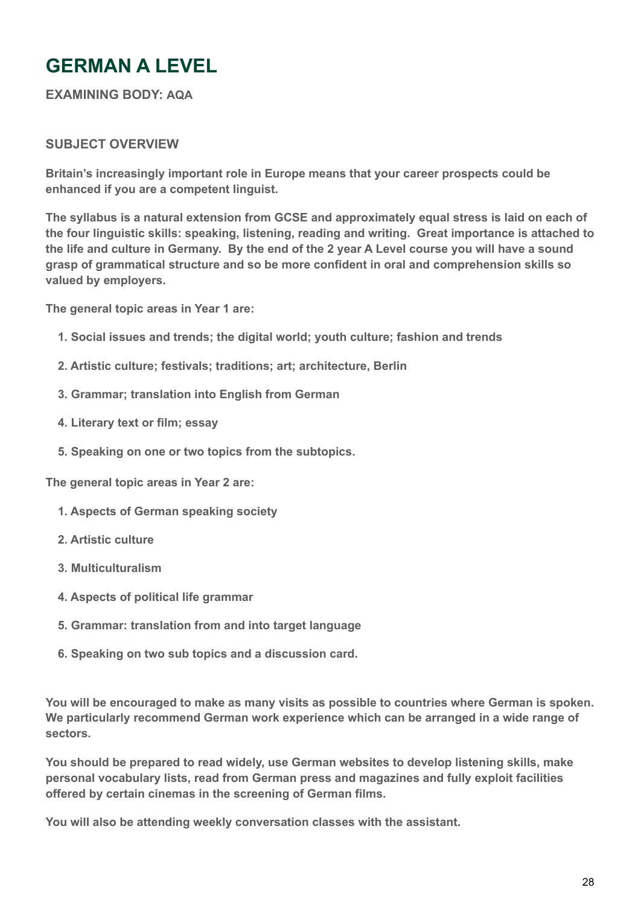# GERMAN A LEVEL

**EXAMINING BODY: AQA**

### SUBJECT OVERVIEW

**Britain's increasingly important role in Europe means that your career prospects could be enhanced if you are a competent linguist.**

**The syllabus is a natural extension from GCSE and approximately equal stress is laid on each of the four linguistic skills: speaking, listening, reading and writing. Great importance is attached to the life and culture in Germany. By the end of the 2 year A Level course you will have a sound grasp of grammatical structure and so be more confident in oral and comprehension skills so valued by employers.**

**The general topic areas in Year 1 are:**

1. **Social issues and trends; the digital world; youth culture; fashion and trends**
2. **Artistic culture; festivals; traditions; art; architecture, Berlin**
3. **Grammar; translation into English from German**
4. **Literary text or film; essay**
5. **Speaking on one or two topics from the subtopics.**

**The general topic areas in Year 2 are:**

1. **Aspects of German speaking society**
2. **Artistic culture**
3. **Multiculturalism**
4. **Aspects of political life grammar**
5. **Grammar: translation from and into target language**
6. **Speaking on two sub topics and a discussion card.**

**You will be encouraged to make as many visits as possible to countries where German is spoken. We particularly recommend German work experience which can be arranged in a wide range of sectors.**

**You should be prepared to read widely, use German websites to develop listening skills, make personal vocabulary lists, read from German press and magazines and fully exploit facilities offered by certain cinemas in the screening of German films.**

**You will also be attending weekly conversation classes with the assistant.**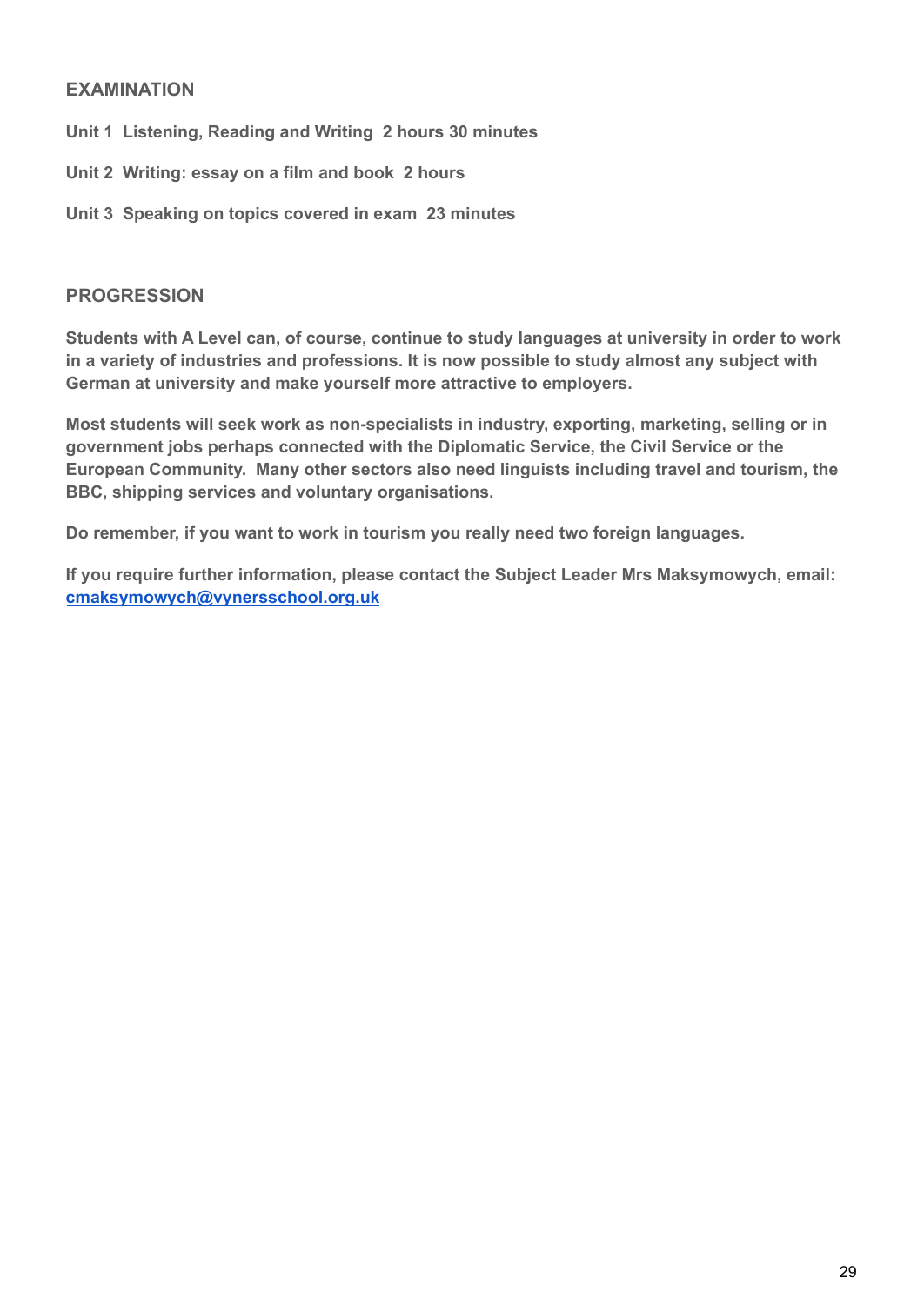## EXAMINATION

**Unit 1  Listening, Reading and Writing  2 hours 30 minutes**

**Unit 2  Writing: essay on a film and book  2 hours**

**Unit 3  Speaking on topics covered in exam  23 minutes**

## PROGRESSION

**Students with A Level can, of course, continue to study languages at university in order to work in a variety of industries and professions. It is now possible to study almost any subject with German at university and make yourself more attractive to employers.**

**Most students will seek work as non-specialists in industry, exporting, marketing, selling or in government jobs perhaps connected with the Diplomatic Service, the Civil Service or the European Community.  Many other sectors also need linguists including travel and tourism, the BBC, shipping services and voluntary organisations.**

**Do remember, if you want to work in tourism you really need two foreign languages.**

**If you require further information, please contact the Subject Leader Mrs Maksymowych, email: [cmaksymowych@vynersschool.org.uk](mailto:cmaksymowych@vynersschool.org.uk)**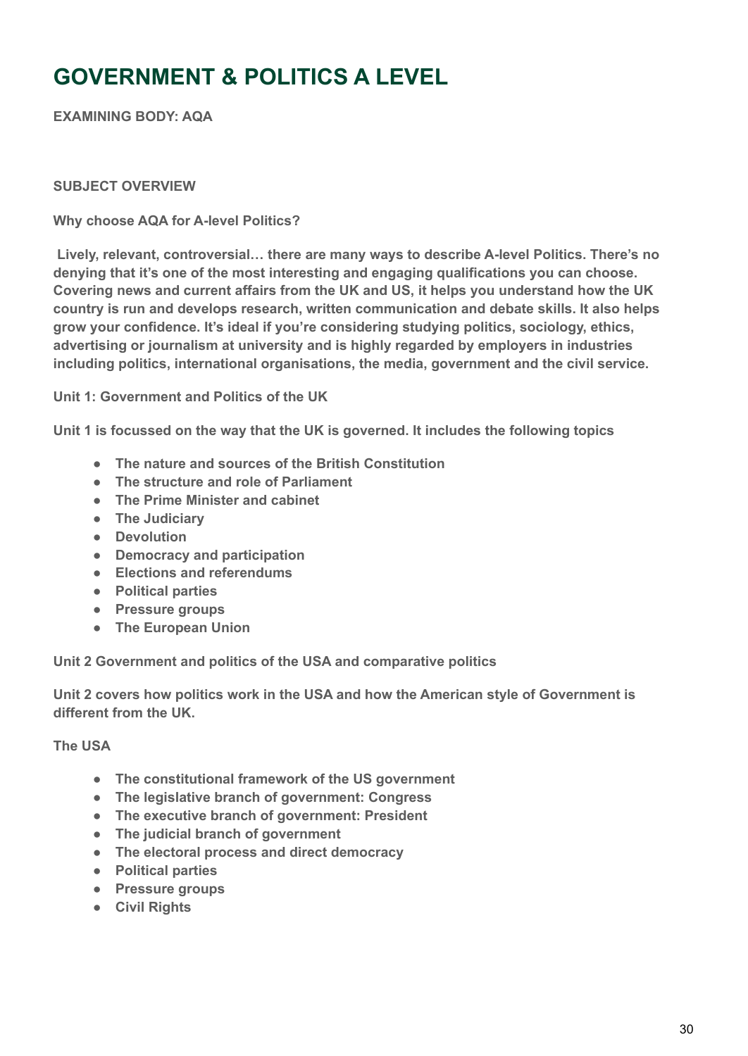# GOVERNMENT & POLITICS A LEVEL

**EXAMINING BODY: AQA**

**SUBJECT OVERVIEW**

**Why choose AQA for A-level Politics?**

**Lively, relevant, controversial… there are many ways to describe A-level Politics. There's no denying that it's one of the most interesting and engaging qualifications you can choose. Covering news and current affairs from the UK and US, it helps you understand how the UK country is run and develops research, written communication and debate skills. It also helps grow your confidence. It's ideal if you're considering studying politics, sociology, ethics, advertising or journalism at university and is highly regarded by employers in industries including politics, international organisations, the media, government and the civil service.**

**Unit 1: Government and Politics of the UK**

**Unit 1 is focussed on the way that the UK is governed. It includes the following topics**

- **The nature and sources of the British Constitution**
- **The structure and role of Parliament**
- **The Prime Minister and cabinet**
- **The Judiciary**
- **Devolution**
- **Democracy and participation**
- **Elections and referendums**
- **Political parties**
- **Pressure groups**
- **The European Union**

**Unit 2 Government and politics of the USA and comparative politics**

**Unit 2 covers how politics work in the USA and how the American style of Government is different from the UK.**

**The USA**

- **The constitutional framework of the US government**
- **The legislative branch of government: Congress**
- **The executive branch of government: President**
- **The judicial branch of government**
- **The electoral process and direct democracy**
- **Political parties**
- **Pressure groups**
- **Civil Rights**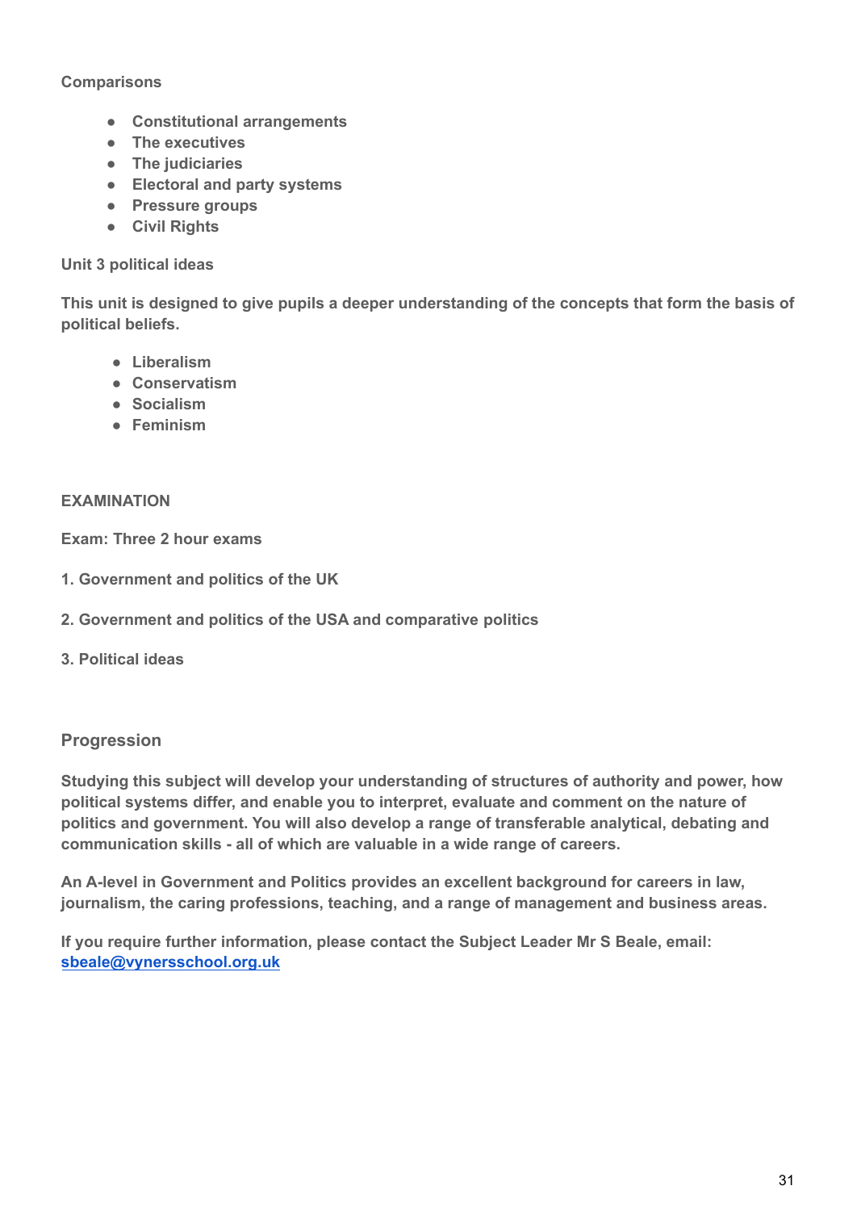**Comparisons**

- **Constitutional arrangements**
- **The executives**
- **The judiciaries**
- **Electoral and party systems**
- **Pressure groups**
- **Civil Rights**

**Unit 3 political ideas**

**This unit is designed to give pupils a deeper understanding of the concepts that form the basis of political beliefs.**

- **Liberalism**
- **Conservatism**
- **Socialism**
- **Feminism**

**EXAMINATION**

**Exam: Three 2 hour exams**

**1. Government and politics of the UK**

**2. Government and politics of the USA and comparative politics**

**3. Political ideas**

## Progression

**Studying this subject will develop your understanding of structures of authority and power, how political systems differ, and enable you to interpret, evaluate and comment on the nature of politics and government. You will also develop a range of transferable analytical, debating and communication skills - all of which are valuable in a wide range of careers.**

**An A-level in Government and Politics provides an excellent background for careers in law, journalism, the caring professions, teaching, and a range of management and business areas.**

**If you require further information, please contact the Subject Leader Mr S Beale, email: [sbeale@vynersschool.org.uk](mailto:sbeale@vynersschool.org.uk)**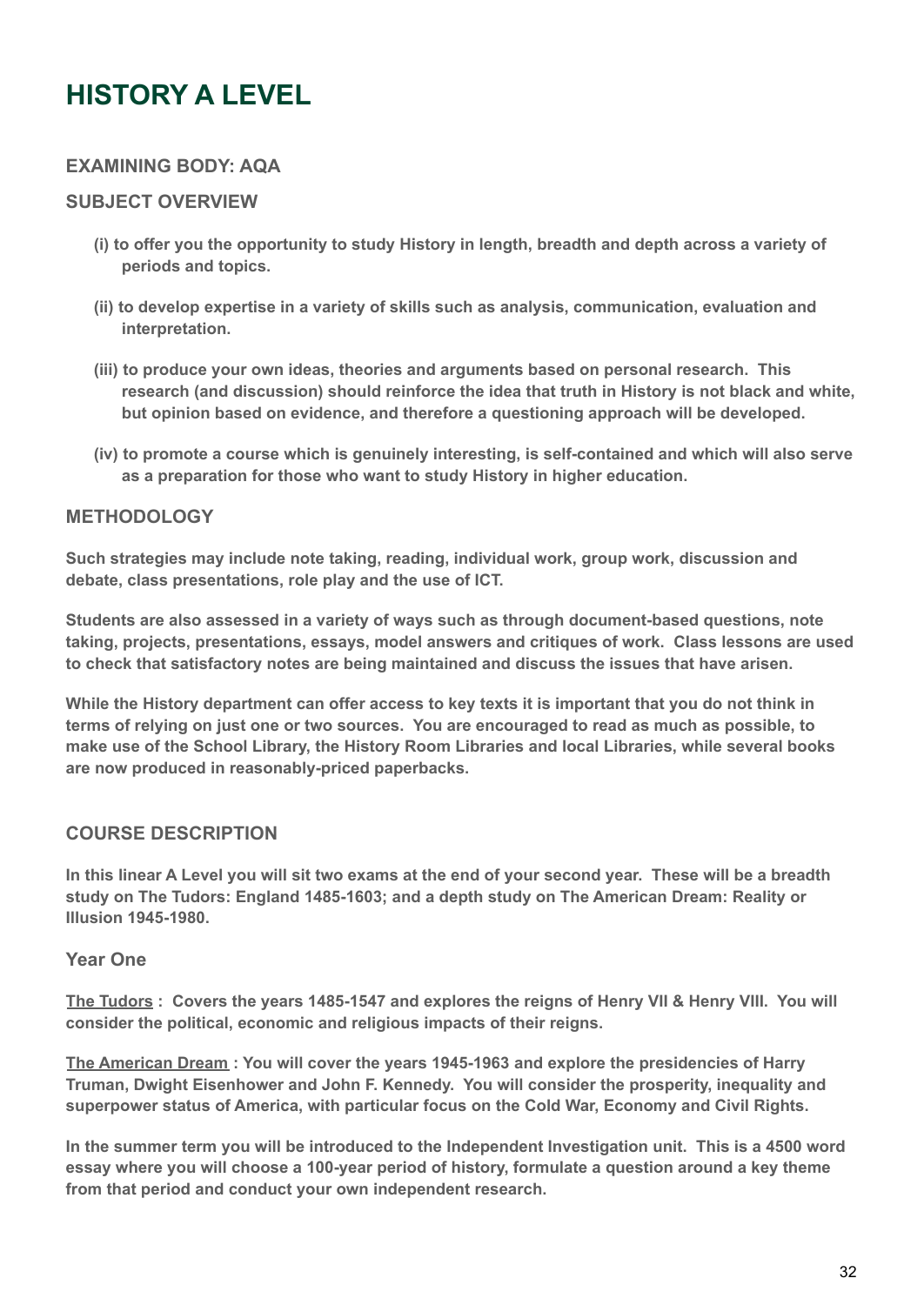# HISTORY A LEVEL

## EXAMINING BODY: AQA

## SUBJECT OVERVIEW

**(i) to offer you the opportunity to study History in length, breadth and depth across a variety of periods and topics.**

**(ii) to develop expertise in a variety of skills such as analysis, communication, evaluation and interpretation.**

**(iii) to produce your own ideas, theories and arguments based on personal research. This research (and discussion) should reinforce the idea that truth in History is not black and white, but opinion based on evidence, and therefore a questioning approach will be developed.**

**(iv) to promote a course which is genuinely interesting, is self-contained and which will also serve as a preparation for those who want to study History in higher education.**

## METHODOLOGY

**Such strategies may include note taking, reading, individual work, group work, discussion and debate, class presentations, role play and the use of ICT.**

**Students are also assessed in a variety of ways such as through document-based questions, note taking, projects, presentations, essays, model answers and critiques of work. Class lessons are used to check that satisfactory notes are being maintained and discuss the issues that have arisen.**

**While the History department can offer access to key texts it is important that you do not think in terms of relying on just one or two sources. You are encouraged to read as much as possible, to make use of the School Library, the History Room Libraries and local Libraries, while several books are now produced in reasonably-priced paperbacks.**

## COURSE DESCRIPTION

**In this linear A Level you will sit two exams at the end of your second year. These will be a breadth study on The Tudors: England 1485-1603; and a depth study on The American Dream: Reality or Illusion 1945-1980.**

### Year One

**<u>The Tudors</u> : Covers the years 1485-1547 and explores the reigns of Henry VII & Henry VIII. You will consider the political, economic and religious impacts of their reigns.**

**<u>The American Dream</u> : You will cover the years 1945-1963 and explore the presidencies of Harry Truman, Dwight Eisenhower and John F. Kennedy. You will consider the prosperity, inequality and superpower status of America, with particular focus on the Cold War, Economy and Civil Rights.**

**In the summer term you will be introduced to the Independent Investigation unit. This is a 4500 word essay where you will choose a 100-year period of history, formulate a question around a key theme from that period and conduct your own independent research.**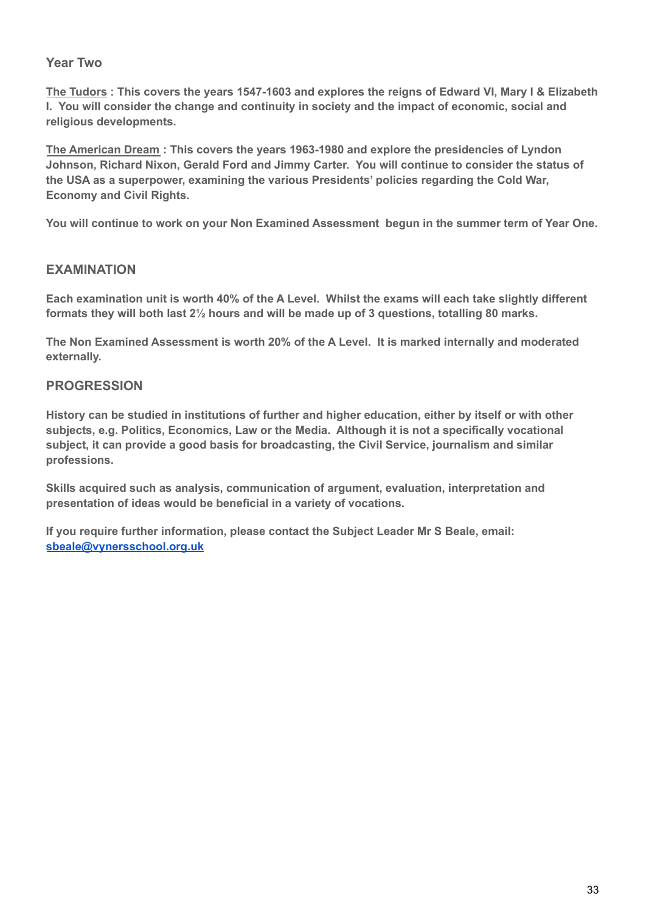### Year Two

**<u>The Tudors</u> : This covers the years 1547-1603 and explores the reigns of Edward VI, Mary I & Elizabeth I. You will consider the change and continuity in society and the impact of economic, social and religious developments.**

**<u>The American Dream</u> : This covers the years 1963-1980 and explore the presidencies of Lyndon Johnson, Richard Nixon, Gerald Ford and Jimmy Carter. You will continue to consider the status of the USA as a superpower, examining the various Presidents' policies regarding the Cold War, Economy and Civil Rights.**

**You will continue to work on your Non Examined Assessment begun in the summer term of Year One.**

### EXAMINATION

**Each examination unit is worth 40% of the A Level. Whilst the exams will each take slightly different formats they will both last 2½ hours and will be made up of 3 questions, totalling 80 marks.**

**The Non Examined Assessment is worth 20% of the A Level. It is marked internally and moderated externally.**

### PROGRESSION

**History can be studied in institutions of further and higher education, either by itself or with other subjects, e.g. Politics, Economics, Law or the Media. Although it is not a specifically vocational subject, it can provide a good basis for broadcasting, the Civil Service, journalism and similar professions.**

**Skills acquired such as analysis, communication of argument, evaluation, interpretation and presentation of ideas would be beneficial in a variety of vocations.**

**If you require further information, please contact the Subject Leader Mr S Beale, email: [sbeale@vynersschool.org.uk](mailto:sbeale@vynersschool.org.uk)**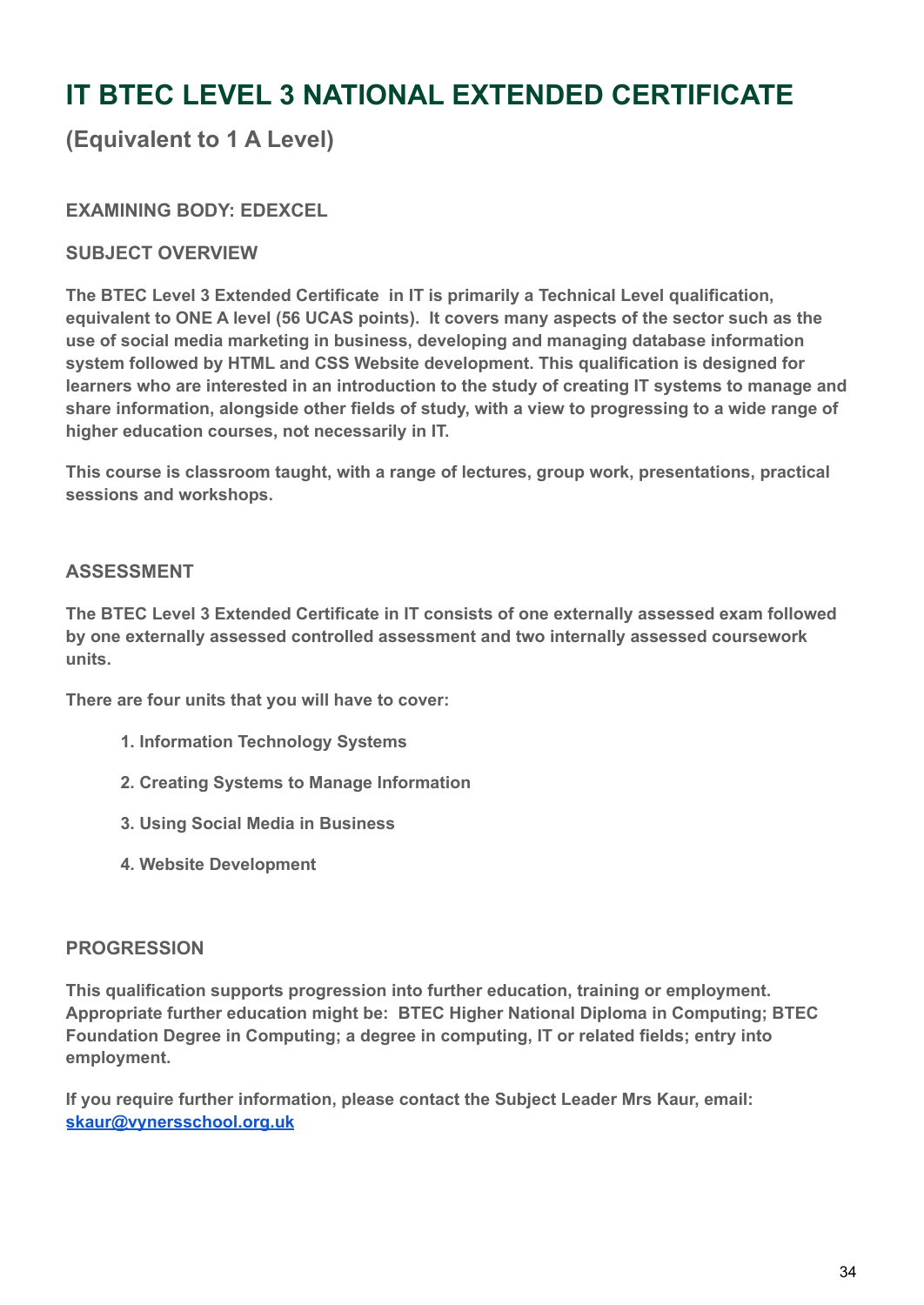# IT BTEC LEVEL 3 NATIONAL EXTENDED CERTIFICATE

## (Equivalent to 1 A Level)

### EXAMINING BODY: EDEXCEL

### SUBJECT OVERVIEW

**The BTEC Level 3 Extended Certificate in IT is primarily a Technical Level qualification, equivalent to ONE A level (56 UCAS points). It covers many aspects of the sector such as the use of social media marketing in business, developing and managing database information system followed by HTML and CSS Website development. This qualification is designed for learners who are interested in an introduction to the study of creating IT systems to manage and share information, alongside other fields of study, with a view to progressing to a wide range of higher education courses, not necessarily in IT.**

**This course is classroom taught, with a range of lectures, group work, presentations, practical sessions and workshops.**

### ASSESSMENT

**The BTEC Level 3 Extended Certificate in IT consists of one externally assessed exam followed by one externally assessed controlled assessment and two internally assessed coursework units.**

**There are four units that you will have to cover:**

1. **Information Technology Systems**
2. **Creating Systems to Manage Information**
3. **Using Social Media in Business**
4. **Website Development**

### PROGRESSION

**This qualification supports progression into further education, training or employment. Appropriate further education might be: BTEC Higher National Diploma in Computing; BTEC Foundation Degree in Computing; a degree in computing, IT or related fields; entry into employment.**

**If you require further information, please contact the Subject Leader Mrs Kaur, email: [skaur@vynersschool.org.uk](mailto:skaur@vynersschool.org.uk)**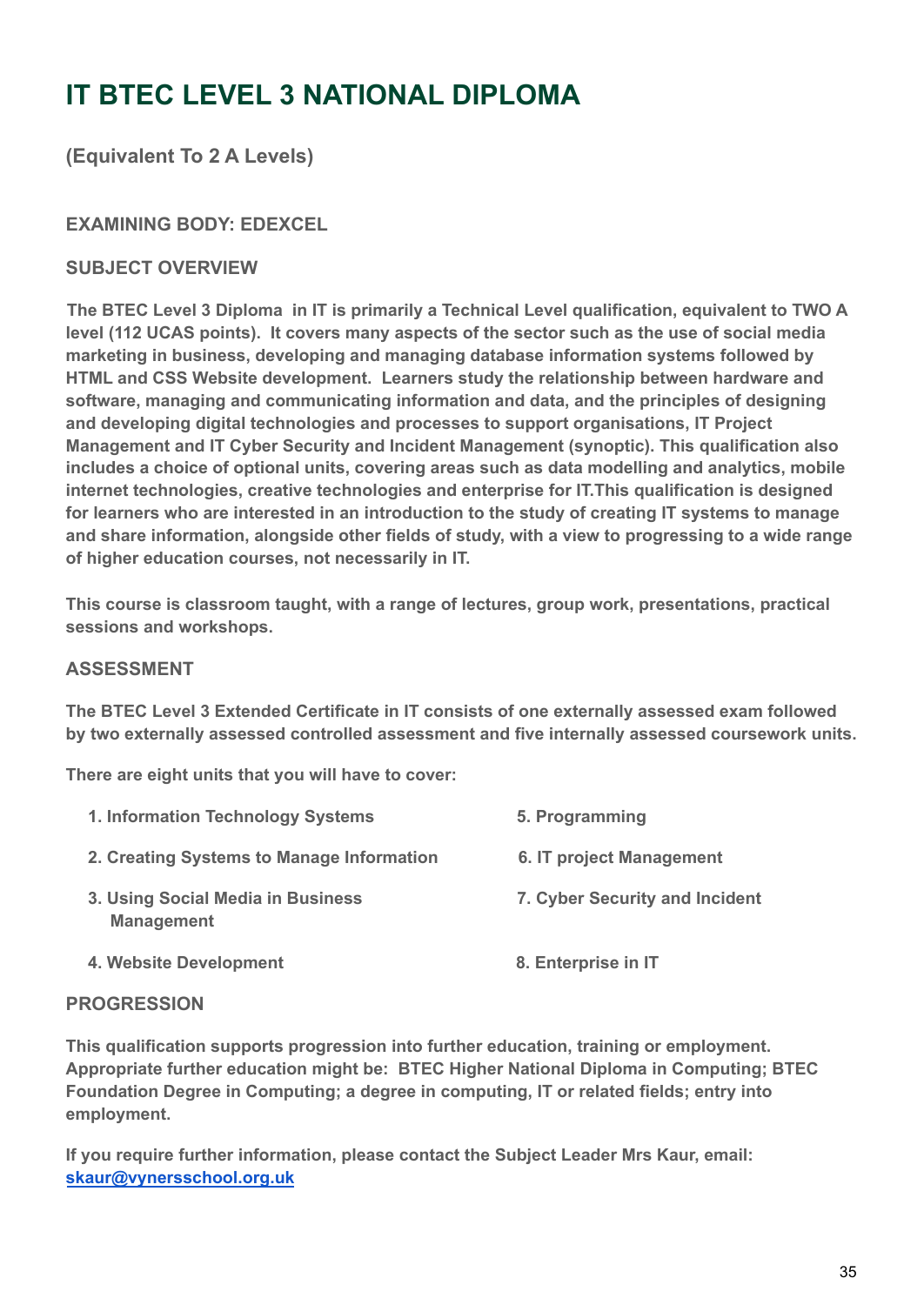# IT BTEC LEVEL 3 NATIONAL DIPLOMA

## (Equivalent To 2 A Levels)

### EXAMINING BODY: EDEXCEL

### SUBJECT OVERVIEW

**The BTEC Level 3 Diploma in IT is primarily a Technical Level qualification, equivalent to TWO A level (112 UCAS points). It covers many aspects of the sector such as the use of social media marketing in business, developing and managing database information systems followed by HTML and CSS Website development. Learners study the relationship between hardware and software, managing and communicating information and data, and the principles of designing and developing digital technologies and processes to support organisations, IT Project Management and IT Cyber Security and Incident Management (synoptic). This qualification also includes a choice of optional units, covering areas such as data modelling and analytics, mobile internet technologies, creative technologies and enterprise for IT.This qualification is designed for learners who are interested in an introduction to the study of creating IT systems to manage and share information, alongside other fields of study, with a view to progressing to a wide range of higher education courses, not necessarily in IT.**

**This course is classroom taught, with a range of lectures, group work, presentations, practical sessions and workshops.**

### ASSESSMENT

**The BTEC Level 3 Extended Certificate in IT consists of one externally assessed exam followed by two externally assessed controlled assessment and five internally assessed coursework units.**

**There are eight units that you will have to cover:**

1. **Information Technology Systems**
2. **Creating Systems to Manage Information**
3. **Using Social Media in Business Management**
4. **Website Development**
5. **Programming**
6. **IT project Management**
7. **Cyber Security and Incident**
8. **Enterprise in IT**

### PROGRESSION

**This qualification supports progression into further education, training or employment. Appropriate further education might be: BTEC Higher National Diploma in Computing; BTEC Foundation Degree in Computing; a degree in computing, IT or related fields; entry into employment.**

**If you require further information, please contact the Subject Leader Mrs Kaur, email: [skaur@vynersschool.org.uk](mailto:skaur@vynersschool.org.uk)**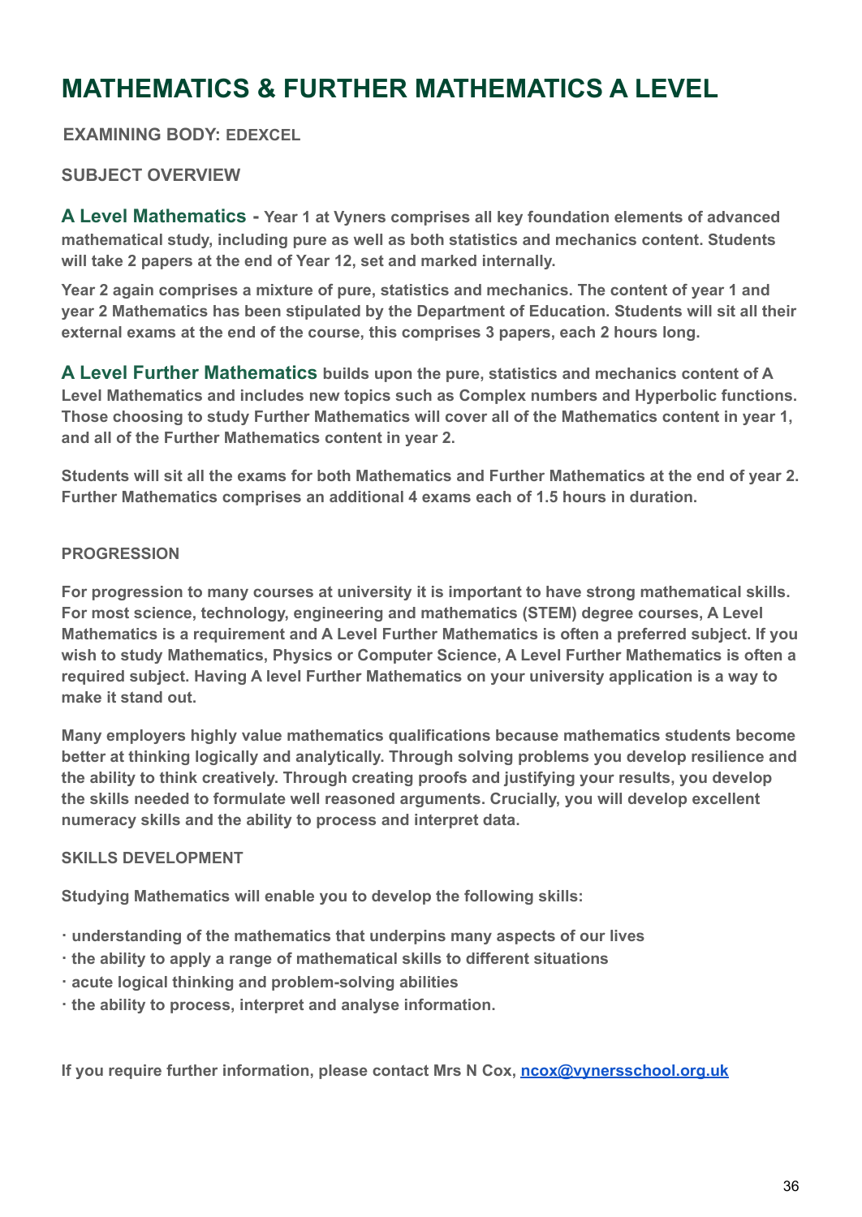# MATHEMATICS & FURTHER MATHEMATICS A LEVEL

**EXAMINING BODY: EDEXCEL**

**SUBJECT OVERVIEW**

**A Level Mathematics - Year 1 at Vyners comprises all key foundation elements of advanced mathematical study, including pure as well as both statistics and mechanics content. Students will take 2 papers at the end of Year 12, set and marked internally.**

**Year 2 again comprises a mixture of pure, statistics and mechanics. The content of year 1 and year 2 Mathematics has been stipulated by the Department of Education. Students will sit all their external exams at the end of the course, this comprises 3 papers, each 2 hours long.**

**A Level Further Mathematics builds upon the pure, statistics and mechanics content of A Level Mathematics and includes new topics such as Complex numbers and Hyperbolic functions. Those choosing to study Further Mathematics will cover all of the Mathematics content in year 1, and all of the Further Mathematics content in year 2.**

**Students will sit all the exams for both Mathematics and Further Mathematics at the end of year 2. Further Mathematics comprises an additional 4 exams each of 1.5 hours in duration.**

**PROGRESSION**

**For progression to many courses at university it is important to have strong mathematical skills. For most science, technology, engineering and mathematics (STEM) degree courses, A Level Mathematics is a requirement and A Level Further Mathematics is often a preferred subject. If you wish to study Mathematics, Physics or Computer Science, A Level Further Mathematics is often a required subject. Having A level Further Mathematics on your university application is a way to make it stand out.**

**Many employers highly value mathematics qualifications because mathematics students become better at thinking logically and analytically. Through solving problems you develop resilience and the ability to think creatively. Through creating proofs and justifying your results, you develop the skills needed to formulate well reasoned arguments. Crucially, you will develop excellent numeracy skills and the ability to process and interpret data.**

**SKILLS DEVELOPMENT**

**Studying Mathematics will enable you to develop the following skills:**

- **understanding of the mathematics that underpins many aspects of our lives**
- **the ability to apply a range of mathematical skills to different situations**
- **acute logical thinking and problem-solving abilities**
- **the ability to process, interpret and analyse information.**

**If you require further information, please contact Mrs N Cox, [ncox@vynersschool.org.uk](mailto:ncox@vynersschool.org.uk)**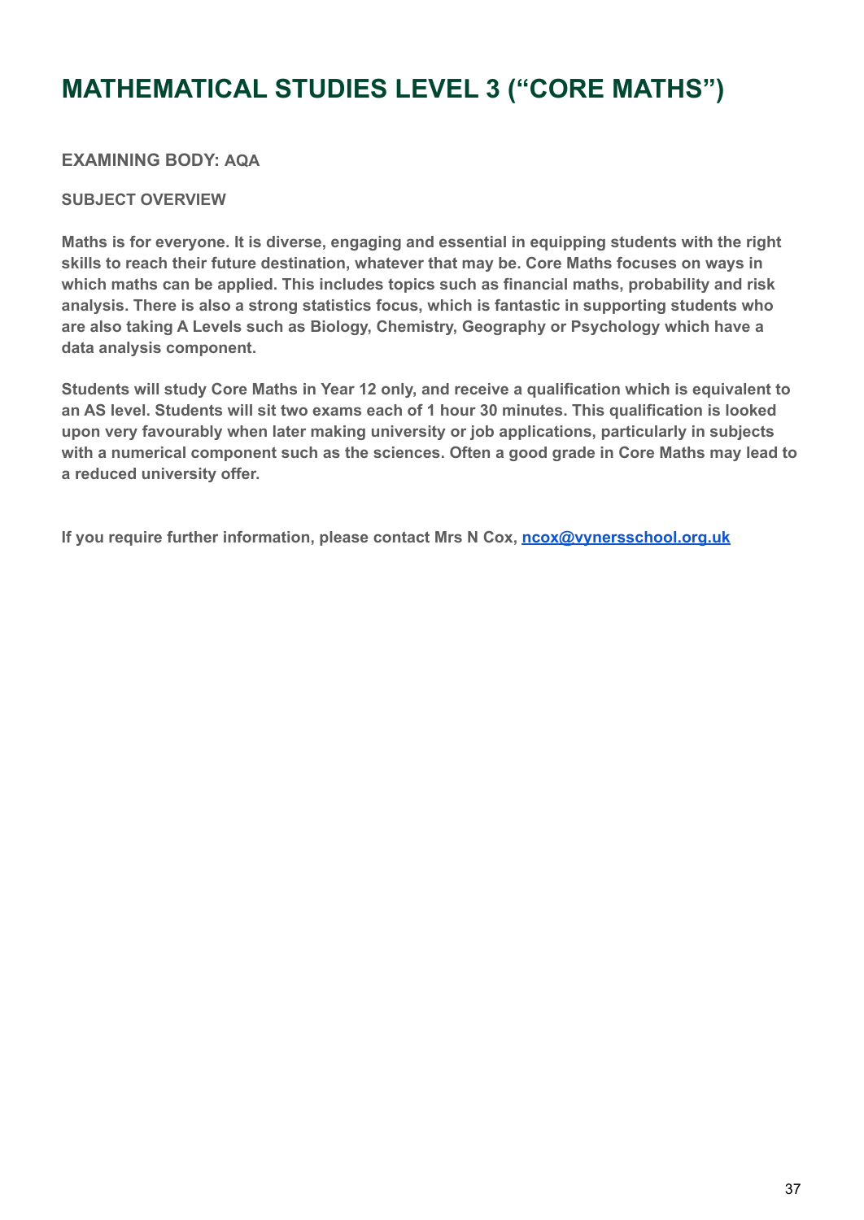# MATHEMATICAL STUDIES LEVEL 3 (“CORE MATHS”)

**EXAMINING BODY: AQA**

**SUBJECT OVERVIEW**

**Maths is for everyone. It is diverse, engaging and essential in equipping students with the right skills to reach their future destination, whatever that may be. Core Maths focuses on ways in which maths can be applied. This includes topics such as financial maths, probability and risk analysis. There is also a strong statistics focus, which is fantastic in supporting students who are also taking A Levels such as Biology, Chemistry, Geography or Psychology which have a data analysis component.**

**Students will study Core Maths in Year 12 only, and receive a qualification which is equivalent to an AS level. Students will sit two exams each of 1 hour 30 minutes. This qualification is looked upon very favourably when later making university or job applications, particularly in subjects with a numerical component such as the sciences. Often a good grade in Core Maths may lead to a reduced university offer.**

**If you require further information, please contact Mrs N Cox, [ncox@vynersschool.org.uk](mailto:ncox@vynersschool.org.uk)**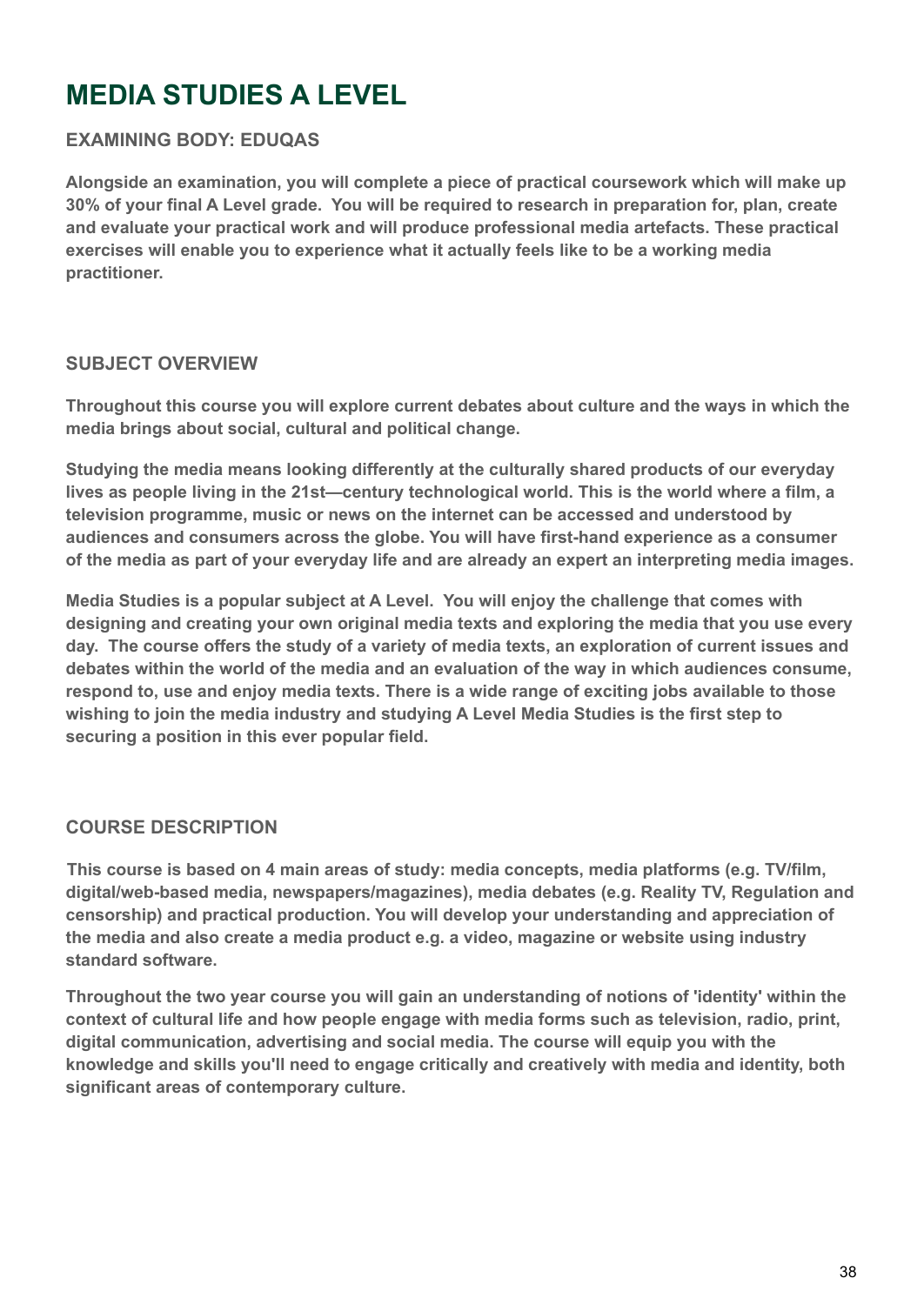# MEDIA STUDIES A LEVEL

### EXAMINING BODY: EDUQAS

**Alongside an examination, you will complete a piece of practical coursework which will make up 30% of your final A Level grade. You will be required to research in preparation for, plan, create and evaluate your practical work and will produce professional media artefacts. These practical exercises will enable you to experience what it actually feels like to be a working media practitioner.**

### SUBJECT OVERVIEW

**Throughout this course you will explore current debates about culture and the ways in which the media brings about social, cultural and political change.**

**Studying the media means looking differently at the culturally shared products of our everyday lives as people living in the 21st—century technological world. This is the world where a film, a television programme, music or news on the internet can be accessed and understood by audiences and consumers across the globe. You will have first-hand experience as a consumer of the media as part of your everyday life and are already an expert an interpreting media images.**

**Media Studies is a popular subject at A Level. You will enjoy the challenge that comes with designing and creating your own original media texts and exploring the media that you use every day. The course offers the study of a variety of media texts, an exploration of current issues and debates within the world of the media and an evaluation of the way in which audiences consume, respond to, use and enjoy media texts. There is a wide range of exciting jobs available to those wishing to join the media industry and studying A Level Media Studies is the first step to securing a position in this ever popular field.**

### COURSE DESCRIPTION

**This course is based on 4 main areas of study: media concepts, media platforms (e.g. TV/film, digital/web-based media, newspapers/magazines), media debates (e.g. Reality TV, Regulation and censorship) and practical production. You will develop your understanding and appreciation of the media and also create a media product e.g. a video, magazine or website using industry standard software.**

**Throughout the two year course you will gain an understanding of notions of 'identity' within the context of cultural life and how people engage with media forms such as television, radio, print, digital communication, advertising and social media. The course will equip you with the knowledge and skills you'll need to engage critically and creatively with media and identity, both significant areas of contemporary culture.**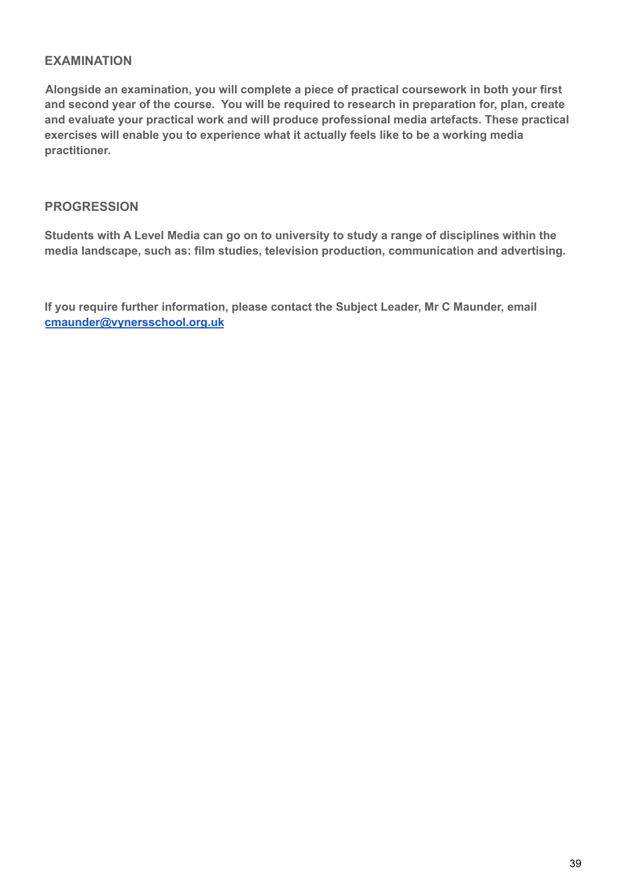## EXAMINATION

**Alongside an examination, you will complete a piece of practical coursework in both your first and second year of the course. You will be required to research in preparation for, plan, create and evaluate your practical work and will produce professional media artefacts. These practical exercises will enable you to experience what it actually feels like to be a working media practitioner.**

## PROGRESSION

**Students with A Level Media can go on to university to study a range of disciplines within the media landscape, such as: film studies, television production, communication and advertising.**

**If you require further information, please contact the Subject Leader, Mr C Maunder, email [cmaunder@vynersschool.org.uk](mailto:cmaunder@vynersschool.org.uk)**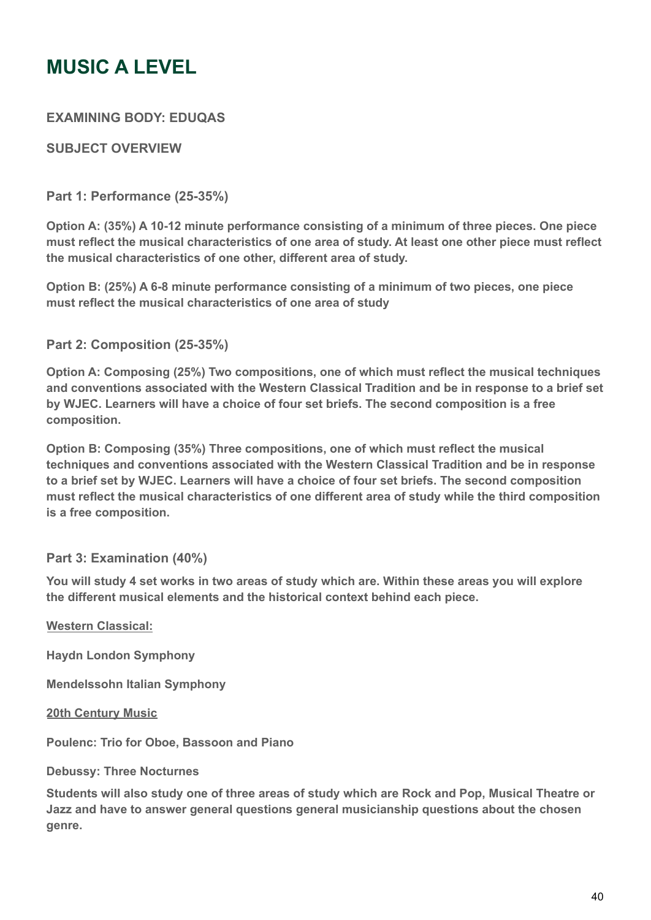# MUSIC A LEVEL

**EXAMINING BODY: EDUQAS**

**SUBJECT OVERVIEW**

**Part 1: Performance (25-35%)**

**Option A: (35%) A 10-12 minute performance consisting of a minimum of three pieces. One piece must reflect the musical characteristics of one area of study. At least one other piece must reflect the musical characteristics of one other, different area of study.**

**Option B: (25%) A 6-8 minute performance consisting of a minimum of two pieces, one piece must reflect the musical characteristics of one area of study**

**Part 2: Composition (25-35%)**

**Option A: Composing (25%) Two compositions, one of which must reflect the musical techniques and conventions associated with the Western Classical Tradition and be in response to a brief set by WJEC. Learners will have a choice of four set briefs. The second composition is a free composition.**

**Option B: Composing (35%) Three compositions, one of which must reflect the musical techniques and conventions associated with the Western Classical Tradition and be in response to a brief set by WJEC. Learners will have a choice of four set briefs. The second composition must reflect the musical characteristics of one different area of study while the third composition is a free composition.**

**Part 3: Examination (40%)**

**You will study 4 set works in two areas of study which are. Within these areas you will explore the different musical elements and the historical context behind each piece.**

**<u>Western Classical:</u>**

**Haydn London Symphony**

**Mendelssohn Italian Symphony**

**<u>20th Century Music</u>**

**Poulenc: Trio for Oboe, Bassoon and Piano**

**Debussy: Three Nocturnes**

**Students will also study one of three areas of study which are Rock and Pop, Musical Theatre or Jazz and have to answer general questions general musicianship questions about the chosen genre.**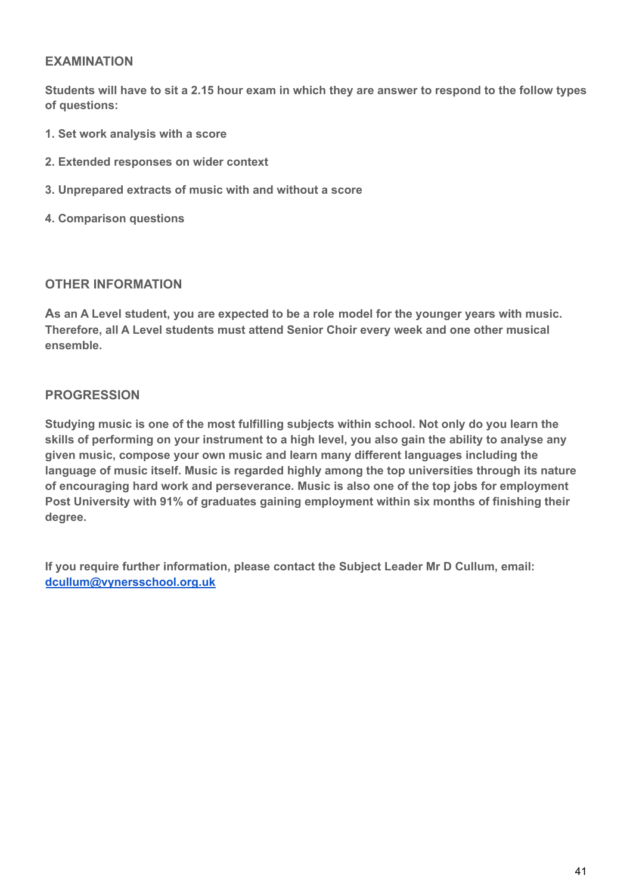## EXAMINATION

**Students will have to sit a 2.15 hour exam in which they are answer to respond to the follow types of questions:**

**1. Set work analysis with a score**

**2. Extended responses on wider context**

**3. Unprepared extracts of music with and without a score**

**4. Comparison questions**

## OTHER INFORMATION

**As an A Level student, you are expected to be a role model for the younger years with music. Therefore, all A Level students must attend Senior Choir every week and one other musical ensemble.**

## PROGRESSION

**Studying music is one of the most fulfilling subjects within school. Not only do you learn the skills of performing on your instrument to a high level, you also gain the ability to analyse any given music, compose your own music and learn many different languages including the language of music itself. Music is regarded highly among the top universities through its nature of encouraging hard work and perseverance. Music is also one of the top jobs for employment Post University with 91% of graduates gaining employment within six months of finishing their degree.**

**If you require further information, please contact the Subject Leader Mr D Cullum, email: [dcullum@vynersschool.org.uk](mailto:dcullum@vynersschool.org.uk)**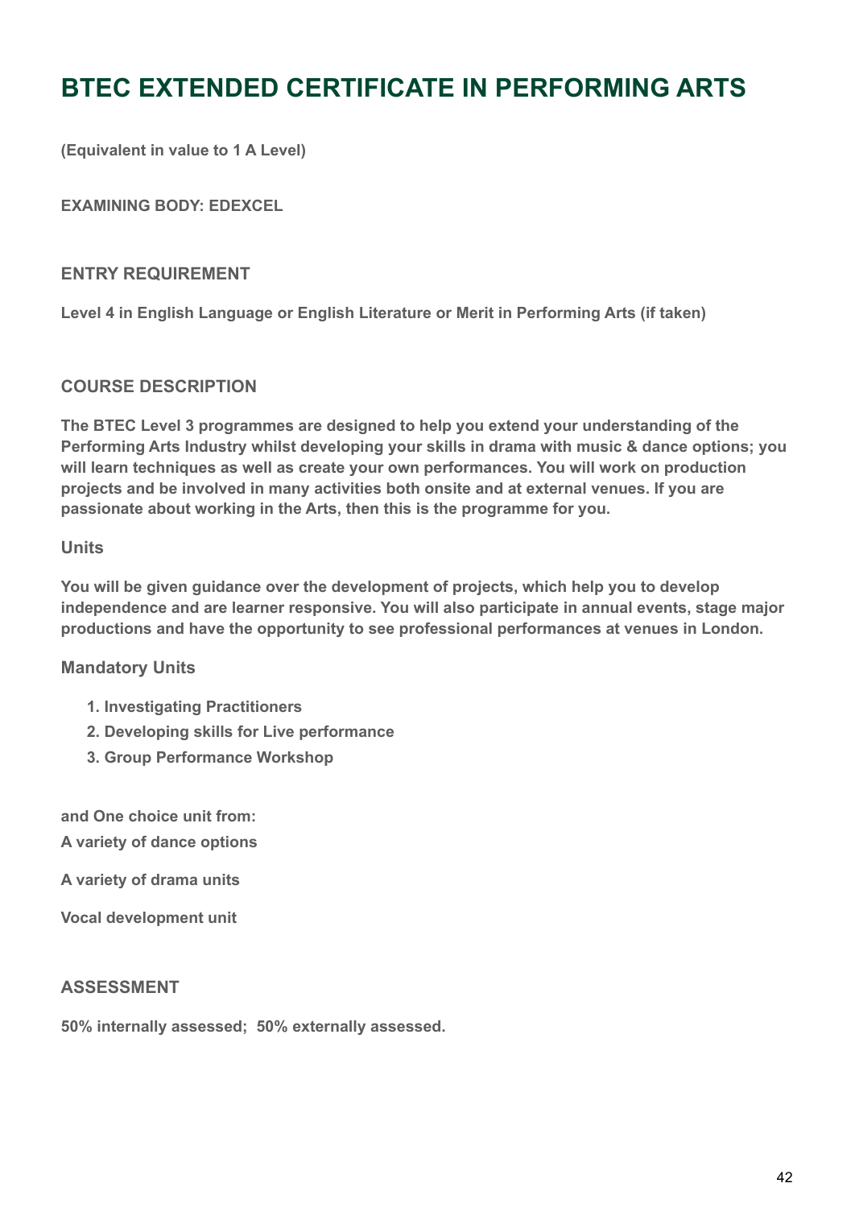# BTEC EXTENDED CERTIFICATE IN PERFORMING ARTS

**(Equivalent in value to 1 A Level)**

**EXAMINING BODY: EDEXCEL**

## ENTRY REQUIREMENT

**Level 4 in English Language or English Literature or Merit in Performing Arts (if taken)**

## COURSE DESCRIPTION

**The BTEC Level 3 programmes are designed to help you extend your understanding of the Performing Arts Industry whilst developing your skills in drama with music & dance options; you will learn techniques as well as create your own performances. You will work on production projects and be involved in many activities both onsite and at external venues. If you are passionate about working in the Arts, then this is the programme for you.**

### Units

**You will be given guidance over the development of projects, which help you to develop independence and are learner responsive. You will also participate in annual events, stage major productions and have the opportunity to see professional performances at venues in London.**

### Mandatory Units

1. **Investigating Practitioners**
2. **Developing skills for Live performance**
3. **Group Performance Workshop**

**and One choice unit from:**

**A variety of dance options**

**A variety of drama units**

**Vocal development unit**

## ASSESSMENT

**50% internally assessed; 50% externally assessed.**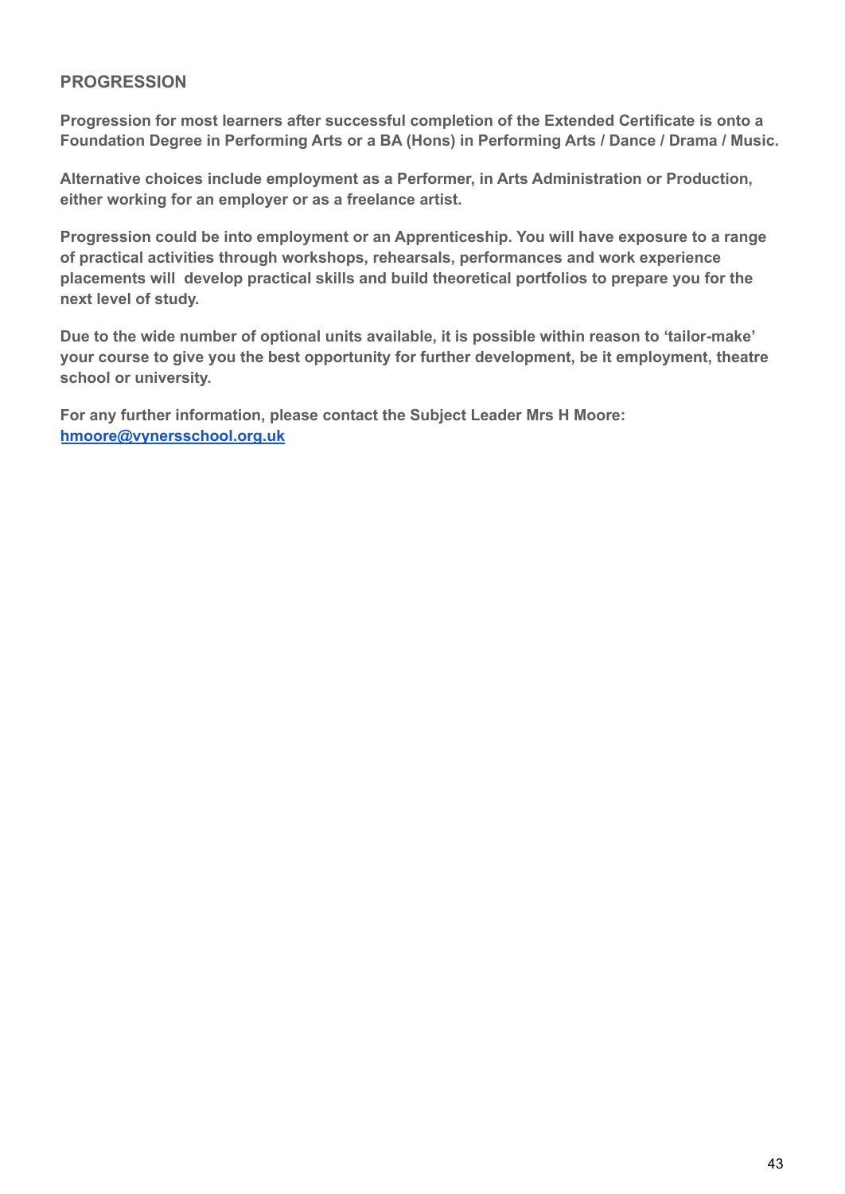## PROGRESSION

**Progression for most learners after successful completion of the Extended Certificate is onto a Foundation Degree in Performing Arts or a BA (Hons) in Performing Arts / Dance / Drama / Music.**

**Alternative choices include employment as a Performer, in Arts Administration or Production, either working for an employer or as a freelance artist.**

**Progression could be into employment or an Apprenticeship. You will have exposure to a range of practical activities through workshops, rehearsals, performances and work experience placements will develop practical skills and build theoretical portfolios to prepare you for the next level of study.**

**Due to the wide number of optional units available, it is possible within reason to 'tailor-make' your course to give you the best opportunity for further development, be it employment, theatre school or university.**

**For any further information, please contact the Subject Leader Mrs H Moore:**
**[hmoore@vynersschool.org.uk](mailto:hmoore@vynersschool.org.uk)**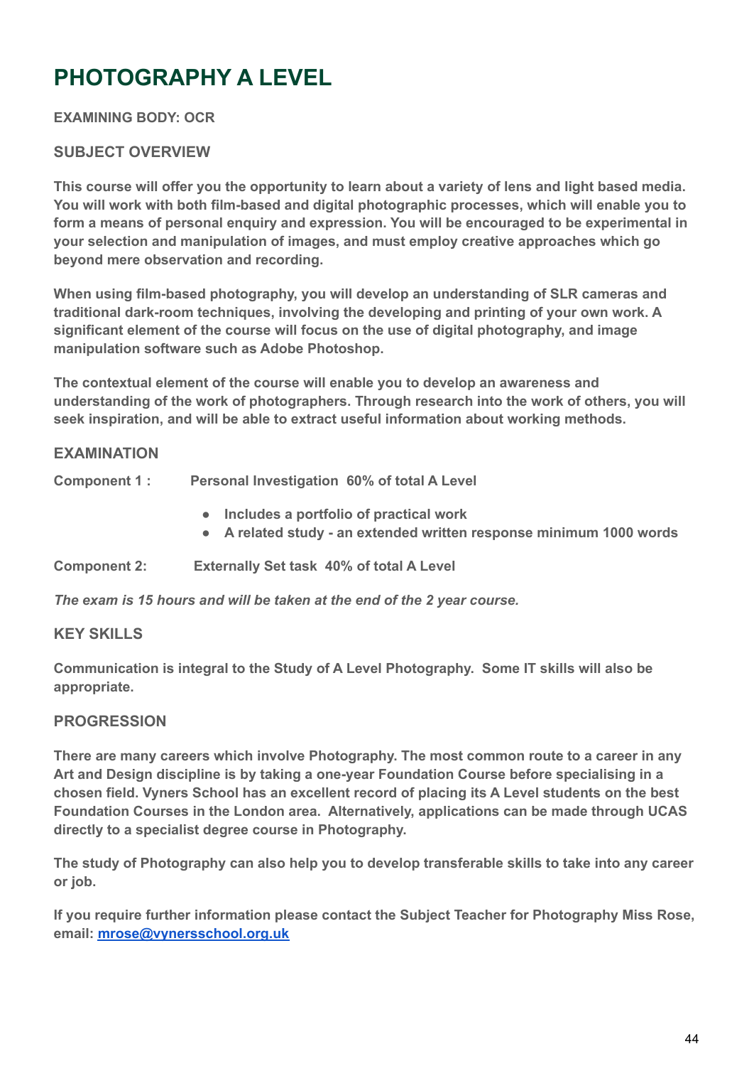# PHOTOGRAPHY A LEVEL

**EXAMINING BODY: OCR**

## SUBJECT OVERVIEW

**This course will offer you the opportunity to learn about a variety of lens and light based media. You will work with both film-based and digital photographic processes, which will enable you to form a means of personal enquiry and expression. You will be encouraged to be experimental in your selection and manipulation of images, and must employ creative approaches which go beyond mere observation and recording.**

**When using film-based photography, you will develop an understanding of SLR cameras and traditional dark-room techniques, involving the developing and printing of your own work. A significant element of the course will focus on the use of digital photography, and image manipulation software such as Adobe Photoshop.**

**The contextual element of the course will enable you to develop an awareness and understanding of the work of photographers. Through research into the work of others, you will seek inspiration, and will be able to extract useful information about working methods.**

## EXAMINATION

**Component 1 :** **Personal Investigation 60% of total A Level**

- **Includes a portfolio of practical work**
- **A related study - an extended written response minimum 1000 words**

**Component 2:** **Externally Set task 40% of total A Level**

***The exam is 15 hours and will be taken at the end of the 2 year course.***

## KEY SKILLS

**Communication is integral to the Study of A Level Photography. Some IT skills will also be appropriate.**

## PROGRESSION

**There are many careers which involve Photography. The most common route to a career in any Art and Design discipline is by taking a one-year Foundation Course before specialising in a chosen field. Vyners School has an excellent record of placing its A Level students on the best Foundation Courses in the London area. Alternatively, applications can be made through UCAS directly to a specialist degree course in Photography.**

**The study of Photography can also help you to develop transferable skills to take into any career or job.**

**If you require further information please contact the Subject Teacher for Photography Miss Rose, email: [mrose@vynersschool.org.uk](mailto:mrose@vynersschool.org.uk)**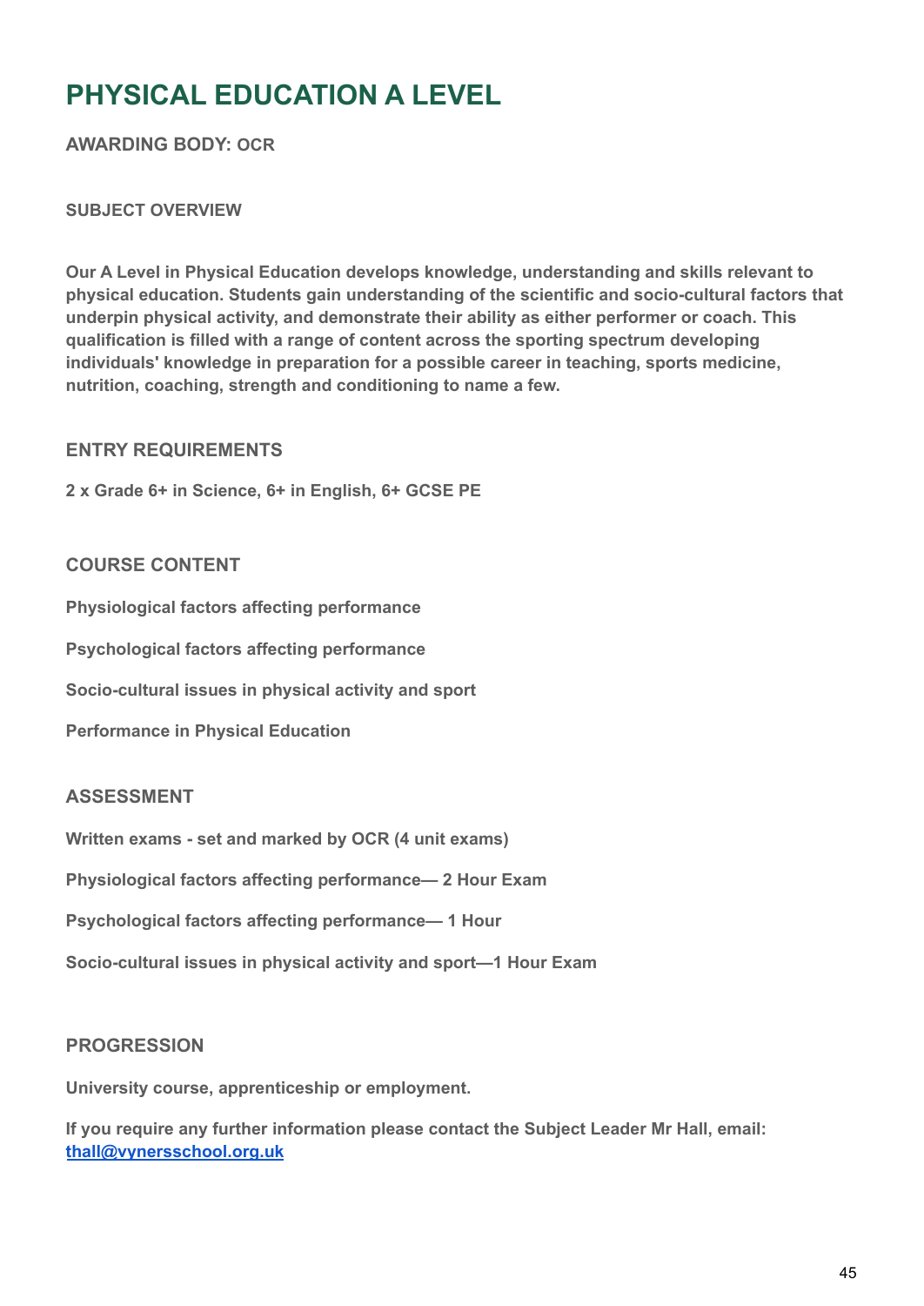# PHYSICAL EDUCATION A LEVEL

**AWARDING BODY: OCR**

**SUBJECT OVERVIEW**

**Our A Level in Physical Education develops knowledge, understanding and skills relevant to physical education. Students gain understanding of the scientific and socio-cultural factors that underpin physical activity, and demonstrate their ability as either performer or coach. This qualification is filled with a range of content across the sporting spectrum developing individuals' knowledge in preparation for a possible career in teaching, sports medicine, nutrition, coaching, strength and conditioning to name a few.**

## ENTRY REQUIREMENTS

**2 x Grade 6+ in Science, 6+ in English, 6+ GCSE PE**

## COURSE CONTENT

**Physiological factors affecting performance**

**Psychological factors affecting performance**

**Socio-cultural issues in physical activity and sport**

**Performance in Physical Education**

## ASSESSMENT

**Written exams - set and marked by OCR (4 unit exams)**

**Physiological factors affecting performance— 2 Hour Exam**

**Psychological factors affecting performance— 1 Hour**

**Socio-cultural issues in physical activity and sport—1 Hour Exam**

## PROGRESSION

**University course, apprenticeship or employment.**

**If you require any further information please contact the Subject Leader Mr Hall, email: [thall@vynersschool.org.uk](mailto:thall@vynersschool.org.uk)**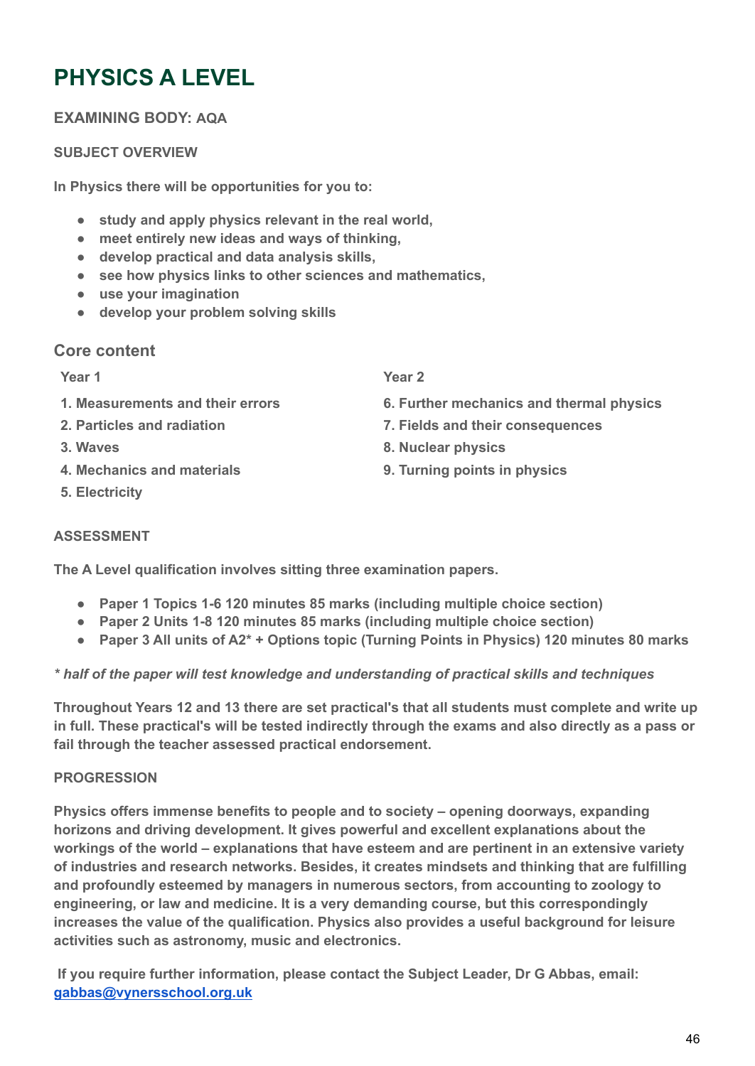# PHYSICS A LEVEL

**EXAMINING BODY: AQA**

**SUBJECT OVERVIEW**

**In Physics there will be opportunities for you to:**

- **study and apply physics relevant in the real world,**
- **meet entirely new ideas and ways of thinking,**
- **develop practical and data analysis skills,**
- **see how physics links to other sciences and mathematics,**
- **use your imagination**
- **develop your problem solving skills**

## Core content

| Year 1 | Year 2 |
|---|---|
| 1. Measurements and their errors | 6. Further mechanics and thermal physics |
| 2. Particles and radiation | 7. Fields and their consequences |
| 3. Waves | 8. Nuclear physics |
| 4. Mechanics and materials | 9. Turning points in physics |
| 5. Electricity | |

**ASSESSMENT**

**The A Level qualification involves sitting three examination papers.**

- **Paper 1 Topics 1-6 120 minutes 85 marks (including multiple choice section)**
- **Paper 2 Units 1-8 120 minutes 85 marks (including multiple choice section)**
- **Paper 3 All units of A2* + Options topic (Turning Points in Physics) 120 minutes 80 marks**

***\* half of the paper will test knowledge and understanding of practical skills and techniques***

**Throughout Years 12 and 13 there are set practical's that all students must complete and write up in full. These practical's will be tested indirectly through the exams and also directly as a pass or fail through the teacher assessed practical endorsement.**

**PROGRESSION**

**Physics offers immense benefits to people and to society – opening doorways, expanding horizons and driving development. It gives powerful and excellent explanations about the workings of the world – explanations that have esteem and are pertinent in an extensive variety of industries and research networks. Besides, it creates mindsets and thinking that are fulfilling and profoundly esteemed by managers in numerous sectors, from accounting to zoology to engineering, or law and medicine. It is a very demanding course, but this correspondingly increases the value of the qualification. Physics also provides a useful background for leisure activities such as astronomy, music and electronics.**

**If you require further information, please contact the Subject Leader, Dr G Abbas, email: [gabbas@vynersschool.org.uk](mailto:gabbas@vynersschool.org.uk)**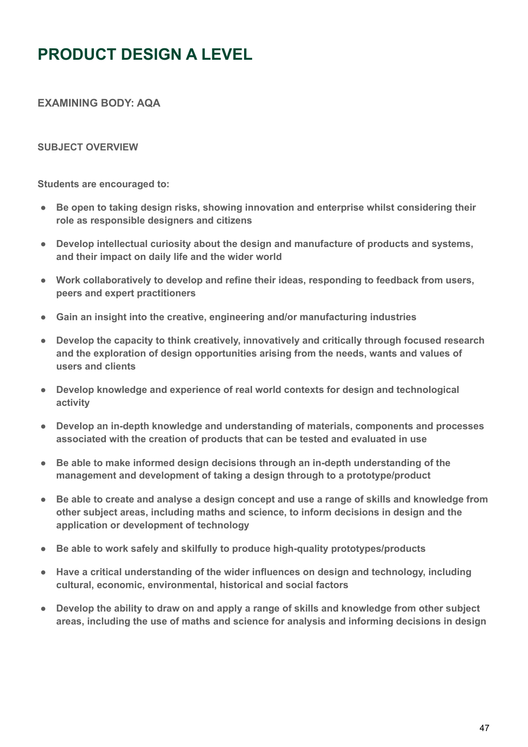# PRODUCT DESIGN A LEVEL

**EXAMINING BODY: AQA**

**SUBJECT OVERVIEW**

**Students are encouraged to:**

- **Be open to taking design risks, showing innovation and enterprise whilst considering their role as responsible designers and citizens**
- **Develop intellectual curiosity about the design and manufacture of products and systems, and their impact on daily life and the wider world**
- **Work collaboratively to develop and refine their ideas, responding to feedback from users, peers and expert practitioners**
- **Gain an insight into the creative, engineering and/or manufacturing industries**
- **Develop the capacity to think creatively, innovatively and critically through focused research and the exploration of design opportunities arising from the needs, wants and values of users and clients**
- **Develop knowledge and experience of real world contexts for design and technological activity**
- **Develop an in-depth knowledge and understanding of materials, components and processes associated with the creation of products that can be tested and evaluated in use**
- **Be able to make informed design decisions through an in-depth understanding of the management and development of taking a design through to a prototype/product**
- **Be able to create and analyse a design concept and use a range of skills and knowledge from other subject areas, including maths and science, to inform decisions in design and the application or development of technology**
- **Be able to work safely and skilfully to produce high-quality prototypes/products**
- **Have a critical understanding of the wider influences on design and technology, including cultural, economic, environmental, historical and social factors**
- **Develop the ability to draw on and apply a range of skills and knowledge from other subject areas, including the use of maths and science for analysis and informing decisions in design**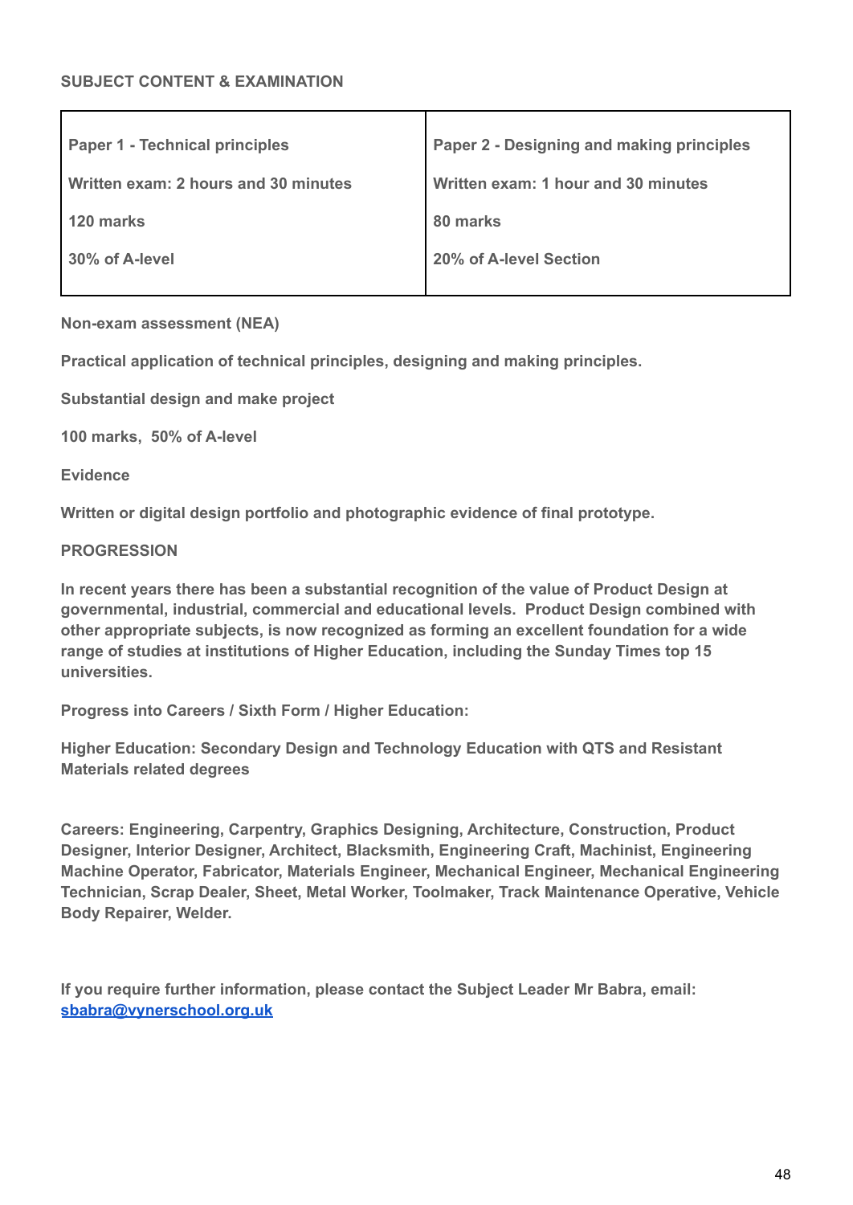**SUBJECT CONTENT & EXAMINATION**

| Paper 1 - Technical principles | Paper 2 - Designing and making principles |
|---|---|
| Written exam: 2 hours and 30 minutes | Written exam: 1 hour and 30 minutes |
| 120 marks | 80 marks |
| 30% of A-level | 20% of A-level Section |

**Non-exam assessment (NEA)**

**Practical application of technical principles, designing and making principles.**

**Substantial design and make project**

**100 marks, 50% of A-level**

**Evidence**

**Written or digital design portfolio and photographic evidence of final prototype.**

**PROGRESSION**

**In recent years there has been a substantial recognition of the value of Product Design at governmental, industrial, commercial and educational levels. Product Design combined with other appropriate subjects, is now recognized as forming an excellent foundation for a wide range of studies at institutions of Higher Education, including the Sunday Times top 15 universities.**

**Progress into Careers / Sixth Form / Higher Education:**

**Higher Education: Secondary Design and Technology Education with QTS and Resistant Materials related degrees**

**Careers: Engineering, Carpentry, Graphics Designing, Architecture, Construction, Product Designer, Interior Designer, Architect, Blacksmith, Engineering Craft, Machinist, Engineering Machine Operator, Fabricator, Materials Engineer, Mechanical Engineer, Mechanical Engineering Technician, Scrap Dealer, Sheet, Metal Worker, Toolmaker, Track Maintenance Operative, Vehicle Body Repairer, Welder.**

**If you require further information, please contact the Subject Leader Mr Babra, email: [sbabra@vynerschool.org.uk](mailto:sbabra@vynerschool.org.uk)**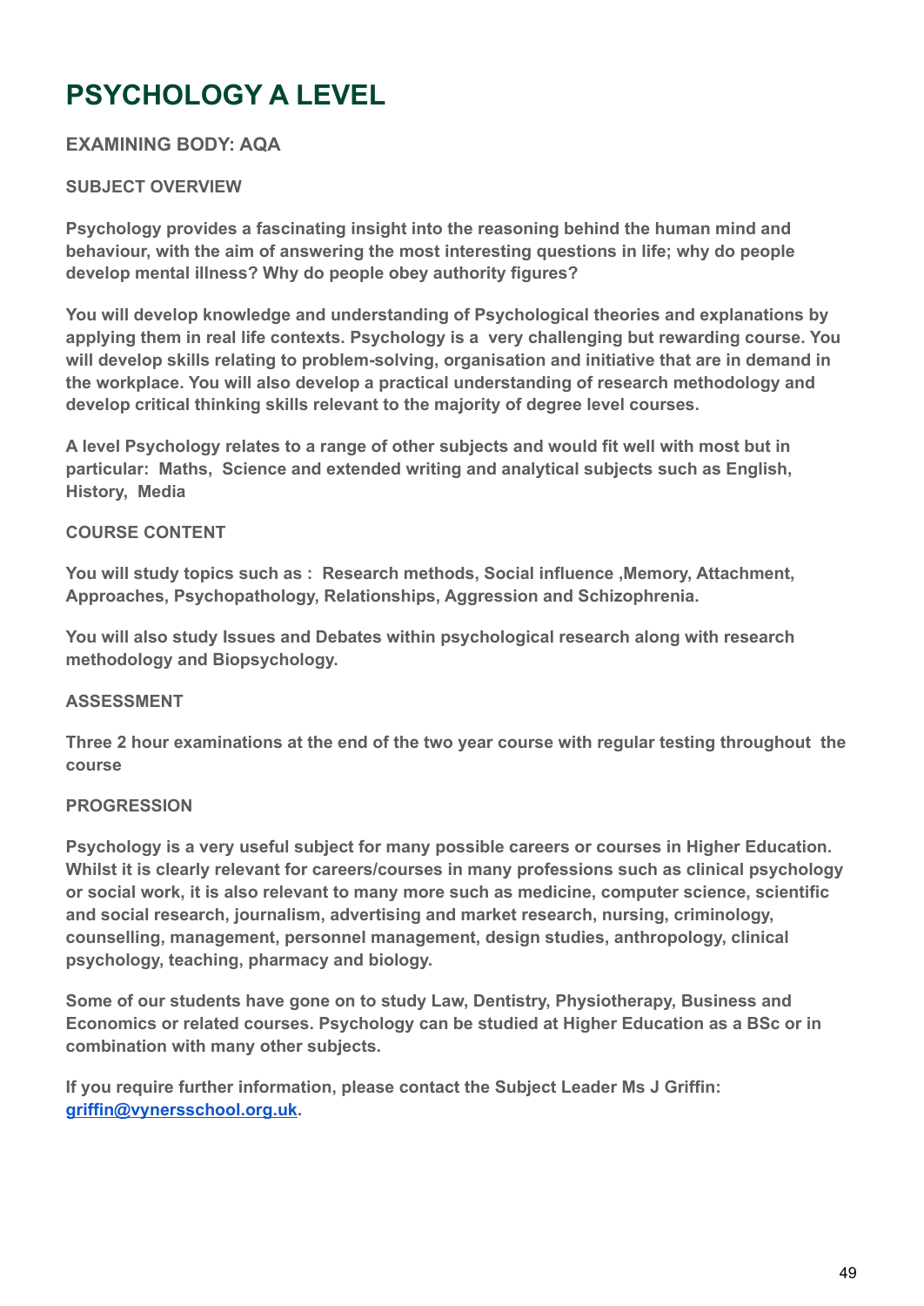# PSYCHOLOGY A LEVEL

**EXAMINING BODY: AQA**

**SUBJECT OVERVIEW**

**Psychology provides a fascinating insight into the reasoning behind the human mind and behaviour, with the aim of answering the most interesting questions in life; why do people develop mental illness? Why do people obey authority figures?**

**You will develop knowledge and understanding of Psychological theories and explanations by applying them in real life contexts. Psychology is a very challenging but rewarding course. You will develop skills relating to problem-solving, organisation and initiative that are in demand in the workplace. You will also develop a practical understanding of research methodology and develop critical thinking skills relevant to the majority of degree level courses.**

**A level Psychology relates to a range of other subjects and would fit well with most but in particular: Maths, Science and extended writing and analytical subjects such as English, History, Media**

**COURSE CONTENT**

**You will study topics such as : Research methods, Social influence ,Memory, Attachment, Approaches, Psychopathology, Relationships, Aggression and Schizophrenia.**

**You will also study Issues and Debates within psychological research along with research methodology and Biopsychology.**

**ASSESSMENT**

**Three 2 hour examinations at the end of the two year course with regular testing throughout the course**

**PROGRESSION**

**Psychology is a very useful subject for many possible careers or courses in Higher Education. Whilst it is clearly relevant for careers/courses in many professions such as clinical psychology or social work, it is also relevant to many more such as medicine, computer science, scientific and social research, journalism, advertising and market research, nursing, criminology, counselling, management, personnel management, design studies, anthropology, clinical psychology, teaching, pharmacy and biology.**

**Some of our students have gone on to study Law, Dentistry, Physiotherapy, Business and Economics or related courses. Psychology can be studied at Higher Education as a BSc or in combination with many other subjects.**

**If you require further information, please contact the Subject Leader Ms J Griffin: [griffin@vynersschool.org.uk](mailto:griffin@vynersschool.org.uk).**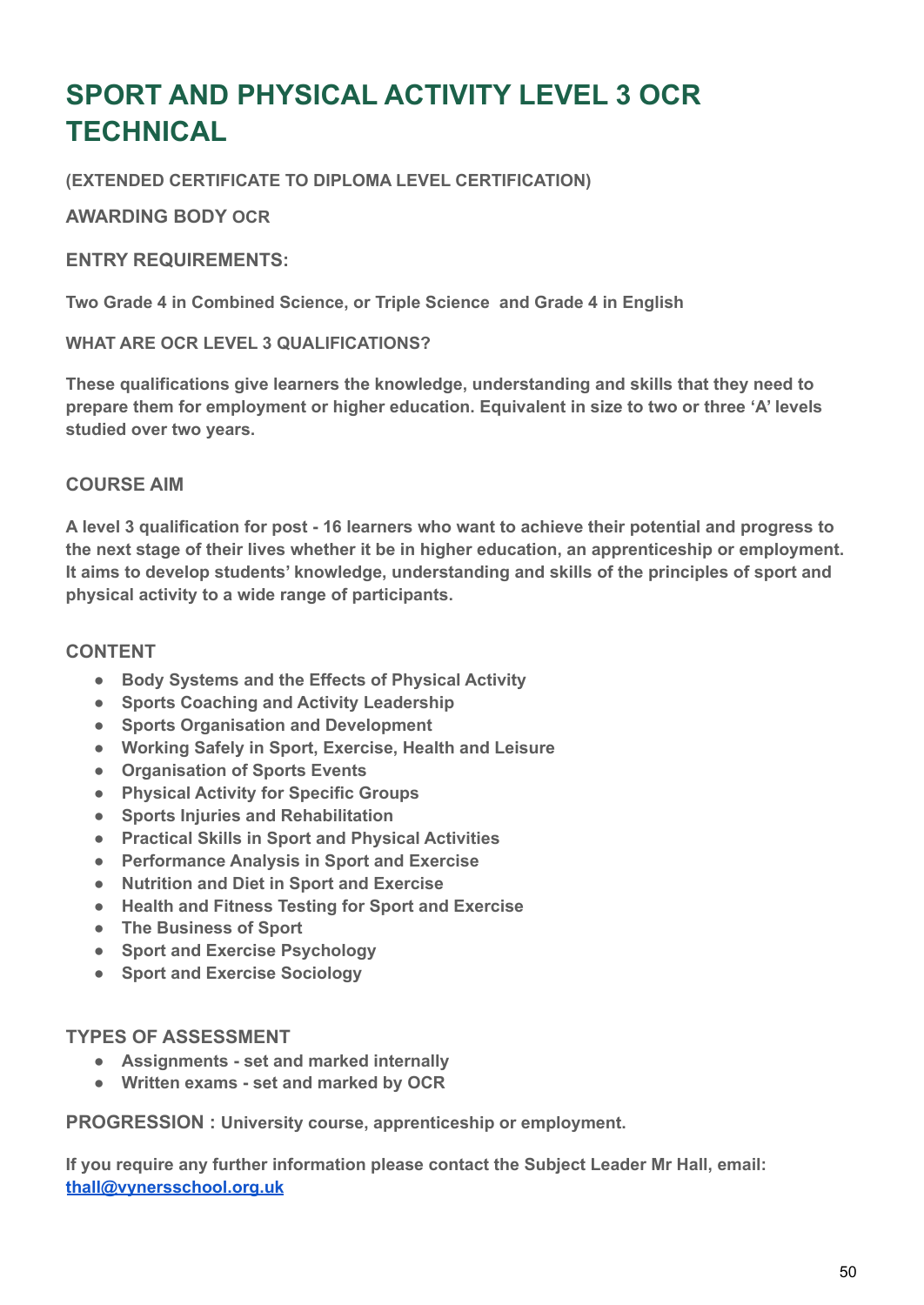# SPORT AND PHYSICAL ACTIVITY LEVEL 3 OCR TECHNICAL

**(EXTENDED CERTIFICATE TO DIPLOMA LEVEL CERTIFICATION)**

**AWARDING BODY OCR**

**ENTRY REQUIREMENTS:**

**Two Grade 4 in Combined Science, or Triple Science and Grade 4 in English**

**WHAT ARE OCR LEVEL 3 QUALIFICATIONS?**

**These qualifications give learners the knowledge, understanding and skills that they need to prepare them for employment or higher education. Equivalent in size to two or three 'A' levels studied over two years.**

**COURSE AIM**

**A level 3 qualification for post - 16 learners who want to achieve their potential and progress to the next stage of their lives whether it be in higher education, an apprenticeship or employment. It aims to develop students' knowledge, understanding and skills of the principles of sport and physical activity to a wide range of participants.**

**CONTENT**

- **Body Systems and the Effects of Physical Activity**
- **Sports Coaching and Activity Leadership**
- **Sports Organisation and Development**
- **Working Safely in Sport, Exercise, Health and Leisure**
- **Organisation of Sports Events**
- **Physical Activity for Specific Groups**
- **Sports Injuries and Rehabilitation**
- **Practical Skills in Sport and Physical Activities**
- **Performance Analysis in Sport and Exercise**
- **Nutrition and Diet in Sport and Exercise**
- **Health and Fitness Testing for Sport and Exercise**
- **The Business of Sport**
- **Sport and Exercise Psychology**
- **Sport and Exercise Sociology**

**TYPES OF ASSESSMENT**

- **Assignments - set and marked internally**
- **Written exams - set and marked by OCR**

**PROGRESSION : University course, apprenticeship or employment.**

**If you require any further information please contact the Subject Leader Mr Hall, email: [thall@vynersschool.org.uk](mailto:thall@vynersschool.org.uk)**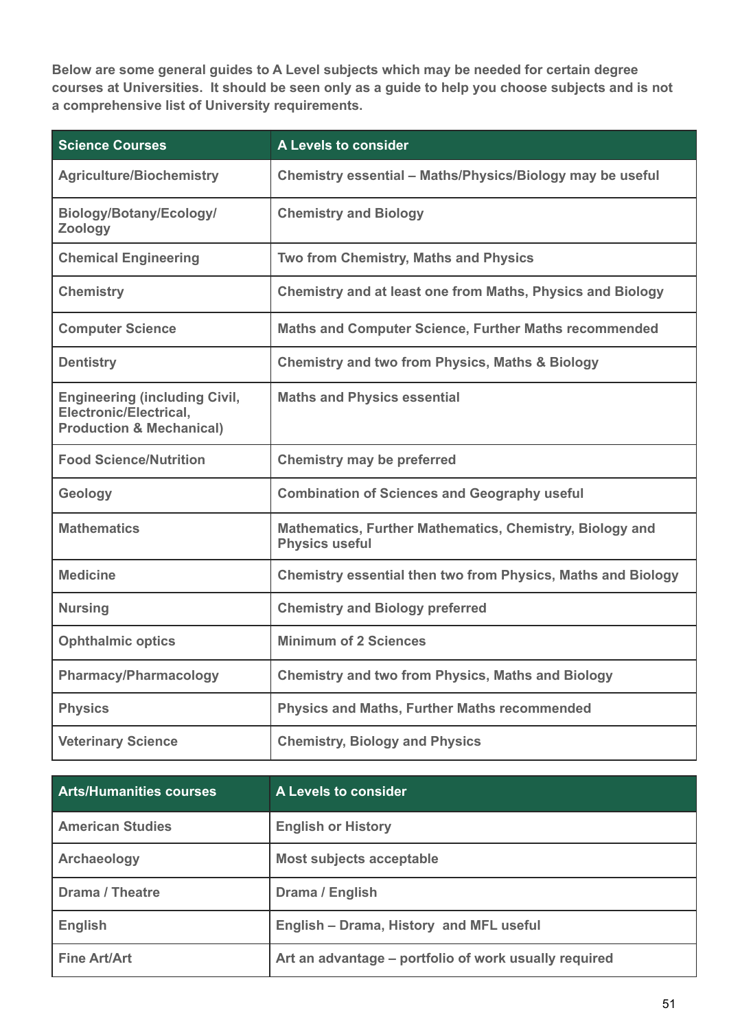**Below are some general guides to A Level subjects which may be needed for certain degree courses at Universities. It should be seen only as a guide to help you choose subjects and is not a comprehensive list of University requirements.**

| Science Courses | A Levels to consider |
|---|---|
| Agriculture/Biochemistry | Chemistry essential – Maths/Physics/Biology may be useful |
| Biology/Botany/Ecology/ Zoology | Chemistry and Biology |
| Chemical Engineering | Two from Chemistry, Maths and Physics |
| Chemistry | Chemistry and at least one from Maths, Physics and Biology |
| Computer Science | Maths and Computer Science, Further Maths recommended |
| Dentistry | Chemistry and two from Physics, Maths & Biology |
| Engineering (including Civil, Electronic/Electrical, Production & Mechanical) | Maths and Physics essential |
| Food Science/Nutrition | Chemistry may be preferred |
| Geology | Combination of Sciences and Geography useful |
| Mathematics | Mathematics, Further Mathematics, Chemistry, Biology and Physics useful |
| Medicine | Chemistry essential then two from Physics, Maths and Biology |
| Nursing | Chemistry and Biology preferred |
| Ophthalmic optics | Minimum of 2 Sciences |
| Pharmacy/Pharmacology | Chemistry and two from Physics, Maths and Biology |
| Physics | Physics and Maths, Further Maths recommended |
| Veterinary Science | Chemistry, Biology and Physics |

| Arts/Humanities courses | A Levels to consider |
|---|---|
| American Studies | English or History |
| Archaeology | Most subjects acceptable |
| Drama / Theatre | Drama / English |
| English | English – Drama, History and MFL useful |
| Fine Art/Art | Art an advantage – portfolio of work usually required |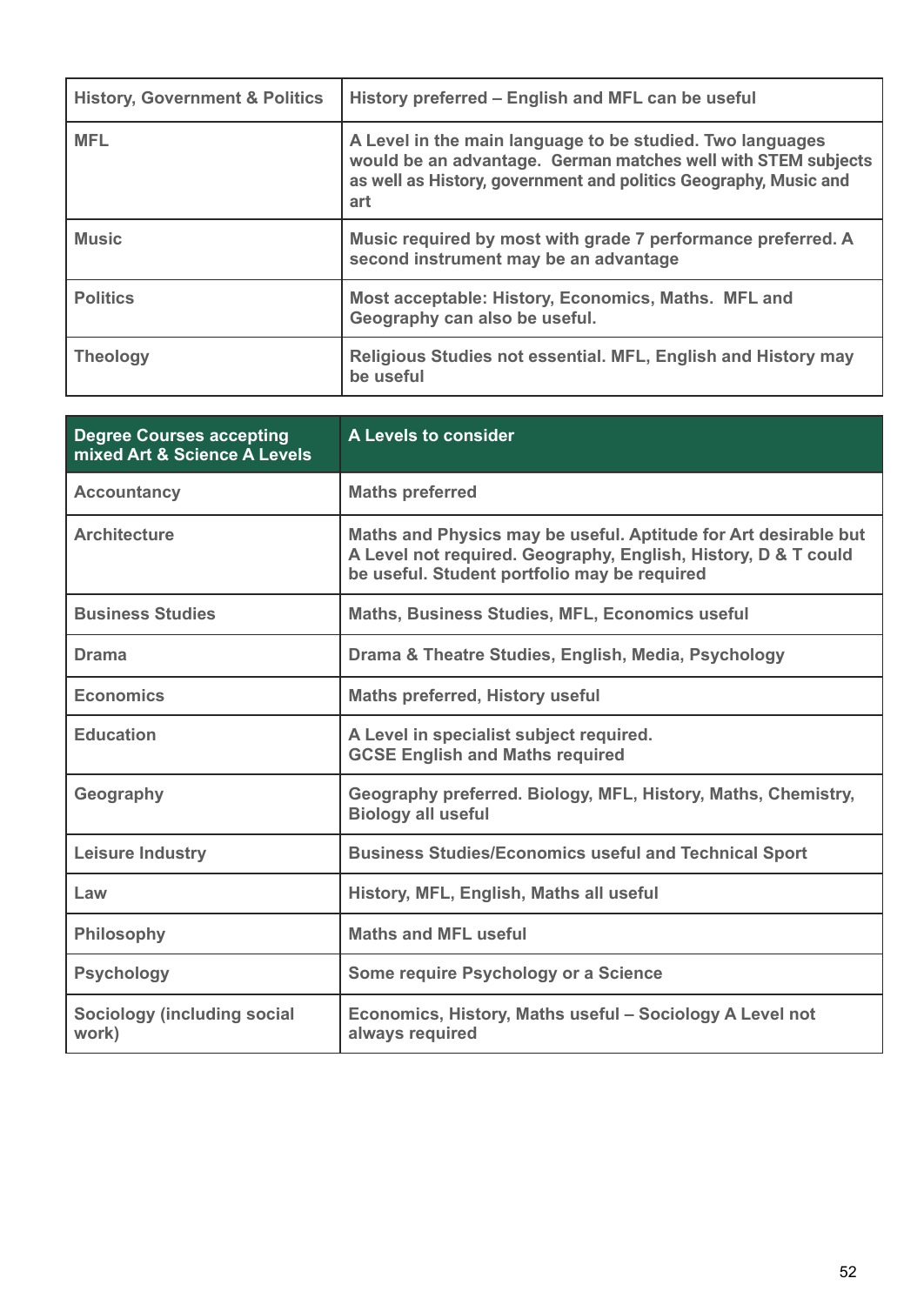| History, Government & Politics | History preferred – English and MFL can be useful |
|---|---|
| MFL | A Level in the main language to be studied. Two languages would be an advantage. German matches well with STEM subjects as well as History, government and politics Geography, Music and art |
| Music | Music required by most with grade 7 performance preferred. A second instrument may be an advantage |
| Politics | Most acceptable: History, Economics, Maths. MFL and Geography can also be useful. |
| Theology | Religious Studies not essential. MFL, English and History may be useful |

| Degree Courses accepting mixed Art & Science A Levels | A Levels to consider |
|---|---|
| Accountancy | Maths preferred |
| Architecture | Maths and Physics may be useful. Aptitude for Art desirable but A Level not required. Geography, English, History, D & T could be useful. Student portfolio may be required |
| Business Studies | Maths, Business Studies, MFL, Economics useful |
| Drama | Drama & Theatre Studies, English, Media, Psychology |
| Economics | Maths preferred, History useful |
| Education | A Level in specialist subject required.<br>GCSE English and Maths required |
| Geography | Geography preferred. Biology, MFL, History, Maths, Chemistry, Biology all useful |
| Leisure Industry | Business Studies/Economics useful and Technical Sport |
| Law | History, MFL, English, Maths all useful |
| Philosophy | Maths and MFL useful |
| Psychology | Some require Psychology or a Science |
| Sociology (including social work) | Economics, History, Maths useful – Sociology A Level not always required |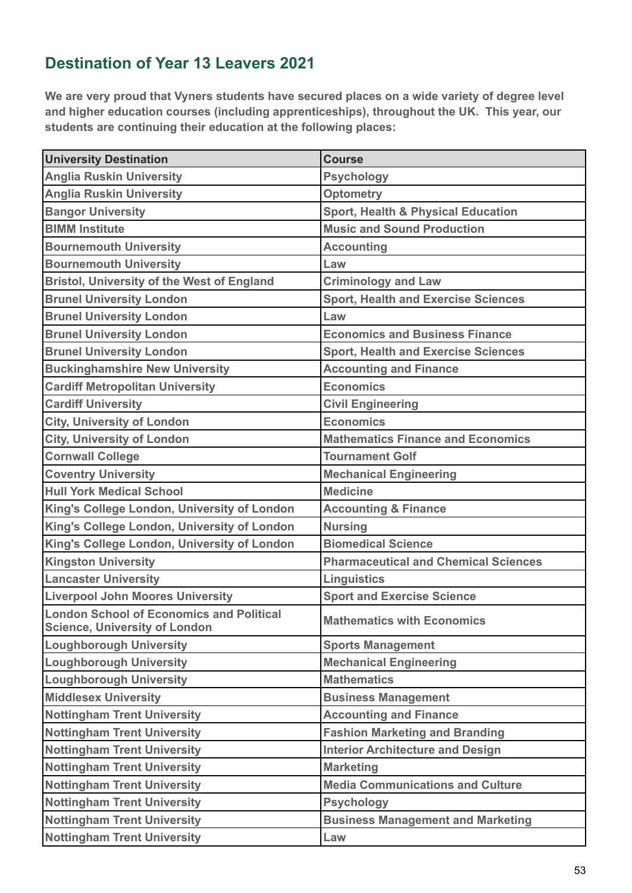## Destination of Year 13 Leavers 2021

**We are very proud that Vyners students have secured places on a wide variety of degree level and higher education courses (including apprenticeships), throughout the UK. This year, our students are continuing their education at the following places:**

| University Destination | Course |
|---|---|
| Anglia Ruskin University | Psychology |
| Anglia Ruskin University | Optometry |
| Bangor University | Sport, Health & Physical Education |
| BIMM Institute | Music and Sound Production |
| Bournemouth University | Accounting |
| Bournemouth University | Law |
| Bristol, University of the West of England | Criminology and Law |
| Brunel University London | Sport, Health and Exercise Sciences |
| Brunel University London | Law |
| Brunel University London | Economics and Business Finance |
| Brunel University London | Sport, Health and Exercise Sciences |
| Buckinghamshire New University | Accounting and Finance |
| Cardiff Metropolitan University | Economics |
| Cardiff University | Civil Engineering |
| City, University of London | Economics |
| City, University of London | Mathematics Finance and Economics |
| Cornwall College | Tournament Golf |
| Coventry University | Mechanical Engineering |
| Hull York Medical School | Medicine |
| King's College London, University of London | Accounting & Finance |
| King's College London, University of London | Nursing |
| King's College London, University of London | Biomedical Science |
| Kingston University | Pharmaceutical and Chemical Sciences |
| Lancaster University | Linguistics |
| Liverpool John Moores University | Sport and Exercise Science |
| London School of Economics and Political Science, University of London | Mathematics with Economics |
| Loughborough University | Sports Management |
| Loughborough University | Mechanical Engineering |
| Loughborough University | Mathematics |
| Middlesex University | Business Management |
| Nottingham Trent University | Accounting and Finance |
| Nottingham Trent University | Fashion Marketing and Branding |
| Nottingham Trent University | Interior Architecture and Design |
| Nottingham Trent University | Marketing |
| Nottingham Trent University | Media Communications and Culture |
| Nottingham Trent University | Psychology |
| Nottingham Trent University | Business Management and Marketing |
| Nottingham Trent University | Law |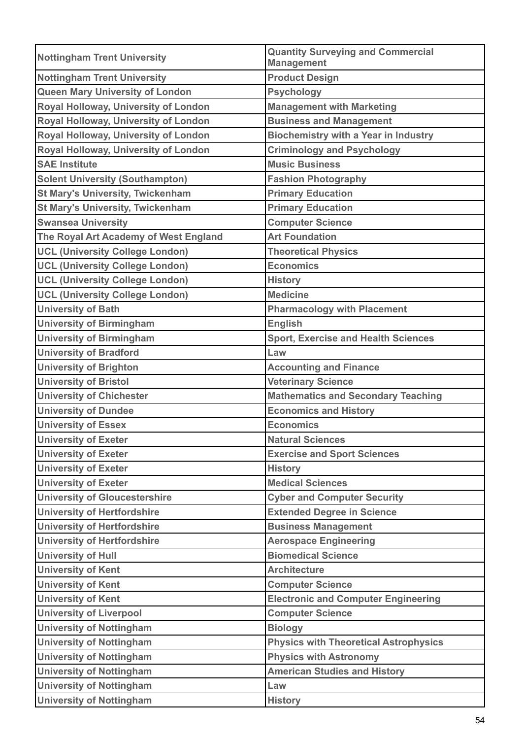| Nottingham Trent University | Quantity Surveying and Commercial Management |
|---|---|
| Nottingham Trent University | Product Design |
| Queen Mary University of London | Psychology |
| Royal Holloway, University of London | Management with Marketing |
| Royal Holloway, University of London | Business and Management |
| Royal Holloway, University of London | Biochemistry with a Year in Industry |
| Royal Holloway, University of London | Criminology and Psychology |
| SAE Institute | Music Business |
| Solent University (Southampton) | Fashion Photography |
| St Mary's University, Twickenham | Primary Education |
| St Mary's University, Twickenham | Primary Education |
| Swansea University | Computer Science |
| The Royal Art Academy of West England | Art Foundation |
| UCL (University College London) | Theoretical Physics |
| UCL (University College London) | Economics |
| UCL (University College London) | History |
| UCL (University College London) | Medicine |
| University of Bath | Pharmacology with Placement |
| University of Birmingham | English |
| University of Birmingham | Sport, Exercise and Health Sciences |
| University of Bradford | Law |
| University of Brighton | Accounting and Finance |
| University of Bristol | Veterinary Science |
| University of Chichester | Mathematics and Secondary Teaching |
| University of Dundee | Economics and History |
| University of Essex | Economics |
| University of Exeter | Natural Sciences |
| University of Exeter | Exercise and Sport Sciences |
| University of Exeter | History |
| University of Exeter | Medical Sciences |
| University of Gloucestershire | Cyber and Computer Security |
| University of Hertfordshire | Extended Degree in Science |
| University of Hertfordshire | Business Management |
| University of Hertfordshire | Aerospace Engineering |
| University of Hull | Biomedical Science |
| University of Kent | Architecture |
| University of Kent | Computer Science |
| University of Kent | Electronic and Computer Engineering |
| University of Liverpool | Computer Science |
| University of Nottingham | Biology |
| University of Nottingham | Physics with Theoretical Astrophysics |
| University of Nottingham | Physics with Astronomy |
| University of Nottingham | American Studies and History |
| University of Nottingham | Law |
| University of Nottingham | History |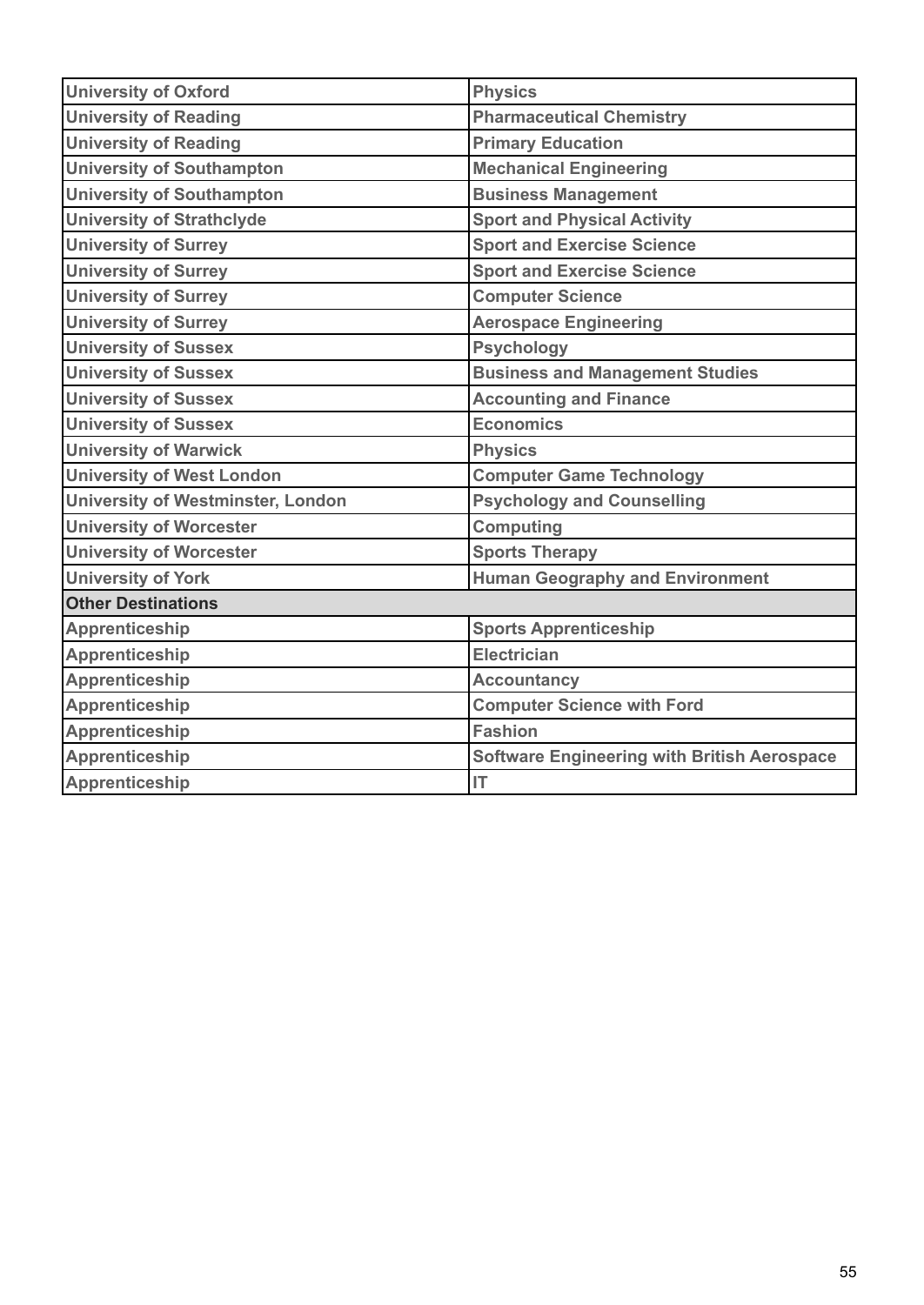| | |
|---|---|
| University of Oxford | Physics |
| University of Reading | Pharmaceutical Chemistry |
| University of Reading | Primary Education |
| University of Southampton | Mechanical Engineering |
| University of Southampton | Business Management |
| University of Strathclyde | Sport and Physical Activity |
| University of Surrey | Sport and Exercise Science |
| University of Surrey | Sport and Exercise Science |
| University of Surrey | Computer Science |
| University of Surrey | Aerospace Engineering |
| University of Sussex | Psychology |
| University of Sussex | Business and Management Studies |
| University of Sussex | Accounting and Finance |
| University of Sussex | Economics |
| University of Warwick | Physics |
| University of West London | Computer Game Technology |
| University of Westminster, London | Psychology and Counselling |
| University of Worcester | Computing |
| University of Worcester | Sports Therapy |
| University of York | Human Geography and Environment |
| **Other Destinations** | |
| Apprenticeship | Sports Apprenticeship |
| Apprenticeship | Electrician |
| Apprenticeship | Accountancy |
| Apprenticeship | Computer Science with Ford |
| Apprenticeship | Fashion |
| Apprenticeship | Software Engineering with British Aerospace |
| Apprenticeship | IT |